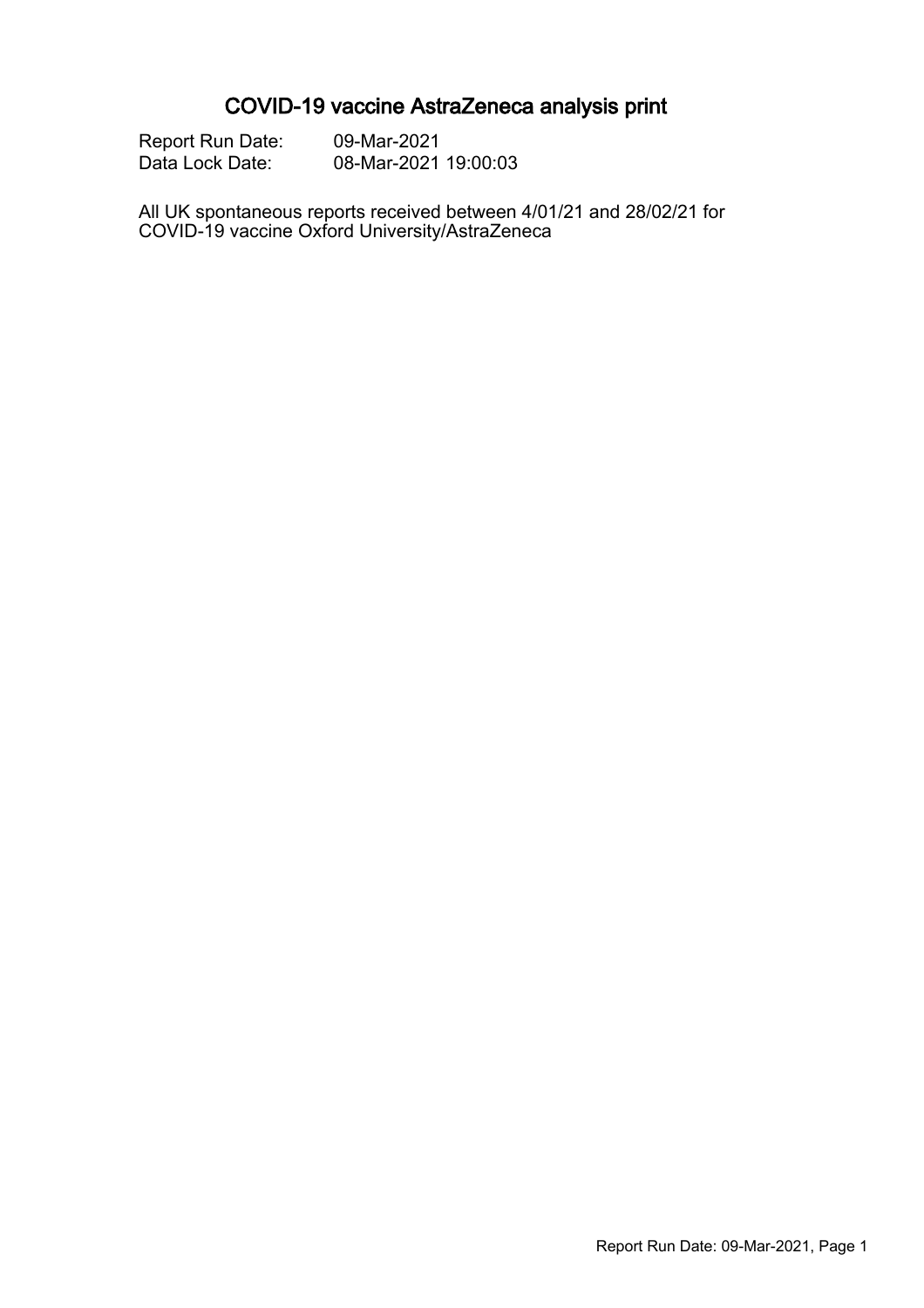# COVID-19 vaccine AstraZeneca analysis print

Report Run Date: 09-Mar-2021
Data Lock Date: 08-Mar-2021 19:00:03

All UK spontaneous reports received between 4/01/21 and 28/02/21 for COVID-19 vaccine Oxford University/AstraZeneca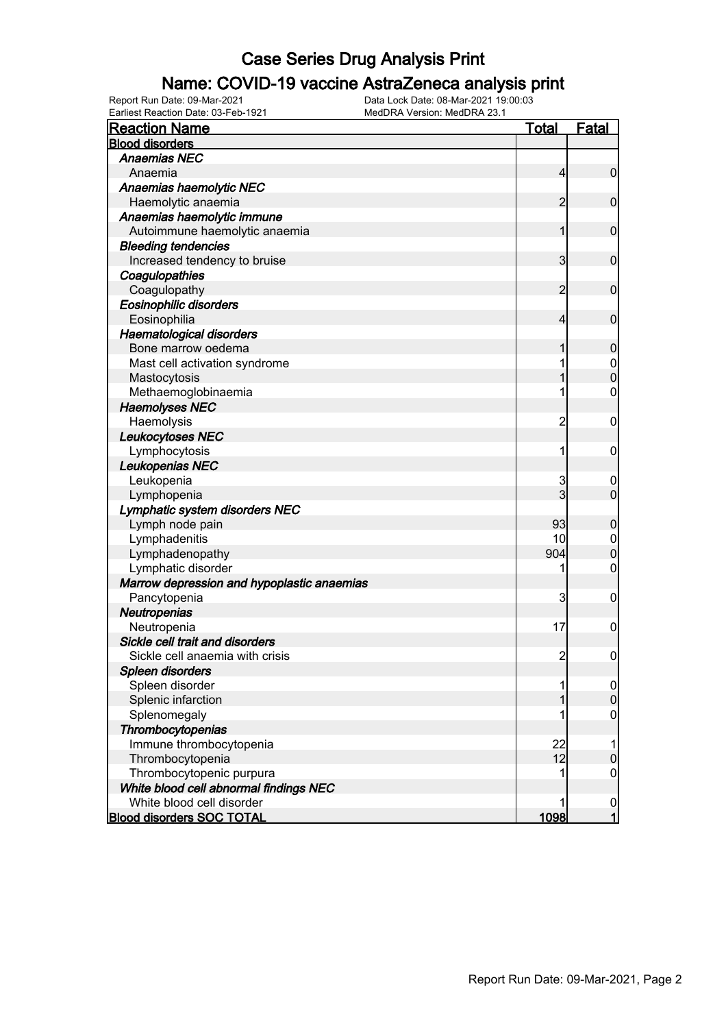# Case Series Drug Analysis Print

## Name: COVID-19 vaccine AstraZeneca analysis print

Report Run Date: 09-Mar-2021
Data Lock Date: 08-Mar-2021 19:00:03
Earliest Reaction Date: 03-Feb-1921
MedDRA Version: MedDRA 23.1

| Reaction Name | Total | Fatal |
|---|---|---|
| **Blood disorders** | | |
| ***Anaemias NEC*** | | |
| Anaemia | 4 | 0 |
| ***Anaemias haemolytic NEC*** | | |
| Haemolytic anaemia | 2 | 0 |
| ***Anaemias haemolytic immune*** | | |
| Autoimmune haemolytic anaemia | 1 | 0 |
| ***Bleeding tendencies*** | | |
| Increased tendency to bruise | 3 | 0 |
| ***Coagulopathies*** | | |
| Coagulopathy | 2 | 0 |
| ***Eosinophilic disorders*** | | |
| Eosinophilia | 4 | 0 |
| ***Haematological disorders*** | | |
| Bone marrow oedema | 1 | 0 |
| Mast cell activation syndrome | 1 | 0 |
| Mastocytosis | 1 | 0 |
| Methaemoglobinaemia | 1 | 0 |
| ***Haemolyses NEC*** | | |
| Haemolysis | 2 | 0 |
| ***Leukocytoses NEC*** | | |
| Lymphocytosis | 1 | 0 |
| ***Leukopenias NEC*** | | |
| Leukopenia | 3 | 0 |
| Lymphopenia | 3 | 0 |
| ***Lymphatic system disorders NEC*** | | |
| Lymph node pain | 93 | 0 |
| Lymphadenitis | 10 | 0 |
| Lymphadenopathy | 904 | 0 |
| Lymphatic disorder | 1 | 0 |
| ***Marrow depression and hypoplastic anaemias*** | | |
| Pancytopenia | 3 | 0 |
| ***Neutropenias*** | | |
| Neutropenia | 17 | 0 |
| ***Sickle cell trait and disorders*** | | |
| Sickle cell anaemia with crisis | 2 | 0 |
| ***Spleen disorders*** | | |
| Spleen disorder | 1 | 0 |
| Splenic infarction | 1 | 0 |
| Splenomegaly | 1 | 0 |
| ***Thrombocytopenias*** | | |
| Immune thrombocytopenia | 22 | 1 |
| Thrombocytopenia | 12 | 0 |
| Thrombocytopenic purpura | 1 | 0 |
| ***White blood cell abnormal findings NEC*** | | |
| White blood cell disorder | 1 | 0 |
| **Blood disorders SOC TOTAL** | **1098** | **1** |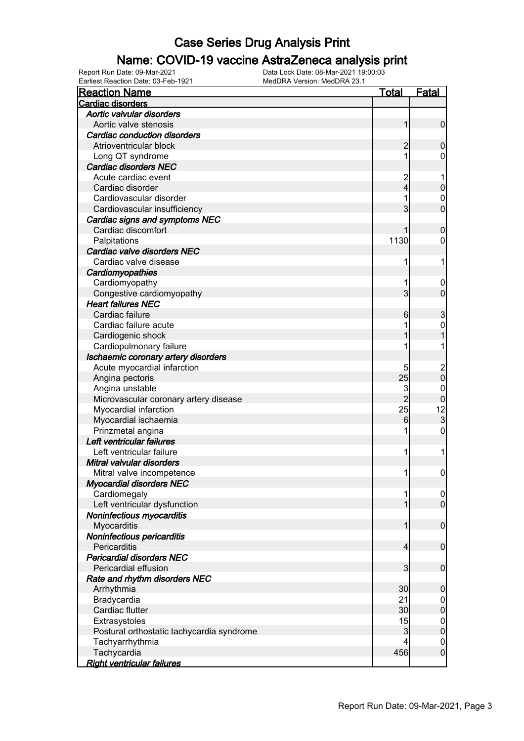# Case Series Drug Analysis Print

## Name: COVID-19 vaccine AstraZeneca analysis print

Report Run Date: 09-Mar-2021
Data Lock Date: 08-Mar-2021 19:00:03
Earliest Reaction Date: 03-Feb-1921
MedDRA Version: MedDRA 23.1

| Reaction Name | Total | Fatal |
|---|---|---|
| **Cardiac disorders** | | |
| ***Aortic valvular disorders*** | | |
| Aortic valve stenosis | 1 | 0 |
| ***Cardiac conduction disorders*** | | |
| Atrioventricular block | 2 | 0 |
| Long QT syndrome | 1 | 0 |
| ***Cardiac disorders NEC*** | | |
| Acute cardiac event | 2 | 1 |
| Cardiac disorder | 4 | 0 |
| Cardiovascular disorder | 1 | 0 |
| Cardiovascular insufficiency | 3 | 0 |
| ***Cardiac signs and symptoms NEC*** | | |
| Cardiac discomfort | 1 | 0 |
| Palpitations | 1130 | 0 |
| ***Cardiac valve disorders NEC*** | | |
| Cardiac valve disease | 1 | 1 |
| ***Cardiomyopathies*** | | |
| Cardiomyopathy | 1 | 0 |
| Congestive cardiomyopathy | 3 | 0 |
| ***Heart failures NEC*** | | |
| Cardiac failure | 6 | 3 |
| Cardiac failure acute | 1 | 0 |
| Cardiogenic shock | 1 | 1 |
| Cardiopulmonary failure | 1 | 1 |
| ***Ischaemic coronary artery disorders*** | | |
| Acute myocardial infarction | 5 | 2 |
| Angina pectoris | 25 | 0 |
| Angina unstable | 3 | 0 |
| Microvascular coronary artery disease | 2 | 0 |
| Myocardial infarction | 25 | 12 |
| Myocardial ischaemia | 6 | 3 |
| Prinzmetal angina | 1 | 0 |
| ***Left ventricular failures*** | | |
| Left ventricular failure | 1 | 1 |
| ***Mitral valvular disorders*** | | |
| Mitral valve incompetence | 1 | 0 |
| ***Myocardial disorders NEC*** | | |
| Cardiomegaly | 1 | 0 |
| Left ventricular dysfunction | 1 | 0 |
| ***Noninfectious myocarditis*** | | |
| Myocarditis | 1 | 0 |
| ***Noninfectious pericarditis*** | | |
| Pericarditis | 4 | 0 |
| ***Pericardial disorders NEC*** | | |
| Pericardial effusion | 3 | 0 |
| ***Rate and rhythm disorders NEC*** | | |
| Arrhythmia | 30 | 0 |
| Bradycardia | 21 | 0 |
| Cardiac flutter | 30 | 0 |
| Extrasystoles | 15 | 0 |
| Postural orthostatic tachycardia syndrome | 3 | 0 |
| Tachyarrhythmia | 4 | 0 |
| Tachycardia | 456 | 0 |
| ***Right ventricular failures*** | | |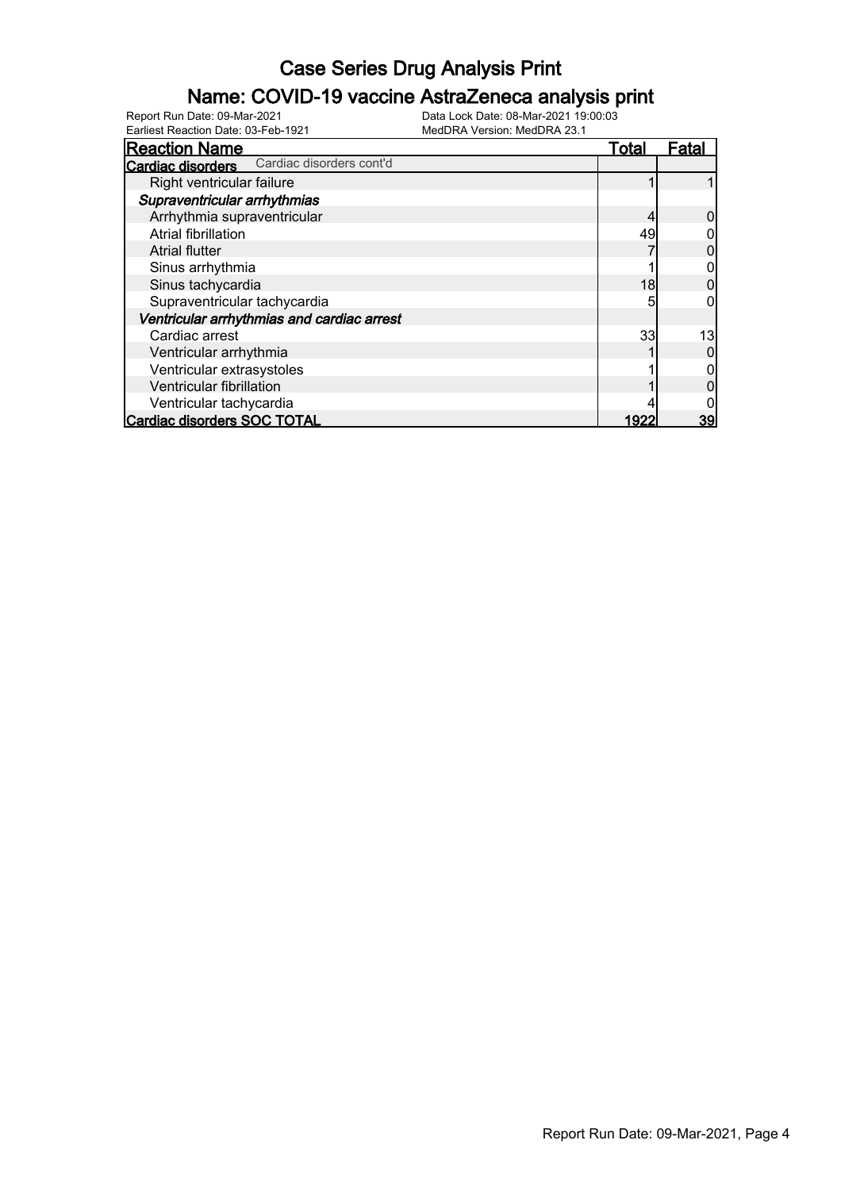# Case Series Drug Analysis Print

## Name: COVID-19 vaccine AstraZeneca analysis print

Report Run Date: 09-Mar-2021 Data Lock Date: 08-Mar-2021 19:00:03
Earliest Reaction Date: 03-Feb-1921 MedDRA Version: MedDRA 23.1

| Reaction Name | Total | Fatal |
|---|---|---|
| **Cardiac disorders** Cardiac disorders cont'd | | |
| Right ventricular failure | 1 | 1 |
| ***Supraventricular arrhythmias*** | | |
| Arrhythmia supraventricular | 4 | 0 |
| Atrial fibrillation | 49 | 0 |
| Atrial flutter | 7 | 0 |
| Sinus arrhythmia | 1 | 0 |
| Sinus tachycardia | 18 | 0 |
| Supraventricular tachycardia | 5 | 0 |
| ***Ventricular arrhythmias and cardiac arrest*** | | |
| Cardiac arrest | 33 | 13 |
| Ventricular arrhythmia | 1 | 0 |
| Ventricular extrasystoles | 1 | 0 |
| Ventricular fibrillation | 1 | 0 |
| Ventricular tachycardia | 4 | 0 |
| **Cardiac disorders SOC TOTAL** | **1922** | **39** |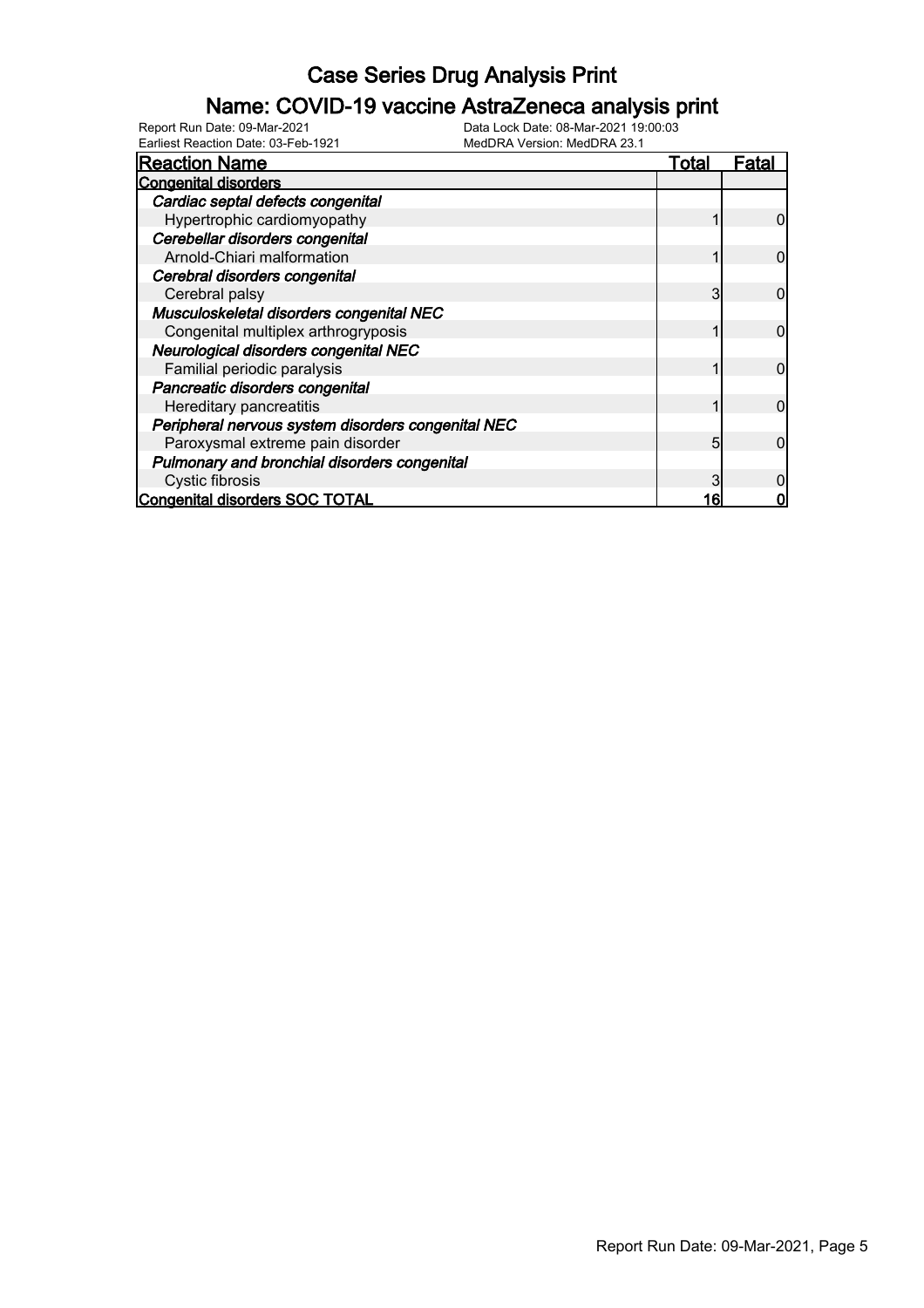# Case Series Drug Analysis Print

## Name: COVID-19 vaccine AstraZeneca analysis print

Report Run Date: 09-Mar-2021
Earliest Reaction Date: 03-Feb-1921
Data Lock Date: 08-Mar-2021 19:00:03
MedDRA Version: MedDRA 23.1

| Reaction Name | Total | Fatal |
|---|---|---|
| **Congenital disorders** | | |
| ***Cardiac septal defects congenital*** | | |
| Hypertrophic cardiomyopathy | 1 | 0 |
| ***Cerebellar disorders congenital*** | | |
| Arnold-Chiari malformation | 1 | 0 |
| ***Cerebral disorders congenital*** | | |
| Cerebral palsy | 3 | 0 |
| ***Musculoskeletal disorders congenital NEC*** | | |
| Congenital multiplex arthrogryposis | 1 | 0 |
| ***Neurological disorders congenital NEC*** | | |
| Familial periodic paralysis | 1 | 0 |
| ***Pancreatic disorders congenital*** | | |
| Hereditary pancreatitis | 1 | 0 |
| ***Peripheral nervous system disorders congenital NEC*** | | |
| Paroxysmal extreme pain disorder | 5 | 0 |
| ***Pulmonary and bronchial disorders congenital*** | | |
| Cystic fibrosis | 3 | 0 |
| **Congenital disorders SOC TOTAL** | **16** | **0** |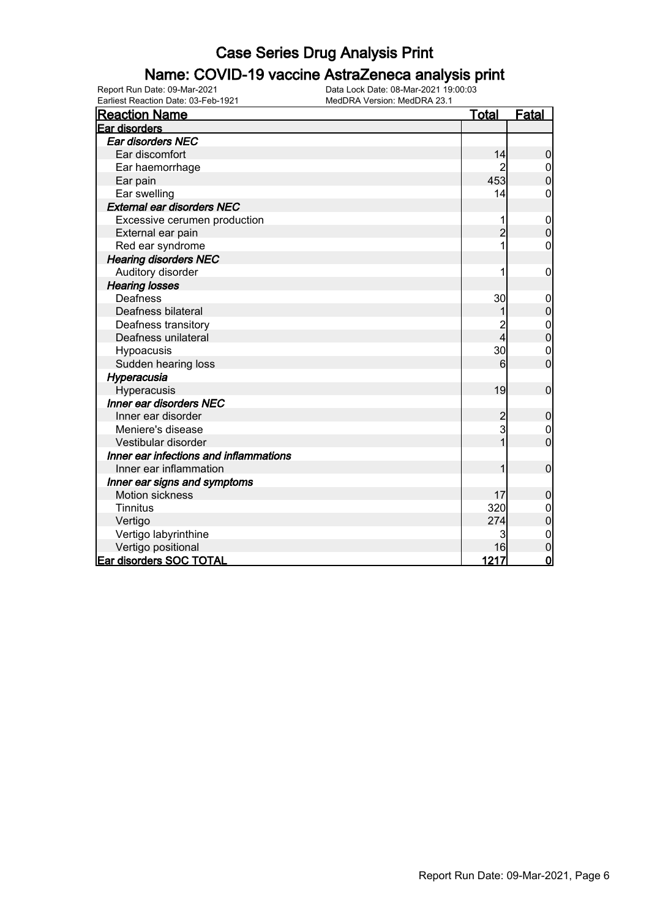# Case Series Drug Analysis Print

## Name: COVID-19 vaccine AstraZeneca analysis print

Report Run Date: 09-Mar-2021
Earliest Reaction Date: 03-Feb-1921
Data Lock Date: 08-Mar-2021 19:00:03
MedDRA Version: MedDRA 23.1

| Reaction Name | Total | Fatal |
|---|---|---|
| **Ear disorders** | | |
| *Ear disorders NEC* | | |
| Ear discomfort | 14 | 0 |
| Ear haemorrhage | 2 | 0 |
| Ear pain | 453 | 0 |
| Ear swelling | 14 | 0 |
| *External ear disorders NEC* | | |
| Excessive cerumen production | 1 | 0 |
| External ear pain | 2 | 0 |
| Red ear syndrome | 1 | 0 |
| *Hearing disorders NEC* | | |
| Auditory disorder | 1 | 0 |
| *Hearing losses* | | |
| Deafness | 30 | 0 |
| Deafness bilateral | 1 | 0 |
| Deafness transitory | 2 | 0 |
| Deafness unilateral | 4 | 0 |
| Hypoacusis | 30 | 0 |
| Sudden hearing loss | 6 | 0 |
| *Hyperacusia* | | |
| Hyperacusis | 19 | 0 |
| *Inner ear disorders NEC* | | |
| Inner ear disorder | 2 | 0 |
| Meniere's disease | 3 | 0 |
| Vestibular disorder | 1 | 0 |
| *Inner ear infections and inflammations* | | |
| Inner ear inflammation | 1 | 0 |
| *Inner ear signs and symptoms* | | |
| Motion sickness | 17 | 0 |
| Tinnitus | 320 | 0 |
| Vertigo | 274 | 0 |
| Vertigo labyrinthine | 3 | 0 |
| Vertigo positional | 16 | 0 |
| **Ear disorders SOC TOTAL** | **1217** | **0** |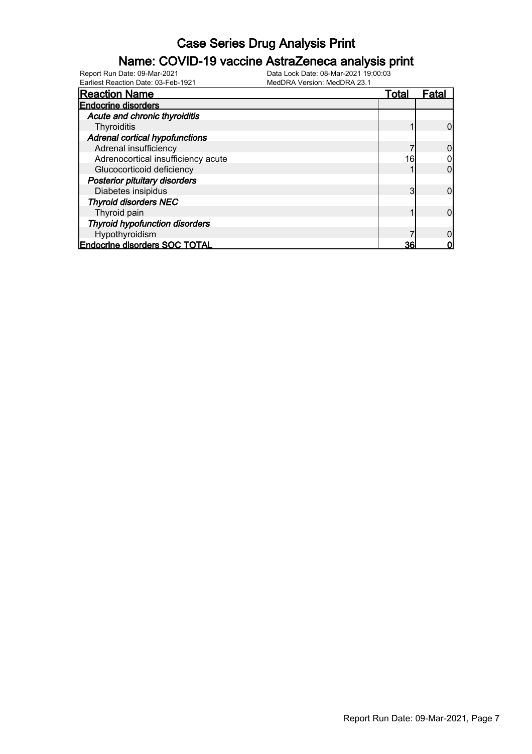# Case Series Drug Analysis Print

## Name: COVID-19 vaccine AstraZeneca analysis print

Report Run Date: 09-Mar-2021 | Data Lock Date: 08-Mar-2021 19:00:03
Earliest Reaction Date: 03-Feb-1921 | MedDRA Version: MedDRA 23.1

| Reaction Name | Total | Fatal |
| --- | --- | --- |
| **Endocrine disorders** | | |
| ***Acute and chronic thyroiditis*** | | |
| Thyroiditis | 1 | 0 |
| ***Adrenal cortical hypofunctions*** | | |
| Adrenal insufficiency | 7 | 0 |
| Adrenocortical insufficiency acute | 16 | 0 |
| Glucocorticoid deficiency | 1 | 0 |
| ***Posterior pituitary disorders*** | | |
| Diabetes insipidus | 3 | 0 |
| ***Thyroid disorders NEC*** | | |
| Thyroid pain | 1 | 0 |
| ***Thyroid hypofunction disorders*** | | |
| Hypothyroidism | 7 | 0 |
| **Endocrine disorders SOC TOTAL** | **36** | **0** |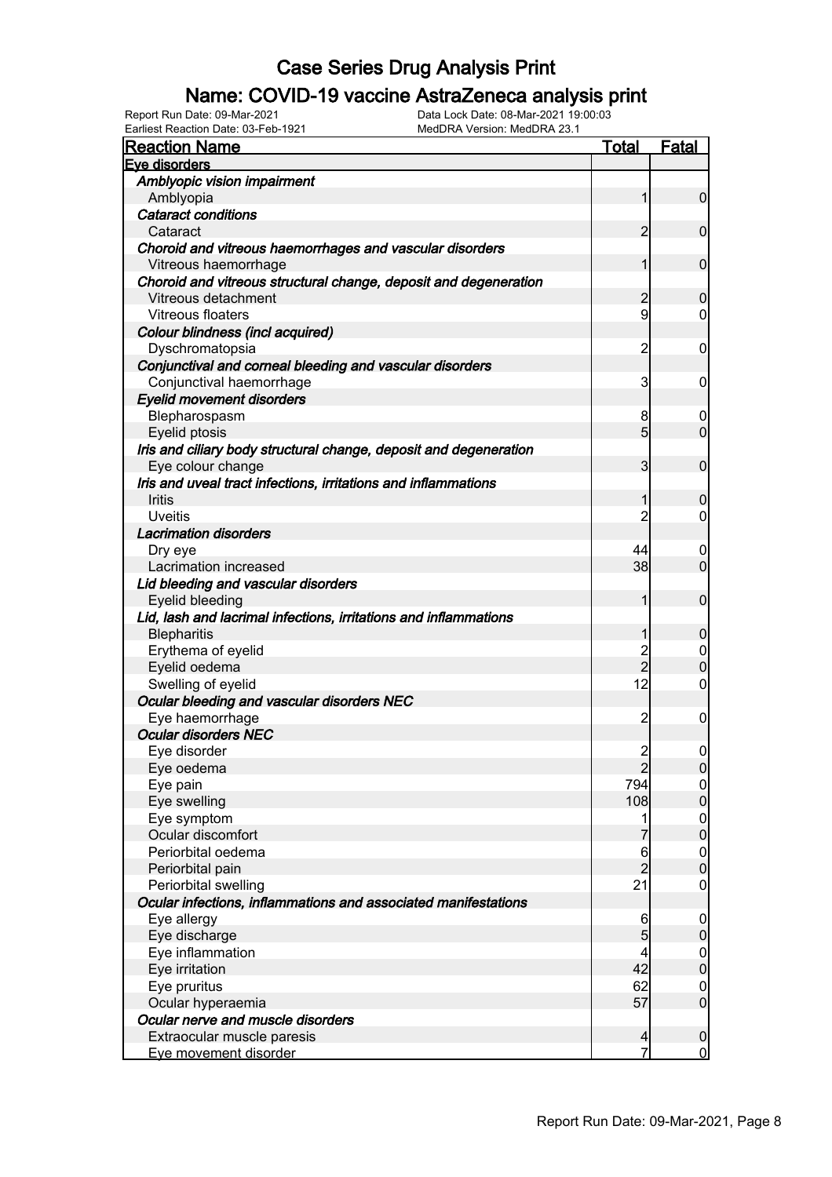# Case Series Drug Analysis Print

## Name: COVID-19 vaccine AstraZeneca analysis print

Report Run Date: 09-Mar-2021
Data Lock Date: 08-Mar-2021 19:00:03
Earliest Reaction Date: 03-Feb-1921
MedDRA Version: MedDRA 23.1

| Reaction Name | Total | Fatal |
|---|---|---|
| **Eye disorders** | | |
| *Amblyopic vision impairment* | | |
| Amblyopia | 1 | 0 |
| *Cataract conditions* | | |
| Cataract | 2 | 0 |
| *Choroid and vitreous haemorrhages and vascular disorders* | | |
| Vitreous haemorrhage | 1 | 0 |
| *Choroid and vitreous structural change, deposit and degeneration* | | |
| Vitreous detachment | 2 | 0 |
| Vitreous floaters | 9 | 0 |
| *Colour blindness (incl acquired)* | | |
| Dyschromatopsia | 2 | 0 |
| *Conjunctival and corneal bleeding and vascular disorders* | | |
| Conjunctival haemorrhage | 3 | 0 |
| *Eyelid movement disorders* | | |
| Blepharospasm | 8 | 0 |
| Eyelid ptosis | 5 | 0 |
| *Iris and ciliary body structural change, deposit and degeneration* | | |
| Eye colour change | 3 | 0 |
| *Iris and uveal tract infections, irritations and inflammations* | | |
| Iritis | 1 | 0 |
| Uveitis | 2 | 0 |
| *Lacrimation disorders* | | |
| Dry eye | 44 | 0 |
| Lacrimation increased | 38 | 0 |
| *Lid bleeding and vascular disorders* | | |
| Eyelid bleeding | 1 | 0 |
| *Lid, lash and lacrimal infections, irritations and inflammations* | | |
| Blepharitis | 1 | 0 |
| Erythema of eyelid | 2 | 0 |
| Eyelid oedema | 2 | 0 |
| Swelling of eyelid | 12 | 0 |
| *Ocular bleeding and vascular disorders NEC* | | |
| Eye haemorrhage | 2 | 0 |
| *Ocular disorders NEC* | | |
| Eye disorder | 2 | 0 |
| Eye oedema | 2 | 0 |
| Eye pain | 794 | 0 |
| Eye swelling | 108 | 0 |
| Eye symptom | 1 | 0 |
| Ocular discomfort | 7 | 0 |
| Periorbital oedema | 6 | 0 |
| Periorbital pain | 2 | 0 |
| Periorbital swelling | 21 | 0 |
| *Ocular infections, inflammations and associated manifestations* | | |
| Eye allergy | 6 | 0 |
| Eye discharge | 5 | 0 |
| Eye inflammation | 4 | 0 |
| Eye irritation | 42 | 0 |
| Eye pruritus | 62 | 0 |
| Ocular hyperaemia | 57 | 0 |
| *Ocular nerve and muscle disorders* | | |
| Extraocular muscle paresis | 4 | 0 |
| Eye movement disorder | 7 | 0 |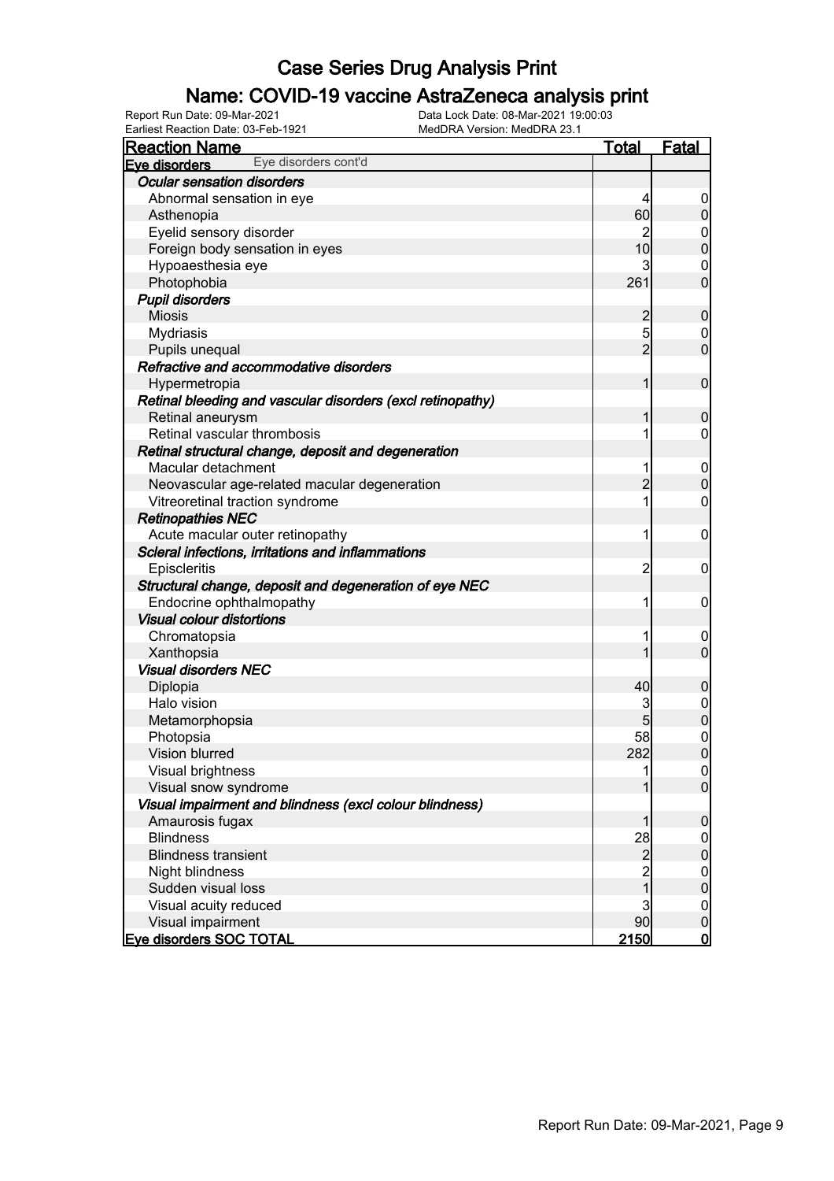# Case Series Drug Analysis Print

## Name: COVID-19 vaccine AstraZeneca analysis print

Report Run Date: 09-Mar-2021
Earliest Reaction Date: 03-Feb-1921
Data Lock Date: 08-Mar-2021 19:00:03
MedDRA Version: MedDRA 23.1

| Reaction Name | Total | Fatal |
|---|---|---|
| **Eye disorders** Eye disorders cont'd | | |
| ***Ocular sensation disorders*** | | |
| Abnormal sensation in eye | 4 | 0 |
| Asthenopia | 60 | 0 |
| Eyelid sensory disorder | 2 | 0 |
| Foreign body sensation in eyes | 10 | 0 |
| Hypoaesthesia eye | 3 | 0 |
| Photophobia | 261 | 0 |
| ***Pupil disorders*** | | |
| Miosis | 2 | 0 |
| Mydriasis | 5 | 0 |
| Pupils unequal | 2 | 0 |
| ***Refractive and accommodative disorders*** | | |
| Hypermetropia | 1 | 0 |
| ***Retinal bleeding and vascular disorders (excl retinopathy)*** | | |
| Retinal aneurysm | 1 | 0 |
| Retinal vascular thrombosis | 1 | 0 |
| ***Retinal structural change, deposit and degeneration*** | | |
| Macular detachment | 1 | 0 |
| Neovascular age-related macular degeneration | 2 | 0 |
| Vitreoretinal traction syndrome | 1 | 0 |
| ***Retinopathies NEC*** | | |
| Acute macular outer retinopathy | 1 | 0 |
| ***Scleral infections, irritations and inflammations*** | | |
| Episcleritis | 2 | 0 |
| ***Structural change, deposit and degeneration of eye NEC*** | | |
| Endocrine ophthalmopathy | 1 | 0 |
| ***Visual colour distortions*** | | |
| Chromatopsia | 1 | 0 |
| Xanthopsia | 1 | 0 |
| ***Visual disorders NEC*** | | |
| Diplopia | 40 | 0 |
| Halo vision | 3 | 0 |
| Metamorphopsia | 5 | 0 |
| Photopsia | 58 | 0 |
| Vision blurred | 282 | 0 |
| Visual brightness | 1 | 0 |
| Visual snow syndrome | 1 | 0 |
| ***Visual impairment and blindness (excl colour blindness)*** | | |
| Amaurosis fugax | 1 | 0 |
| Blindness | 28 | 0 |
| Blindness transient | 2 | 0 |
| Night blindness | 2 | 0 |
| Sudden visual loss | 1 | 0 |
| Visual acuity reduced | 3 | 0 |
| Visual impairment | 90 | 0 |
| **Eye disorders SOC TOTAL** | **2150** | **0** |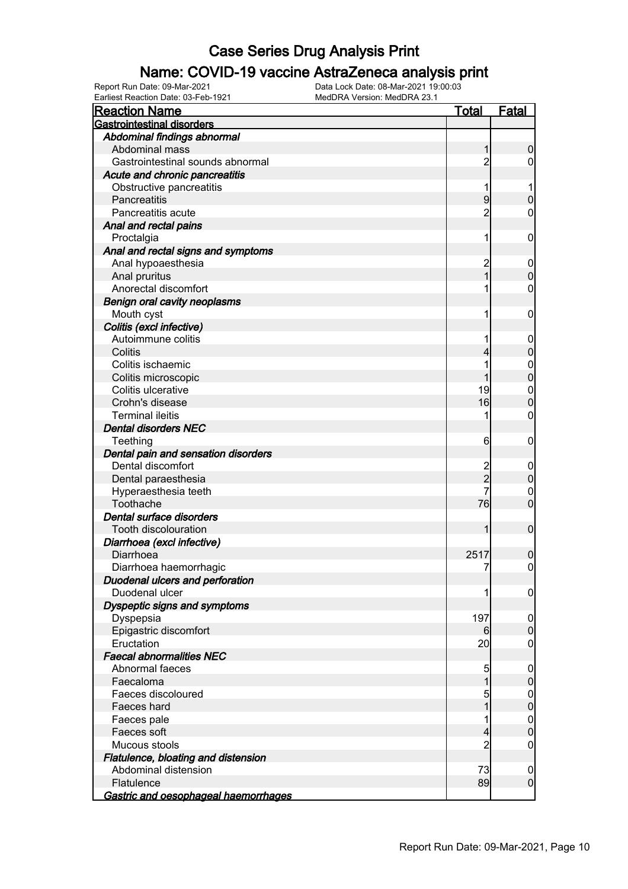# Case Series Drug Analysis Print

## Name: COVID-19 vaccine AstraZeneca analysis print

Report Run Date: 09-Mar-2021
Earliest Reaction Date: 03-Feb-1921
Data Lock Date: 08-Mar-2021 19:00:03
MedDRA Version: MedDRA 23.1

| Reaction Name | Total | Fatal |
|---|---|---|
| **Gastrointestinal disorders** | | |
| ***Abdominal findings abnormal*** | | |
| Abdominal mass | 1 | 0 |
| Gastrointestinal sounds abnormal | 2 | 0 |
| ***Acute and chronic pancreatitis*** | | |
| Obstructive pancreatitis | 1 | 1 |
| Pancreatitis | 9 | 0 |
| Pancreatitis acute | 2 | 0 |
| ***Anal and rectal pains*** | | |
| Proctalgia | 1 | 0 |
| ***Anal and rectal signs and symptoms*** | | |
| Anal hypoaesthesia | 2 | 0 |
| Anal pruritus | 1 | 0 |
| Anorectal discomfort | 1 | 0 |
| ***Benign oral cavity neoplasms*** | | |
| Mouth cyst | 1 | 0 |
| ***Colitis (excl infective)*** | | |
| Autoimmune colitis | 1 | 0 |
| Colitis | 4 | 0 |
| Colitis ischaemic | 1 | 0 |
| Colitis microscopic | 1 | 0 |
| Colitis ulcerative | 19 | 0 |
| Crohn's disease | 16 | 0 |
| Terminal ileitis | 1 | 0 |
| ***Dental disorders NEC*** | | |
| Teething | 6 | 0 |
| ***Dental pain and sensation disorders*** | | |
| Dental discomfort | 2 | 0 |
| Dental paraesthesia | 2 | 0 |
| Hyperaesthesia teeth | 7 | 0 |
| Toothache | 76 | 0 |
| ***Dental surface disorders*** | | |
| Tooth discolouration | 1 | 0 |
| ***Diarrhoea (excl infective)*** | | |
| Diarrhoea | 2517 | 0 |
| Diarrhoea haemorrhagic | 7 | 0 |
| ***Duodenal ulcers and perforation*** | | |
| Duodenal ulcer | 1 | 0 |
| ***Dyspeptic signs and symptoms*** | | |
| Dyspepsia | 197 | 0 |
| Epigastric discomfort | 6 | 0 |
| Eructation | 20 | 0 |
| ***Faecal abnormalities NEC*** | | |
| Abnormal faeces | 5 | 0 |
| Faecaloma | 1 | 0 |
| Faeces discoloured | 5 | 0 |
| Faeces hard | 1 | 0 |
| Faeces pale | 1 | 0 |
| Faeces soft | 4 | 0 |
| Mucous stools | 2 | 0 |
| ***Flatulence, bloating and distension*** | | |
| Abdominal distension | 73 | 0 |
| Flatulence | 89 | 0 |
| ***Gastric and oesophageal haemorrhages*** | | |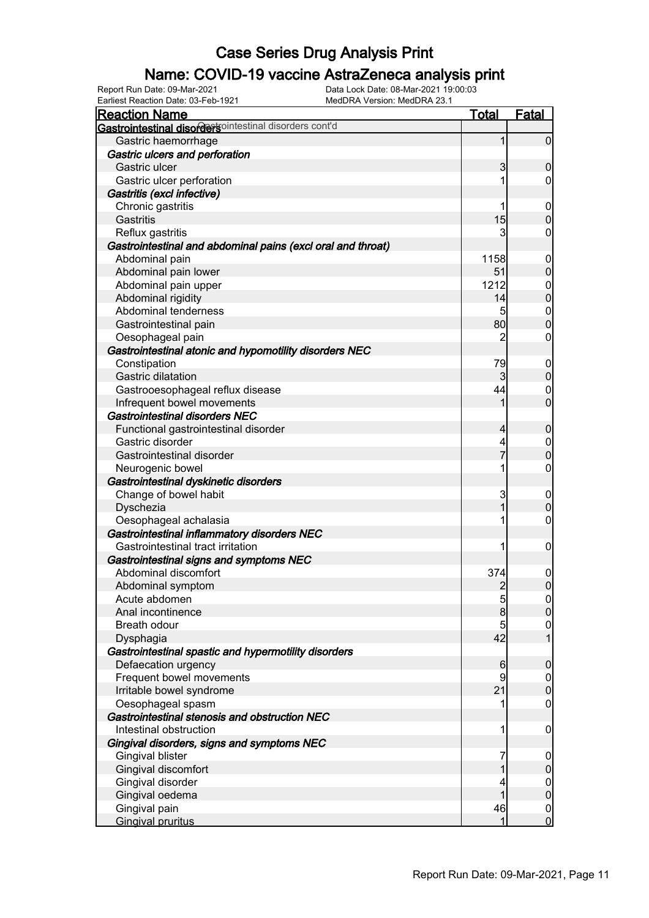# Case Series Drug Analysis Print

## Name: COVID-19 vaccine AstraZeneca analysis print

Report Run Date: 09-Mar-2021
Data Lock Date: 08-Mar-2021 19:00:03
Earliest Reaction Date: 03-Feb-1921
MedDRA Version: MedDRA 23.1

| Reaction Name | Total | Fatal |
|---|---|---|
| **Gastrointestinal disorders** Gastrointestinal disorders cont'd | | |
| Gastric haemorrhage | 1 | 0 |
| ***Gastric ulcers and perforation*** | | |
| Gastric ulcer | 3 | 0 |
| Gastric ulcer perforation | 1 | 0 |
| ***Gastritis (excl infective)*** | | |
| Chronic gastritis | 1 | 0 |
| Gastritis | 15 | 0 |
| Reflux gastritis | 3 | 0 |
| ***Gastrointestinal and abdominal pains (excl oral and throat)*** | | |
| Abdominal pain | 1158 | 0 |
| Abdominal pain lower | 51 | 0 |
| Abdominal pain upper | 1212 | 0 |
| Abdominal rigidity | 14 | 0 |
| Abdominal tenderness | 5 | 0 |
| Gastrointestinal pain | 80 | 0 |
| Oesophageal pain | 2 | 0 |
| ***Gastrointestinal atonic and hypomotility disorders NEC*** | | |
| Constipation | 79 | 0 |
| Gastric dilatation | 3 | 0 |
| Gastrooesophageal reflux disease | 44 | 0 |
| Infrequent bowel movements | 1 | 0 |
| ***Gastrointestinal disorders NEC*** | | |
| Functional gastrointestinal disorder | 4 | 0 |
| Gastric disorder | 4 | 0 |
| Gastrointestinal disorder | 7 | 0 |
| Neurogenic bowel | 1 | 0 |
| ***Gastrointestinal dyskinetic disorders*** | | |
| Change of bowel habit | 3 | 0 |
| Dyschezia | 1 | 0 |
| Oesophageal achalasia | 1 | 0 |
| ***Gastrointestinal inflammatory disorders NEC*** | | |
| Gastrointestinal tract irritation | 1 | 0 |
| ***Gastrointestinal signs and symptoms NEC*** | | |
| Abdominal discomfort | 374 | 0 |
| Abdominal symptom | 2 | 0 |
| Acute abdomen | 5 | 0 |
| Anal incontinence | 8 | 0 |
| Breath odour | 5 | 0 |
| Dysphagia | 42 | 1 |
| ***Gastrointestinal spastic and hypermotility disorders*** | | |
| Defaecation urgency | 6 | 0 |
| Frequent bowel movements | 9 | 0 |
| Irritable bowel syndrome | 21 | 0 |
| Oesophageal spasm | 1 | 0 |
| ***Gastrointestinal stenosis and obstruction NEC*** | | |
| Intestinal obstruction | 1 | 0 |
| ***Gingival disorders, signs and symptoms NEC*** | | |
| Gingival blister | 7 | 0 |
| Gingival discomfort | 1 | 0 |
| Gingival disorder | 4 | 0 |
| Gingival oedema | 1 | 0 |
| Gingival pain | 46 | 0 |
| Gingival pruritus | 1 | 0 |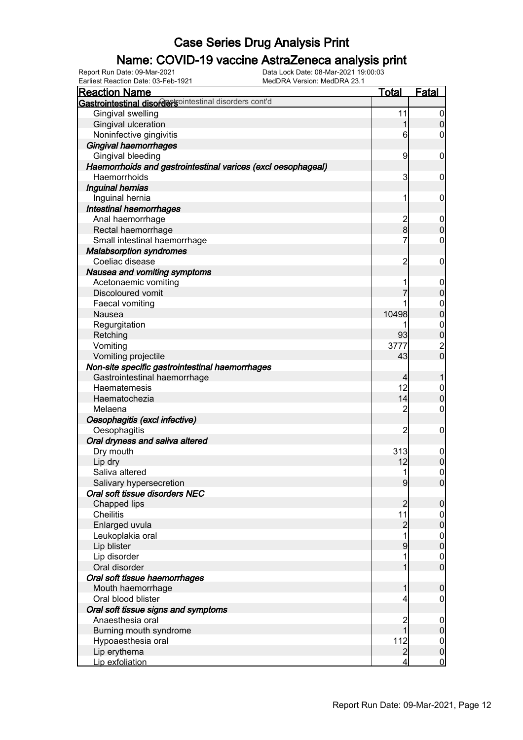# Case Series Drug Analysis Print

## Name: COVID-19 vaccine AstraZeneca analysis print

Report Run Date: 09-Mar-2021
Data Lock Date: 08-Mar-2021 19:00:03
Earliest Reaction Date: 03-Feb-1921
MedDRA Version: MedDRA 23.1

| Reaction Name | Total | Fatal |
|---|---|---|
| **Gastrointestinal disorders** Gastrointestinal disorders cont'd | | |
| Gingival swelling | 11 | 0 |
| Gingival ulceration | 1 | 0 |
| Noninfective gingivitis | 6 | 0 |
| ***Gingival haemorrhages*** | | |
| Gingival bleeding | 9 | 0 |
| ***Haemorrhoids and gastrointestinal varices (excl oesophageal)*** | | |
| Haemorrhoids | 3 | 0 |
| ***Inguinal hernias*** | | |
| Inguinal hernia | 1 | 0 |
| ***Intestinal haemorrhages*** | | |
| Anal haemorrhage | 2 | 0 |
| Rectal haemorrhage | 8 | 0 |
| Small intestinal haemorrhage | 7 | 0 |
| ***Malabsorption syndromes*** | | |
| Coeliac disease | 2 | 0 |
| ***Nausea and vomiting symptoms*** | | |
| Acetonaemic vomiting | 1 | 0 |
| Discoloured vomit | 7 | 0 |
| Faecal vomiting | 1 | 0 |
| Nausea | 10498 | 0 |
| Regurgitation | 1 | 0 |
| Retching | 93 | 0 |
| Vomiting | 3777 | 2 |
| Vomiting projectile | 43 | 0 |
| ***Non-site specific gastrointestinal haemorrhages*** | | |
| Gastrointestinal haemorrhage | 4 | 1 |
| Haematemesis | 12 | 0 |
| Haematochezia | 14 | 0 |
| Melaena | 2 | 0 |
| ***Oesophagitis (excl infective)*** | | |
| Oesophagitis | 2 | 0 |
| ***Oral dryness and saliva altered*** | | |
| Dry mouth | 313 | 0 |
| Lip dry | 12 | 0 |
| Saliva altered | 1 | 0 |
| Salivary hypersecretion | 9 | 0 |
| ***Oral soft tissue disorders NEC*** | | |
| Chapped lips | 2 | 0 |
| Cheilitis | 11 | 0 |
| Enlarged uvula | 2 | 0 |
| Leukoplakia oral | 1 | 0 |
| Lip blister | 9 | 0 |
| Lip disorder | 1 | 0 |
| Oral disorder | 1 | 0 |
| ***Oral soft tissue haemorrhages*** | | |
| Mouth haemorrhage | 1 | 0 |
| Oral blood blister | 4 | 0 |
| ***Oral soft tissue signs and symptoms*** | | |
| Anaesthesia oral | 2 | 0 |
| Burning mouth syndrome | 1 | 0 |
| Hypoaesthesia oral | 112 | 0 |
| Lip erythema | 2 | 0 |
| Lip exfoliation | 4 | 0 |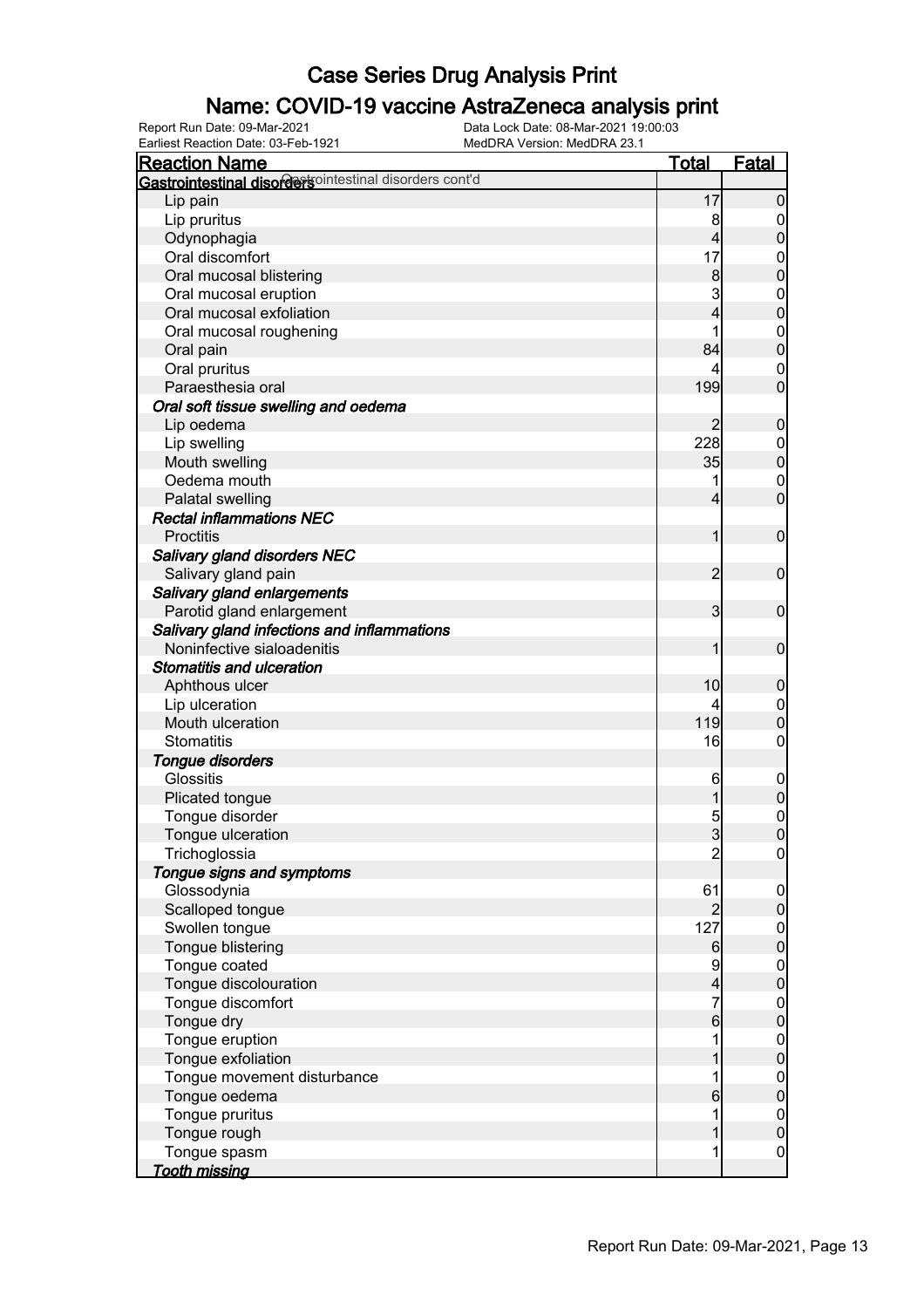# Case Series Drug Analysis Print

## Name: COVID-19 vaccine AstraZeneca analysis print

Report Run Date: 09-Mar-2021 Data Lock Date: 08-Mar-2021 19:00:03
Earliest Reaction Date: 03-Feb-1921 MedDRA Version: MedDRA 23.1

| Reaction Name | Total | Fatal |
|---|---|---|
| **Gastrointestinal disorders** Gastrointestinal disorders cont'd | | |
| Lip pain | 17 | 0 |
| Lip pruritus | 8 | 0 |
| Odynophagia | 4 | 0 |
| Oral discomfort | 17 | 0 |
| Oral mucosal blistering | 8 | 0 |
| Oral mucosal eruption | 3 | 0 |
| Oral mucosal exfoliation | 4 | 0 |
| Oral mucosal roughening | 1 | 0 |
| Oral pain | 84 | 0 |
| Oral pruritus | 4 | 0 |
| Paraesthesia oral | 199 | 0 |
| ***Oral soft tissue swelling and oedema*** | | |
| Lip oedema | 2 | 0 |
| Lip swelling | 228 | 0 |
| Mouth swelling | 35 | 0 |
| Oedema mouth | 1 | 0 |
| Palatal swelling | 4 | 0 |
| ***Rectal inflammations NEC*** | | |
| Proctitis | 1 | 0 |
| ***Salivary gland disorders NEC*** | | |
| Salivary gland pain | 2 | 0 |
| ***Salivary gland enlargements*** | | |
| Parotid gland enlargement | 3 | 0 |
| ***Salivary gland infections and inflammations*** | | |
| Noninfective sialoadenitis | 1 | 0 |
| ***Stomatitis and ulceration*** | | |
| Aphthous ulcer | 10 | 0 |
| Lip ulceration | 4 | 0 |
| Mouth ulceration | 119 | 0 |
| Stomatitis | 16 | 0 |
| ***Tongue disorders*** | | |
| Glossitis | 6 | 0 |
| Plicated tongue | 1 | 0 |
| Tongue disorder | 5 | 0 |
| Tongue ulceration | 3 | 0 |
| Trichoglossia | 2 | 0 |
| ***Tongue signs and symptoms*** | | |
| Glossodynia | 61 | 0 |
| Scalloped tongue | 2 | 0 |
| Swollen tongue | 127 | 0 |
| Tongue blistering | 6 | 0 |
| Tongue coated | 9 | 0 |
| Tongue discolouration | 4 | 0 |
| Tongue discomfort | 7 | 0 |
| Tongue dry | 6 | 0 |
| Tongue eruption | 1 | 0 |
| Tongue exfoliation | 1 | 0 |
| Tongue movement disturbance | 1 | 0 |
| Tongue oedema | 6 | 0 |
| Tongue pruritus | 1 | 0 |
| Tongue rough | 1 | 0 |
| Tongue spasm | 1 | 0 |
| ***Tooth missing*** | | |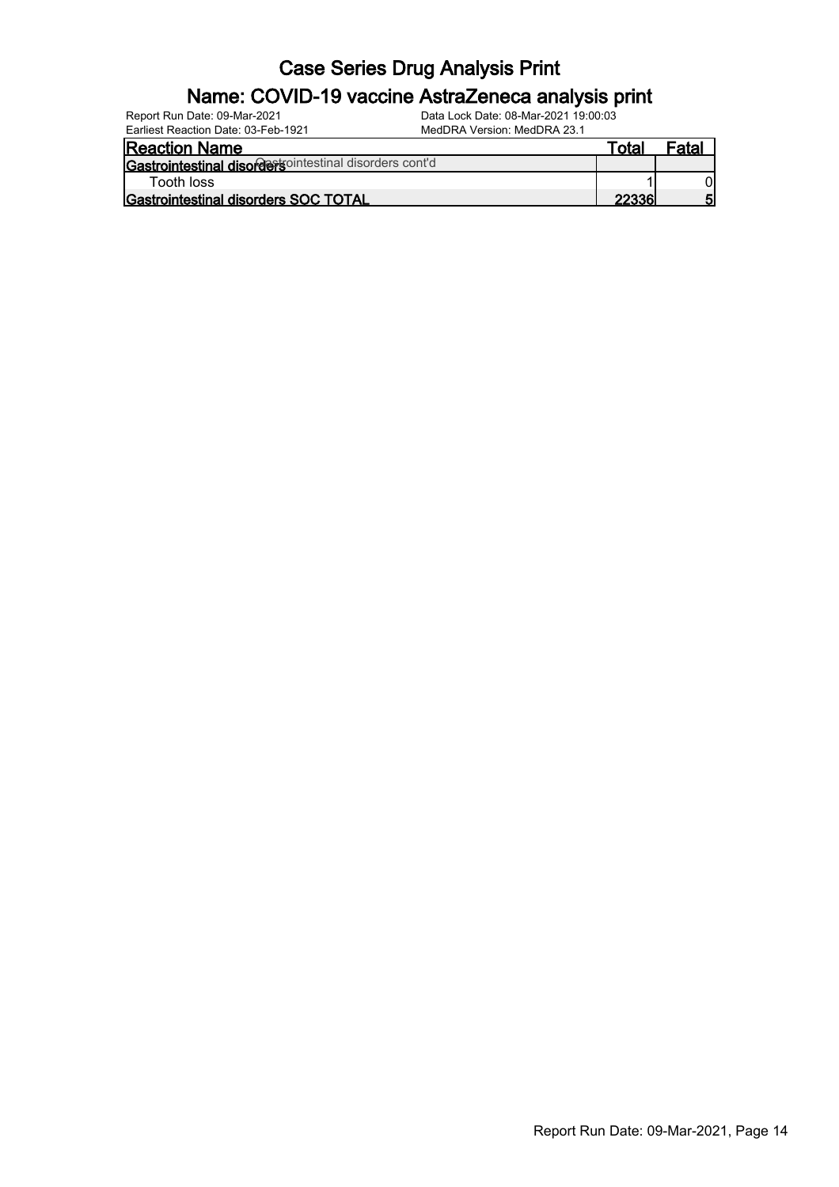# Case Series Drug Analysis Print

## Name: COVID-19 vaccine AstraZeneca analysis print

Report Run Date: 09-Mar-2021
Earliest Reaction Date: 03-Feb-1921
Data Lock Date: 08-Mar-2021 19:00:03
MedDRA Version: MedDRA 23.1

| Reaction Name | Total | Fatal |
|---|---|---|
| **Gastrointestinal disorders** Gastrointestinal disorders cont'd | | |
| Tooth loss | 1 | 0 |
| **Gastrointestinal disorders SOC TOTAL** | **22336** | **5** |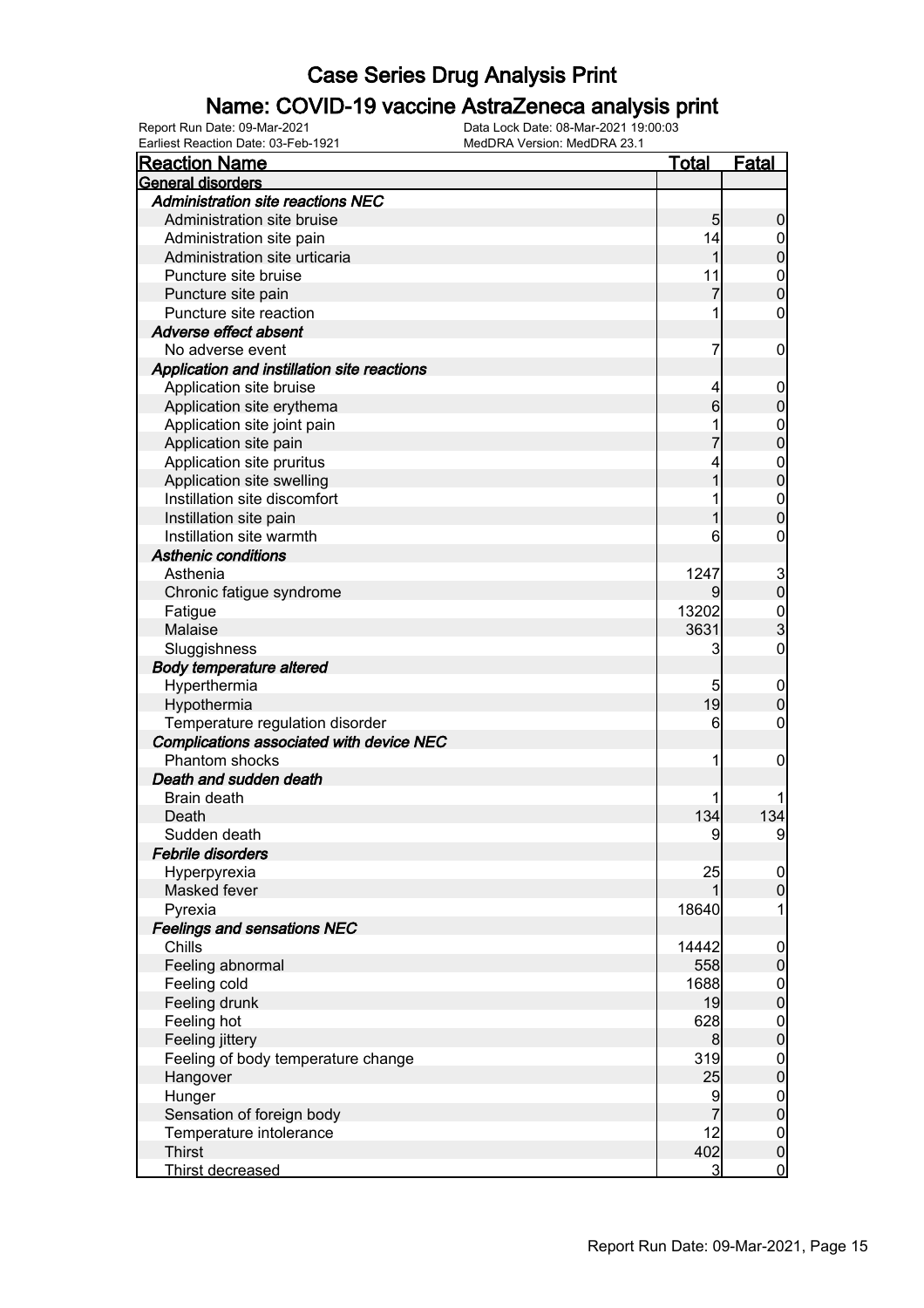# Case Series Drug Analysis Print

## Name: COVID-19 vaccine AstraZeneca analysis print

Report Run Date: 09-Mar-2021
Data Lock Date: 08-Mar-2021 19:00:03
Earliest Reaction Date: 03-Feb-1921
MedDRA Version: MedDRA 23.1

| Reaction Name | Total | Fatal |
| --- | --- | --- |
| **General disorders** | | |
| ***Administration site reactions NEC*** | | |
| Administration site bruise | 5 | 0 |
| Administration site pain | 14 | 0 |
| Administration site urticaria | 1 | 0 |
| Puncture site bruise | 11 | 0 |
| Puncture site pain | 7 | 0 |
| Puncture site reaction | 1 | 0 |
| ***Adverse effect absent*** | | |
| No adverse event | 7 | 0 |
| ***Application and instillation site reactions*** | | |
| Application site bruise | 4 | 0 |
| Application site erythema | 6 | 0 |
| Application site joint pain | 1 | 0 |
| Application site pain | 7 | 0 |
| Application site pruritus | 4 | 0 |
| Application site swelling | 1 | 0 |
| Instillation site discomfort | 1 | 0 |
| Instillation site pain | 1 | 0 |
| Instillation site warmth | 6 | 0 |
| ***Asthenic conditions*** | | |
| Asthenia | 1247 | 3 |
| Chronic fatigue syndrome | 9 | 0 |
| Fatigue | 13202 | 0 |
| Malaise | 3631 | 3 |
| Sluggishness | 3 | 0 |
| ***Body temperature altered*** | | |
| Hyperthermia | 5 | 0 |
| Hypothermia | 19 | 0 |
| Temperature regulation disorder | 6 | 0 |
| ***Complications associated with device NEC*** | | |
| Phantom shocks | 1 | 0 |
| ***Death and sudden death*** | | |
| Brain death | 1 | 1 |
| Death | 134 | 134 |
| Sudden death | 9 | 9 |
| ***Febrile disorders*** | | |
| Hyperpyrexia | 25 | 0 |
| Masked fever | 1 | 0 |
| Pyrexia | 18640 | 1 |
| ***Feelings and sensations NEC*** | | |
| Chills | 14442 | 0 |
| Feeling abnormal | 558 | 0 |
| Feeling cold | 1688 | 0 |
| Feeling drunk | 19 | 0 |
| Feeling hot | 628 | 0 |
| Feeling jittery | 8 | 0 |
| Feeling of body temperature change | 319 | 0 |
| Hangover | 25 | 0 |
| Hunger | 9 | 0 |
| Sensation of foreign body | 7 | 0 |
| Temperature intolerance | 12 | 0 |
| Thirst | 402 | 0 |
| Thirst decreased | 3 | 0 |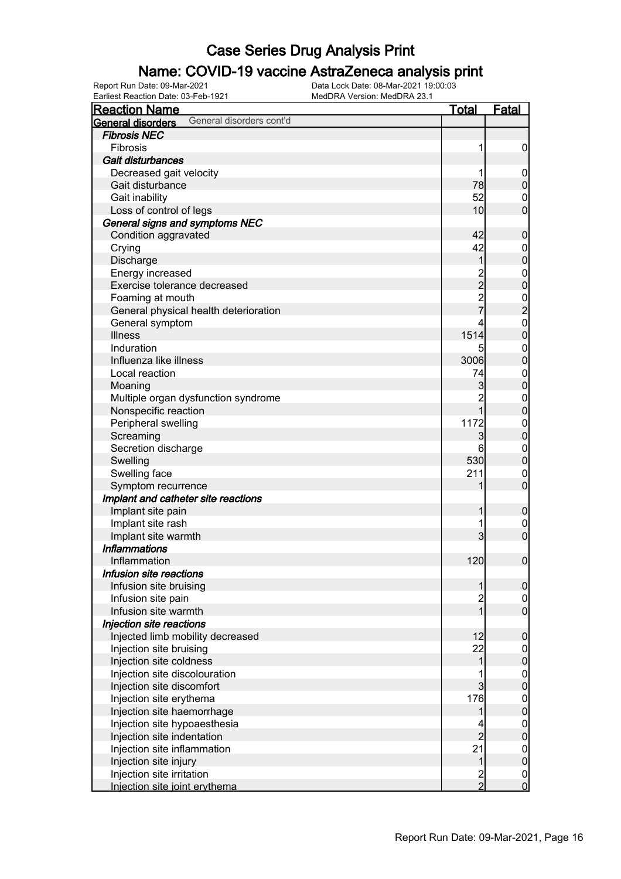# Case Series Drug Analysis Print

## Name: COVID-19 vaccine AstraZeneca analysis print

Report Run Date: 09-Mar-2021
Earliest Reaction Date: 03-Feb-1921
Data Lock Date: 08-Mar-2021 19:00:03
MedDRA Version: MedDRA 23.1

| Reaction Name | Total | Fatal |
|---|---|---|
| **General disorders** General disorders cont'd | | |
| ***Fibrosis NEC*** | | |
| Fibrosis | 1 | 0 |
| ***Gait disturbances*** | | |
| Decreased gait velocity | 1 | 0 |
| Gait disturbance | 78 | 0 |
| Gait inability | 52 | 0 |
| Loss of control of legs | 10 | 0 |
| ***General signs and symptoms NEC*** | | |
| Condition aggravated | 42 | 0 |
| Crying | 42 | 0 |
| Discharge | 1 | 0 |
| Energy increased | 2 | 0 |
| Exercise tolerance decreased | 2 | 0 |
| Foaming at mouth | 2 | 0 |
| General physical health deterioration | 7 | 2 |
| General symptom | 4 | 0 |
| Illness | 1514 | 0 |
| Induration | 5 | 0 |
| Influenza like illness | 3006 | 0 |
| Local reaction | 74 | 0 |
| Moaning | 3 | 0 |
| Multiple organ dysfunction syndrome | 2 | 0 |
| Nonspecific reaction | 1 | 0 |
| Peripheral swelling | 1172 | 0 |
| Screaming | 3 | 0 |
| Secretion discharge | 6 | 0 |
| Swelling | 530 | 0 |
| Swelling face | 211 | 0 |
| Symptom recurrence | 1 | 0 |
| ***Implant and catheter site reactions*** | | |
| Implant site pain | 1 | 0 |
| Implant site rash | 1 | 0 |
| Implant site warmth | 3 | 0 |
| ***Inflammations*** | | |
| Inflammation | 120 | 0 |
| ***Infusion site reactions*** | | |
| Infusion site bruising | 1 | 0 |
| Infusion site pain | 2 | 0 |
| Infusion site warmth | 1 | 0 |
| ***Injection site reactions*** | | |
| Injected limb mobility decreased | 12 | 0 |
| Injection site bruising | 22 | 0 |
| Injection site coldness | 1 | 0 |
| Injection site discolouration | 1 | 0 |
| Injection site discomfort | 3 | 0 |
| Injection site erythema | 176 | 0 |
| Injection site haemorrhage | 1 | 0 |
| Injection site hypoaesthesia | 4 | 0 |
| Injection site indentation | 2 | 0 |
| Injection site inflammation | 21 | 0 |
| Injection site injury | 1 | 0 |
| Injection site irritation | 2 | 0 |
| Injection site joint erythema | 2 | 0 |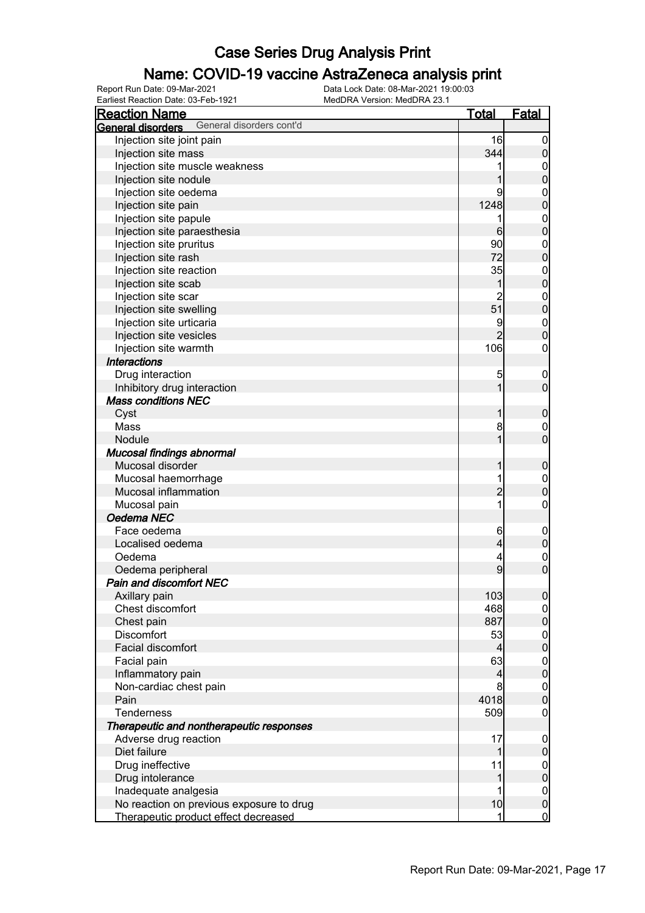# Case Series Drug Analysis Print

## Name: COVID-19 vaccine AstraZeneca analysis print

Report Run Date: 09-Mar-2021
Data Lock Date: 08-Mar-2021 19:00:03
Earliest Reaction Date: 03-Feb-1921
MedDRA Version: MedDRA 23.1

| Reaction Name | Total | Fatal |
|---|---|---|
| **General disorders** General disorders cont'd | | |
| Injection site joint pain | 16 | 0 |
| Injection site mass | 344 | 0 |
| Injection site muscle weakness | 1 | 0 |
| Injection site nodule | 1 | 0 |
| Injection site oedema | 9 | 0 |
| Injection site pain | 1248 | 0 |
| Injection site papule | 1 | 0 |
| Injection site paraesthesia | 6 | 0 |
| Injection site pruritus | 90 | 0 |
| Injection site rash | 72 | 0 |
| Injection site reaction | 35 | 0 |
| Injection site scab | 1 | 0 |
| Injection site scar | 2 | 0 |
| Injection site swelling | 51 | 0 |
| Injection site urticaria | 9 | 0 |
| Injection site vesicles | 2 | 0 |
| Injection site warmth | 106 | 0 |
| ***Interactions*** | | |
| Drug interaction | 5 | 0 |
| Inhibitory drug interaction | 1 | 0 |
| ***Mass conditions NEC*** | | |
| Cyst | 1 | 0 |
| Mass | 8 | 0 |
| Nodule | 1 | 0 |
| ***Mucosal findings abnormal*** | | |
| Mucosal disorder | 1 | 0 |
| Mucosal haemorrhage | 1 | 0 |
| Mucosal inflammation | 2 | 0 |
| Mucosal pain | 1 | 0 |
| ***Oedema NEC*** | | |
| Face oedema | 6 | 0 |
| Localised oedema | 4 | 0 |
| Oedema | 4 | 0 |
| Oedema peripheral | 9 | 0 |
| ***Pain and discomfort NEC*** | | |
| Axillary pain | 103 | 0 |
| Chest discomfort | 468 | 0 |
| Chest pain | 887 | 0 |
| Discomfort | 53 | 0 |
| Facial discomfort | 4 | 0 |
| Facial pain | 63 | 0 |
| Inflammatory pain | 4 | 0 |
| Non-cardiac chest pain | 8 | 0 |
| Pain | 4018 | 0 |
| Tenderness | 509 | 0 |
| ***Therapeutic and nontherapeutic responses*** | | |
| Adverse drug reaction | 17 | 0 |
| Diet failure | 1 | 0 |
| Drug ineffective | 11 | 0 |
| Drug intolerance | 1 | 0 |
| Inadequate analgesia | 1 | 0 |
| No reaction on previous exposure to drug | 10 | 0 |
| Therapeutic product effect decreased | 1 | 0 |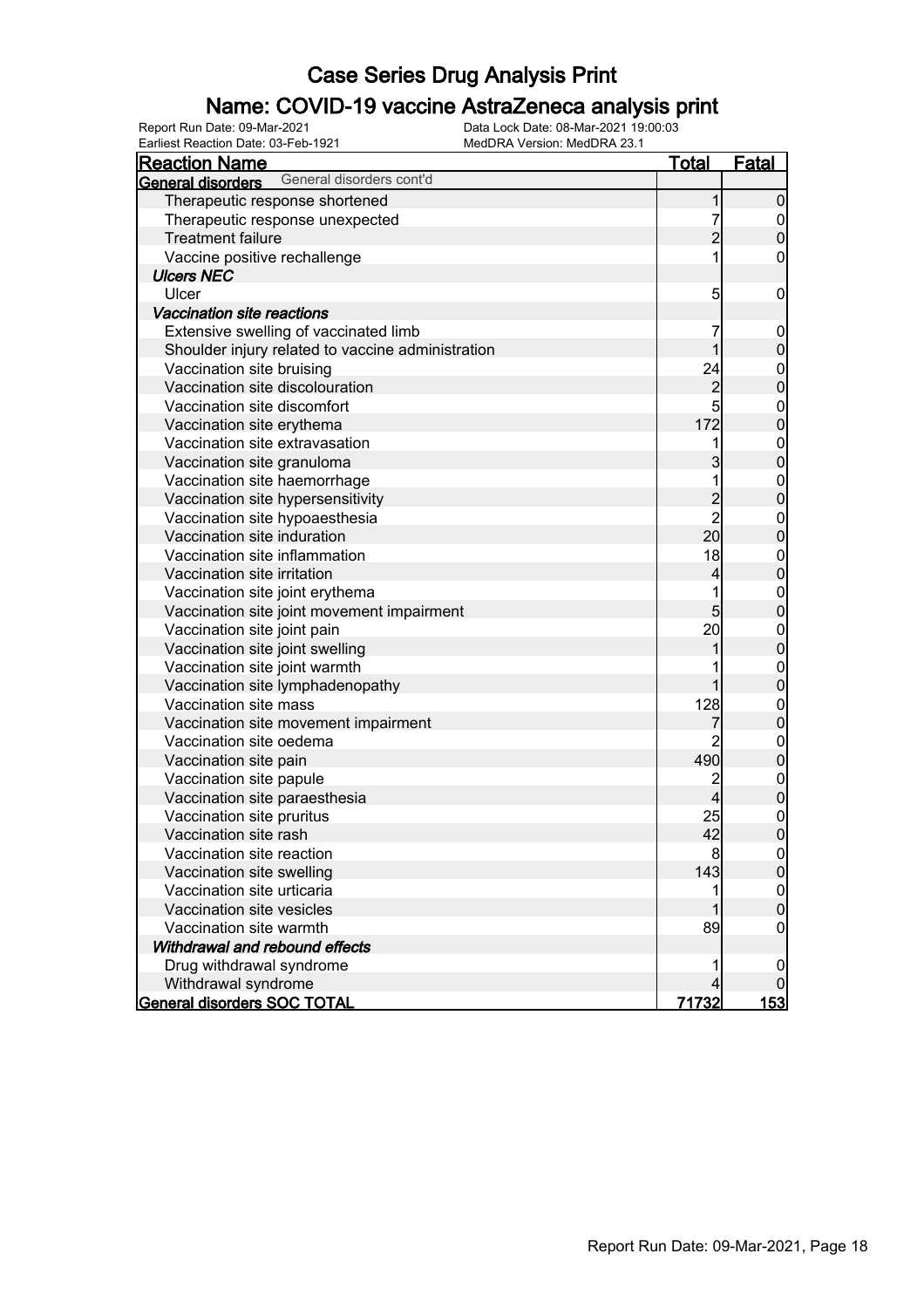# Case Series Drug Analysis Print

## Name: COVID-19 vaccine AstraZeneca analysis print

Report Run Date: 09-Mar-2021
Earliest Reaction Date: 03-Feb-1921
Data Lock Date: 08-Mar-2021 19:00:03
MedDRA Version: MedDRA 23.1

| Reaction Name | Total | Fatal |
|---|---|---|
| **General disorders** General disorders cont'd | | |
| Therapeutic response shortened | 1 | 0 |
| Therapeutic response unexpected | 7 | 0 |
| Treatment failure | 2 | 0 |
| Vaccine positive rechallenge | 1 | 0 |
| ***Ulcers NEC*** | | |
| Ulcer | 5 | 0 |
| ***Vaccination site reactions*** | | |
| Extensive swelling of vaccinated limb | 7 | 0 |
| Shoulder injury related to vaccine administration | 1 | 0 |
| Vaccination site bruising | 24 | 0 |
| Vaccination site discolouration | 2 | 0 |
| Vaccination site discomfort | 5 | 0 |
| Vaccination site erythema | 172 | 0 |
| Vaccination site extravasation | 1 | 0 |
| Vaccination site granuloma | 3 | 0 |
| Vaccination site haemorrhage | 1 | 0 |
| Vaccination site hypersensitivity | 2 | 0 |
| Vaccination site hypoaesthesia | 2 | 0 |
| Vaccination site induration | 20 | 0 |
| Vaccination site inflammation | 18 | 0 |
| Vaccination site irritation | 4 | 0 |
| Vaccination site joint erythema | 1 | 0 |
| Vaccination site joint movement impairment | 5 | 0 |
| Vaccination site joint pain | 20 | 0 |
| Vaccination site joint swelling | 1 | 0 |
| Vaccination site joint warmth | 1 | 0 |
| Vaccination site lymphadenopathy | 1 | 0 |
| Vaccination site mass | 128 | 0 |
| Vaccination site movement impairment | 7 | 0 |
| Vaccination site oedema | 2 | 0 |
| Vaccination site pain | 490 | 0 |
| Vaccination site papule | 2 | 0 |
| Vaccination site paraesthesia | 4 | 0 |
| Vaccination site pruritus | 25 | 0 |
| Vaccination site rash | 42 | 0 |
| Vaccination site reaction | 8 | 0 |
| Vaccination site swelling | 143 | 0 |
| Vaccination site urticaria | 1 | 0 |
| Vaccination site vesicles | 1 | 0 |
| Vaccination site warmth | 89 | 0 |
| ***Withdrawal and rebound effects*** | | |
| Drug withdrawal syndrome | 1 | 0 |
| Withdrawal syndrome | 4 | 0 |
| **General disorders SOC TOTAL** | **71732** | **153** |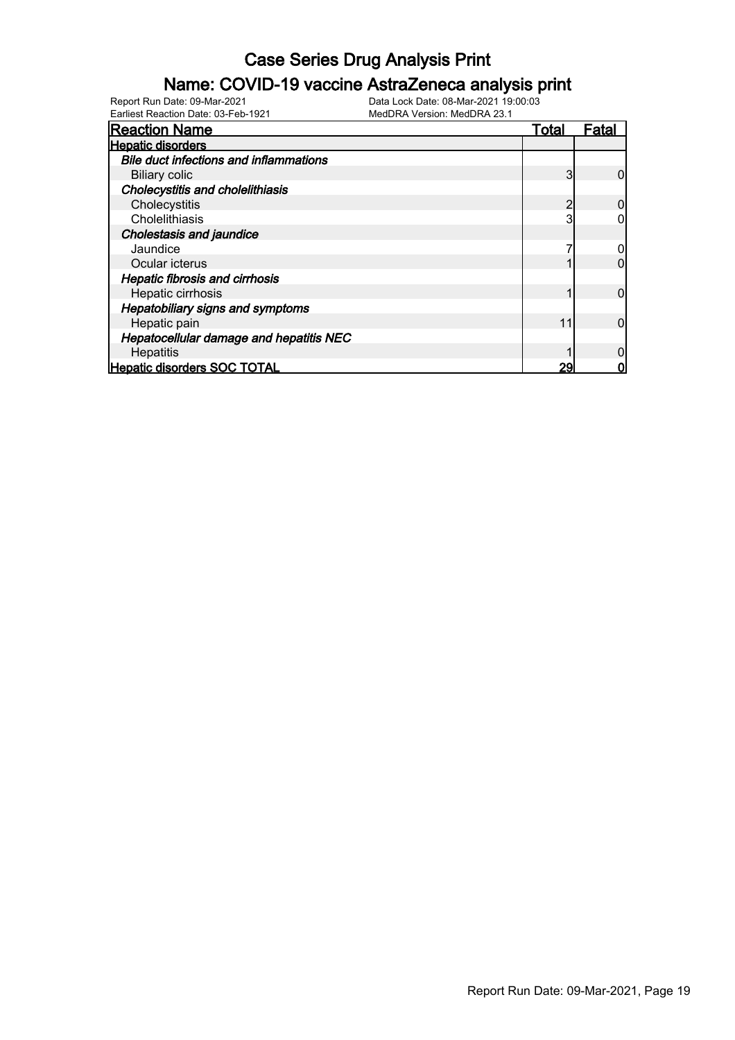# Case Series Drug Analysis Print

## Name: COVID-19 vaccine AstraZeneca analysis print

Report Run Date: 09-Mar-2021
Data Lock Date: 08-Mar-2021 19:00:03
Earliest Reaction Date: 03-Feb-1921
MedDRA Version: MedDRA 23.1

| Reaction Name | Total | Fatal |
|---|---|---|
| **Hepatic disorders** | | |
| ***Bile duct infections and inflammations*** | | |
| Biliary colic | 3 | 0 |
| ***Cholecystitis and cholelithiasis*** | | |
| Cholecystitis | 2 | 0 |
| Cholelithiasis | 3 | 0 |
| ***Cholestasis and jaundice*** | | |
| Jaundice | 7 | 0 |
| Ocular icterus | 1 | 0 |
| ***Hepatic fibrosis and cirrhosis*** | | |
| Hepatic cirrhosis | 1 | 0 |
| ***Hepatobiliary signs and symptoms*** | | |
| Hepatic pain | 11 | 0 |
| ***Hepatocellular damage and hepatitis NEC*** | | |
| Hepatitis | 1 | 0 |
| **Hepatic disorders SOC TOTAL** | **29** | **0** |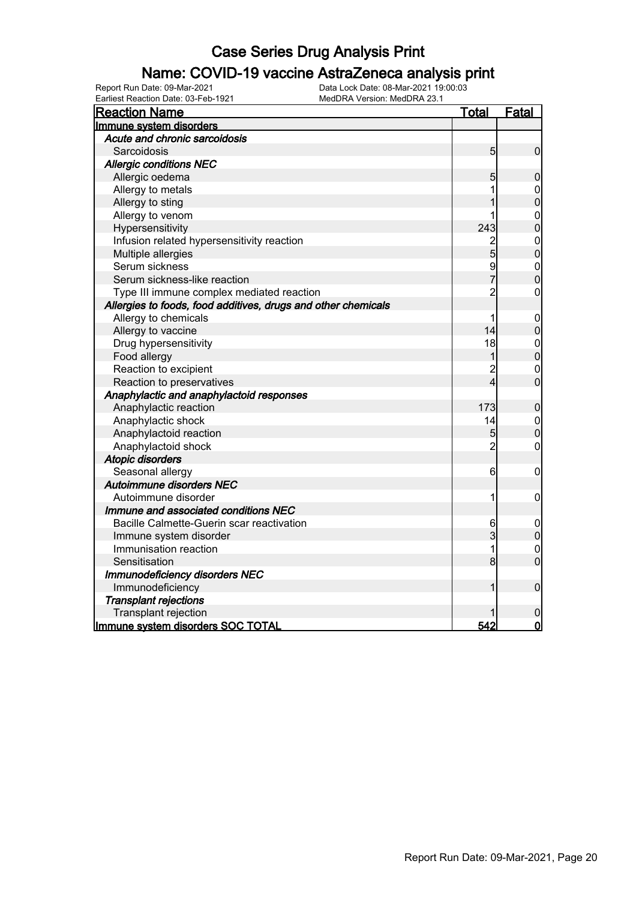# Case Series Drug Analysis Print

## Name: COVID-19 vaccine AstraZeneca analysis print

Report Run Date: 09-Mar-2021
Data Lock Date: 08-Mar-2021 19:00:03
Earliest Reaction Date: 03-Feb-1921
MedDRA Version: MedDRA 23.1

| Reaction Name | Total | Fatal |
|---|---|---|
| **Immune system disorders** | | |
| ***Acute and chronic sarcoidosis*** | | |
| Sarcoidosis | 5 | 0 |
| ***Allergic conditions NEC*** | | |
| Allergic oedema | 5 | 0 |
| Allergy to metals | 1 | 0 |
| Allergy to sting | 1 | 0 |
| Allergy to venom | 1 | 0 |
| Hypersensitivity | 243 | 0 |
| Infusion related hypersensitivity reaction | 2 | 0 |
| Multiple allergies | 5 | 0 |
| Serum sickness | 9 | 0 |
| Serum sickness-like reaction | 7 | 0 |
| Type III immune complex mediated reaction | 2 | 0 |
| ***Allergies to foods, food additives, drugs and other chemicals*** | | |
| Allergy to chemicals | 1 | 0 |
| Allergy to vaccine | 14 | 0 |
| Drug hypersensitivity | 18 | 0 |
| Food allergy | 1 | 0 |
| Reaction to excipient | 2 | 0 |
| Reaction to preservatives | 4 | 0 |
| ***Anaphylactic and anaphylactoid responses*** | | |
| Anaphylactic reaction | 173 | 0 |
| Anaphylactic shock | 14 | 0 |
| Anaphylactoid reaction | 5 | 0 |
| Anaphylactoid shock | 2 | 0 |
| ***Atopic disorders*** | | |
| Seasonal allergy | 6 | 0 |
| ***Autoimmune disorders NEC*** | | |
| Autoimmune disorder | 1 | 0 |
| ***Immune and associated conditions NEC*** | | |
| Bacille Calmette-Guerin scar reactivation | 6 | 0 |
| Immune system disorder | 3 | 0 |
| Immunisation reaction | 1 | 0 |
| Sensitisation | 8 | 0 |
| ***Immunodeficiency disorders NEC*** | | |
| Immunodeficiency | 1 | 0 |
| ***Transplant rejections*** | | |
| Transplant rejection | 1 | 0 |
| **Immune system disorders SOC TOTAL** | **542** | **0** |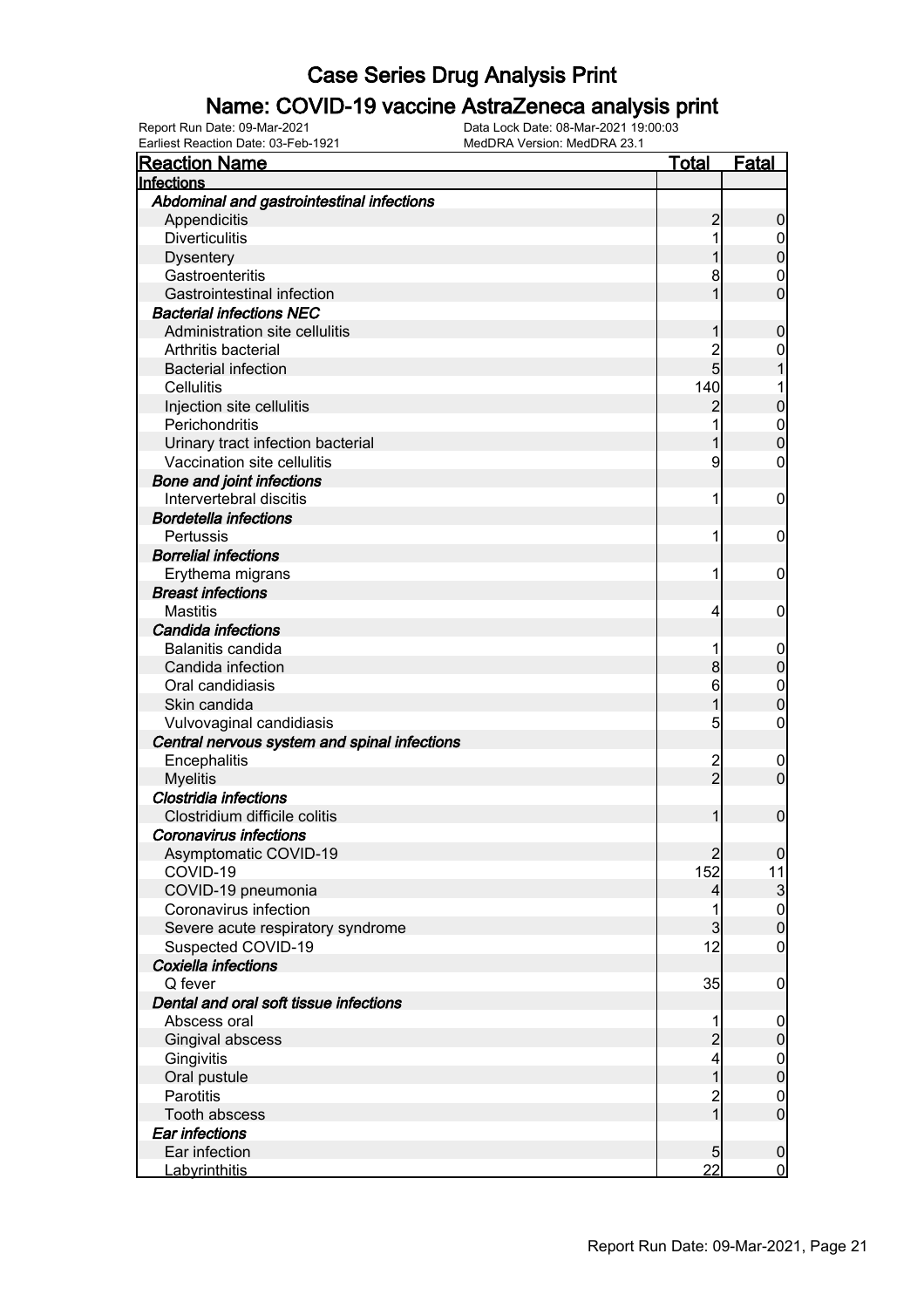# Case Series Drug Analysis Print

## Name: COVID-19 vaccine AstraZeneca analysis print

Report Run Date: 09-Mar-2021　　Data Lock Date: 08-Mar-2021 19:00:03
Earliest Reaction Date: 03-Feb-1921　　MedDRA Version: MedDRA 23.1

| Reaction Name | Total | Fatal |
|---|---|---|
| **Infections** | | |
| ***Abdominal and gastrointestinal infections*** | | |
| Appendicitis | 2 | 0 |
| Diverticulitis | 1 | 0 |
| Dysentery | 1 | 0 |
| Gastroenteritis | 8 | 0 |
| Gastrointestinal infection | 1 | 0 |
| ***Bacterial infections NEC*** | | |
| Administration site cellulitis | 1 | 0 |
| Arthritis bacterial | 2 | 0 |
| Bacterial infection | 5 | 1 |
| Cellulitis | 140 | 1 |
| Injection site cellulitis | 2 | 0 |
| Perichondritis | 1 | 0 |
| Urinary tract infection bacterial | 1 | 0 |
| Vaccination site cellulitis | 9 | 0 |
| ***Bone and joint infections*** | | |
| Intervertebral discitis | 1 | 0 |
| ***Bordetella infections*** | | |
| Pertussis | 1 | 0 |
| ***Borrelial infections*** | | |
| Erythema migrans | 1 | 0 |
| ***Breast infections*** | | |
| Mastitis | 4 | 0 |
| ***Candida infections*** | | |
| Balanitis candida | 1 | 0 |
| Candida infection | 8 | 0 |
| Oral candidiasis | 6 | 0 |
| Skin candida | 1 | 0 |
| Vulvovaginal candidiasis | 5 | 0 |
| ***Central nervous system and spinal infections*** | | |
| Encephalitis | 2 | 0 |
| Myelitis | 2 | 0 |
| ***Clostridia infections*** | | |
| Clostridium difficile colitis | 1 | 0 |
| ***Coronavirus infections*** | | |
| Asymptomatic COVID-19 | 2 | 0 |
| COVID-19 | 152 | 11 |
| COVID-19 pneumonia | 4 | 3 |
| Coronavirus infection | 1 | 0 |
| Severe acute respiratory syndrome | 3 | 0 |
| Suspected COVID-19 | 12 | 0 |
| ***Coxiella infections*** | | |
| Q fever | 35 | 0 |
| ***Dental and oral soft tissue infections*** | | |
| Abscess oral | 1 | 0 |
| Gingival abscess | 2 | 0 |
| Gingivitis | 4 | 0 |
| Oral pustule | 1 | 0 |
| Parotitis | 2 | 0 |
| Tooth abscess | 1 | 0 |
| ***Ear infections*** | | |
| Ear infection | 5 | 0 |
| Labyrinthitis | 22 | 0 |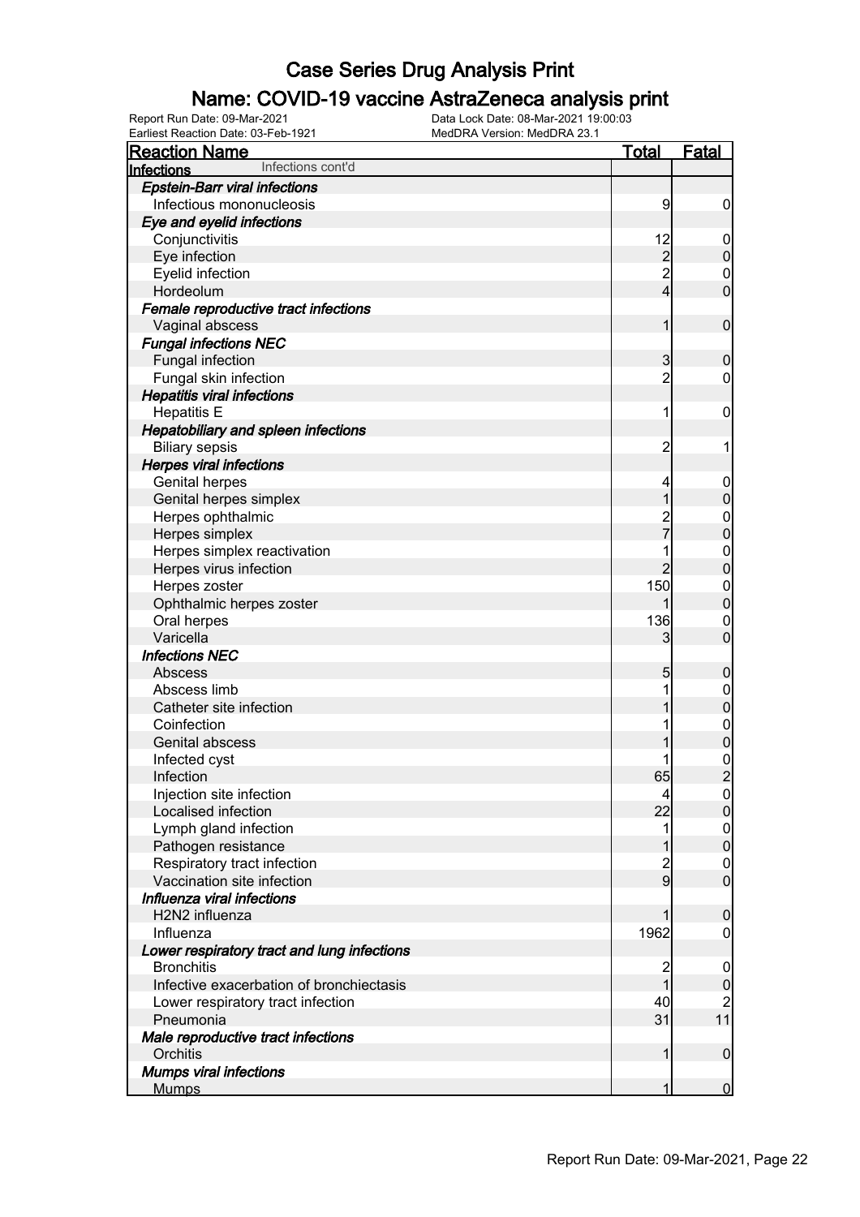# Case Series Drug Analysis Print

## Name: COVID-19 vaccine AstraZeneca analysis print

Report Run Date: 09-Mar-2021
Data Lock Date: 08-Mar-2021 19:00:03
Earliest Reaction Date: 03-Feb-1921
MedDRA Version: MedDRA 23.1

| Reaction Name | Total | Fatal |
|---|---|---|
| **Infections** Infections cont'd | | |
| ***Epstein-Barr viral infections*** | | |
| Infectious mononucleosis | 9 | 0 |
| ***Eye and eyelid infections*** | | |
| Conjunctivitis | 12 | 0 |
| Eye infection | 2 | 0 |
| Eyelid infection | 2 | 0 |
| Hordeolum | 4 | 0 |
| ***Female reproductive tract infections*** | | |
| Vaginal abscess | 1 | 0 |
| ***Fungal infections NEC*** | | |
| Fungal infection | 3 | 0 |
| Fungal skin infection | 2 | 0 |
| ***Hepatitis viral infections*** | | |
| Hepatitis E | 1 | 0 |
| ***Hepatobiliary and spleen infections*** | | |
| Biliary sepsis | 2 | 1 |
| ***Herpes viral infections*** | | |
| Genital herpes | 4 | 0 |
| Genital herpes simplex | 1 | 0 |
| Herpes ophthalmic | 2 | 0 |
| Herpes simplex | 7 | 0 |
| Herpes simplex reactivation | 1 | 0 |
| Herpes virus infection | 2 | 0 |
| Herpes zoster | 150 | 0 |
| Ophthalmic herpes zoster | 1 | 0 |
| Oral herpes | 136 | 0 |
| Varicella | 3 | 0 |
| ***Infections NEC*** | | |
| Abscess | 5 | 0 |
| Abscess limb | 1 | 0 |
| Catheter site infection | 1 | 0 |
| Coinfection | 1 | 0 |
| Genital abscess | 1 | 0 |
| Infected cyst | 1 | 0 |
| Infection | 65 | 2 |
| Injection site infection | 4 | 0 |
| Localised infection | 22 | 0 |
| Lymph gland infection | 1 | 0 |
| Pathogen resistance | 1 | 0 |
| Respiratory tract infection | 2 | 0 |
| Vaccination site infection | 9 | 0 |
| ***Influenza viral infections*** | | |
| H2N2 influenza | 1 | 0 |
| Influenza | 1962 | 0 |
| ***Lower respiratory tract and lung infections*** | | |
| Bronchitis | 2 | 0 |
| Infective exacerbation of bronchiectasis | 1 | 0 |
| Lower respiratory tract infection | 40 | 2 |
| Pneumonia | 31 | 11 |
| ***Male reproductive tract infections*** | | |
| Orchitis | 1 | 0 |
| ***Mumps viral infections*** | | |
| Mumps | 1 | 0 |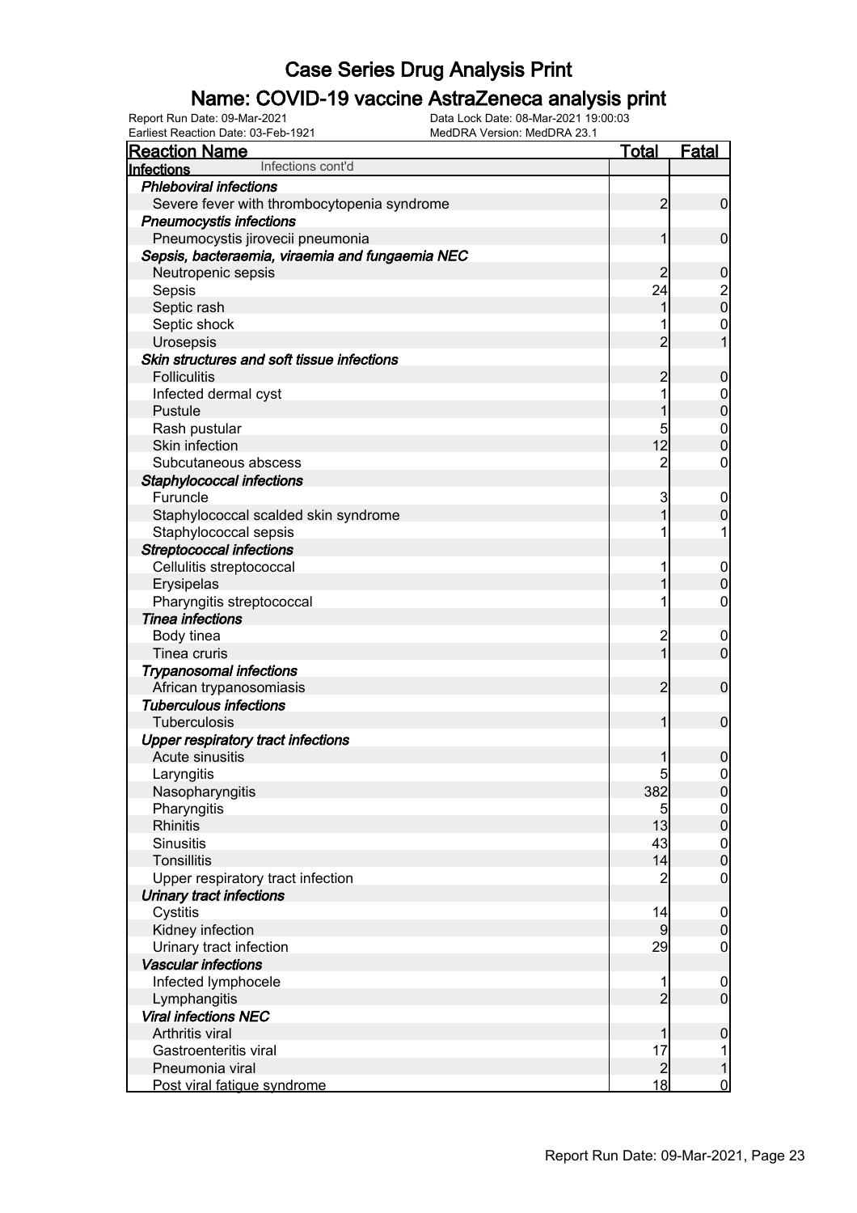# Case Series Drug Analysis Print

## Name: COVID-19 vaccine AstraZeneca analysis print

Report Run Date: 09-Mar-2021
Data Lock Date: 08-Mar-2021 19:00:03
Earliest Reaction Date: 03-Feb-1921
MedDRA Version: MedDRA 23.1

| Reaction Name | Total | Fatal |
|---|---|---|
| **Infections** Infections cont'd | | |
| ***Phleboviral infections*** | | |
| Severe fever with thrombocytopenia syndrome | 2 | 0 |
| ***Pneumocystis infections*** | | |
| Pneumocystis jirovecii pneumonia | 1 | 0 |
| ***Sepsis, bacteraemia, viraemia and fungaemia NEC*** | | |
| Neutropenic sepsis | 2 | 0 |
| Sepsis | 24 | 2 |
| Septic rash | 1 | 0 |
| Septic shock | 1 | 0 |
| Urosepsis | 2 | 1 |
| ***Skin structures and soft tissue infections*** | | |
| Folliculitis | 2 | 0 |
| Infected dermal cyst | 1 | 0 |
| Pustule | 1 | 0 |
| Rash pustular | 5 | 0 |
| Skin infection | 12 | 0 |
| Subcutaneous abscess | 2 | 0 |
| ***Staphylococcal infections*** | | |
| Furuncle | 3 | 0 |
| Staphylococcal scalded skin syndrome | 1 | 0 |
| Staphylococcal sepsis | 1 | 1 |
| ***Streptococcal infections*** | | |
| Cellulitis streptococcal | 1 | 0 |
| Erysipelas | 1 | 0 |
| Pharyngitis streptococcal | 1 | 0 |
| ***Tinea infections*** | | |
| Body tinea | 2 | 0 |
| Tinea cruris | 1 | 0 |
| ***Trypanosomal infections*** | | |
| African trypanosomiasis | 2 | 0 |
| ***Tuberculous infections*** | | |
| Tuberculosis | 1 | 0 |
| ***Upper respiratory tract infections*** | | |
| Acute sinusitis | 1 | 0 |
| Laryngitis | 5 | 0 |
| Nasopharyngitis | 382 | 0 |
| Pharyngitis | 5 | 0 |
| Rhinitis | 13 | 0 |
| Sinusitis | 43 | 0 |
| Tonsillitis | 14 | 0 |
| Upper respiratory tract infection | 2 | 0 |
| ***Urinary tract infections*** | | |
| Cystitis | 14 | 0 |
| Kidney infection | 9 | 0 |
| Urinary tract infection | 29 | 0 |
| ***Vascular infections*** | | |
| Infected lymphocele | 1 | 0 |
| Lymphangitis | 2 | 0 |
| ***Viral infections NEC*** | | |
| Arthritis viral | 1 | 0 |
| Gastroenteritis viral | 17 | 1 |
| Pneumonia viral | 2 | 1 |
| Post viral fatigue syndrome | 18 | 0 |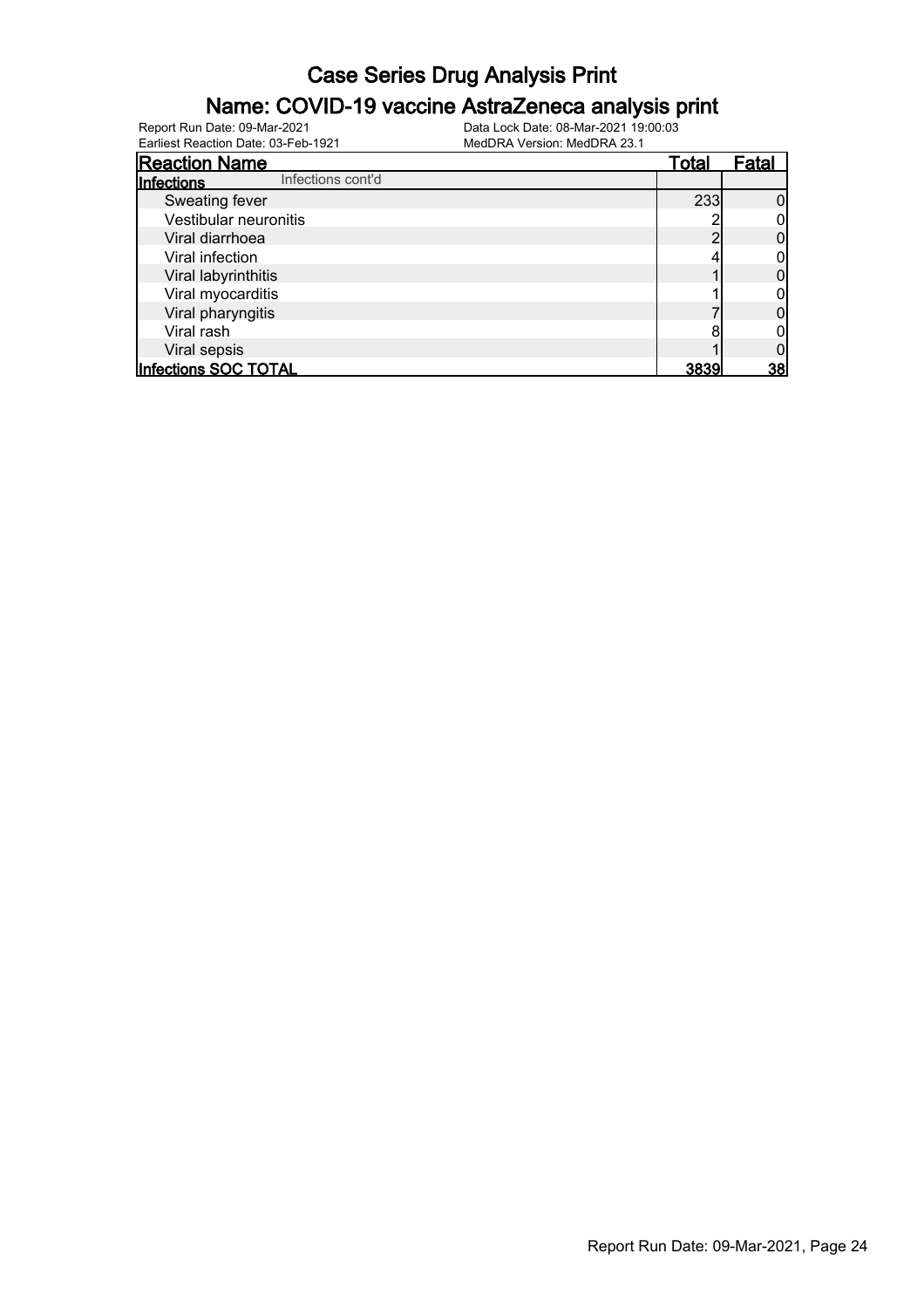# Case Series Drug Analysis Print

## Name: COVID-19 vaccine AstraZeneca analysis print

Report Run Date: 09-Mar-2021
Data Lock Date: 08-Mar-2021 19:00:03
Earliest Reaction Date: 03-Feb-1921
MedDRA Version: MedDRA 23.1

| Reaction Name | Total | Fatal |
|---|---|---|
| **Infections** Infections cont'd | | |
| Sweating fever | 233 | 0 |
| Vestibular neuronitis | 2 | 0 |
| Viral diarrhoea | 2 | 0 |
| Viral infection | 4 | 0 |
| Viral labyrinthitis | 1 | 0 |
| Viral myocarditis | 1 | 0 |
| Viral pharyngitis | 7 | 0 |
| Viral rash | 8 | 0 |
| Viral sepsis | 1 | 0 |
| **Infections SOC TOTAL** | **3839** | **38** |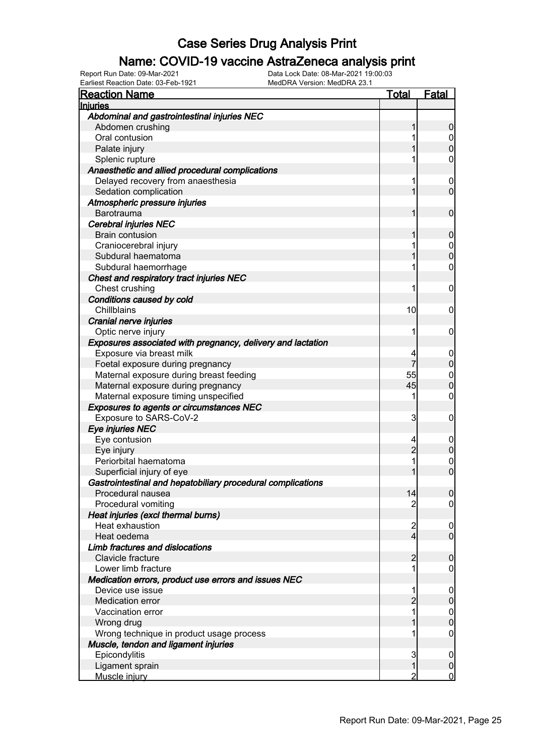# Case Series Drug Analysis Print

## Name: COVID-19 vaccine AstraZeneca analysis print

Report Run Date: 09-Mar-2021 | Data Lock Date: 08-Mar-2021 19:00:03
Earliest Reaction Date: 03-Feb-1921 | MedDRA Version: MedDRA 23.1

| Reaction Name | Total | Fatal |
|---|---|---|
| **Injuries** | | |
| ***Abdominal and gastrointestinal injuries NEC*** | | |
| Abdomen crushing | 1 | 0 |
| Oral contusion | 1 | 0 |
| Palate injury | 1 | 0 |
| Splenic rupture | 1 | 0 |
| ***Anaesthetic and allied procedural complications*** | | |
| Delayed recovery from anaesthesia | 1 | 0 |
| Sedation complication | 1 | 0 |
| ***Atmospheric pressure injuries*** | | |
| Barotrauma | 1 | 0 |
| ***Cerebral injuries NEC*** | | |
| Brain contusion | 1 | 0 |
| Craniocerebral injury | 1 | 0 |
| Subdural haematoma | 1 | 0 |
| Subdural haemorrhage | 1 | 0 |
| ***Chest and respiratory tract injuries NEC*** | | |
| Chest crushing | 1 | 0 |
| ***Conditions caused by cold*** | | |
| Chillblains | 10 | 0 |
| ***Cranial nerve injuries*** | | |
| Optic nerve injury | 1 | 0 |
| ***Exposures associated with pregnancy, delivery and lactation*** | | |
| Exposure via breast milk | 4 | 0 |
| Foetal exposure during pregnancy | 7 | 0 |
| Maternal exposure during breast feeding | 55 | 0 |
| Maternal exposure during pregnancy | 45 | 0 |
| Maternal exposure timing unspecified | 1 | 0 |
| ***Exposures to agents or circumstances NEC*** | | |
| Exposure to SARS-CoV-2 | 3 | 0 |
| ***Eye injuries NEC*** | | |
| Eye contusion | 4 | 0 |
| Eye injury | 2 | 0 |
| Periorbital haematoma | 1 | 0 |
| Superficial injury of eye | 1 | 0 |
| ***Gastrointestinal and hepatobiliary procedural complications*** | | |
| Procedural nausea | 14 | 0 |
| Procedural vomiting | 2 | 0 |
| ***Heat injuries (excl thermal burns)*** | | |
| Heat exhaustion | 2 | 0 |
| Heat oedema | 4 | 0 |
| ***Limb fractures and dislocations*** | | |
| Clavicle fracture | 2 | 0 |
| Lower limb fracture | 1 | 0 |
| ***Medication errors, product use errors and issues NEC*** | | |
| Device use issue | 1 | 0 |
| Medication error | 2 | 0 |
| Vaccination error | 1 | 0 |
| Wrong drug | 1 | 0 |
| Wrong technique in product usage process | 1 | 0 |
| ***Muscle, tendon and ligament injuries*** | | |
| Epicondylitis | 3 | 0 |
| Ligament sprain | 1 | 0 |
| Muscle injury | 2 | 0 |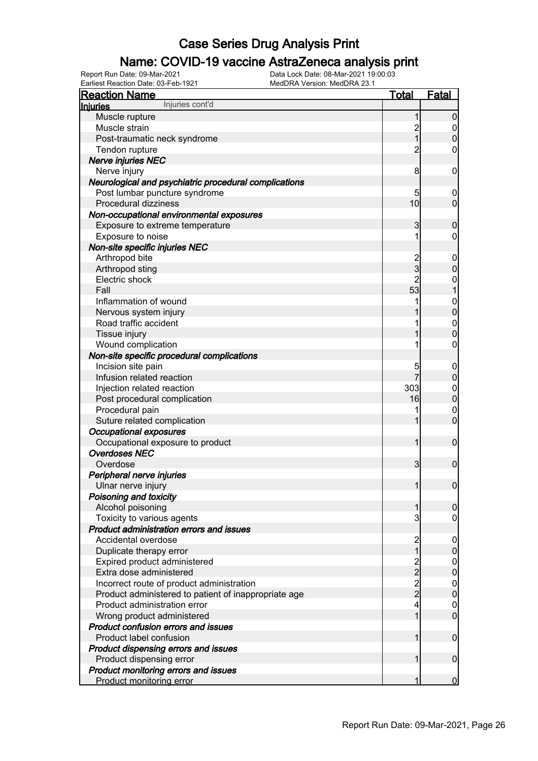# Case Series Drug Analysis Print

## Name: COVID-19 vaccine AstraZeneca analysis print

Report Run Date: 09-Mar-2021
Earliest Reaction Date: 03-Feb-1921
Data Lock Date: 08-Mar-2021 19:00:03
MedDRA Version: MedDRA 23.1

| Reaction Name | Total | Fatal |
|---|---|---|
| **Injuries** Injuries cont'd | | |
| Muscle rupture | 1 | 0 |
| Muscle strain | 2 | 0 |
| Post-traumatic neck syndrome | 1 | 0 |
| Tendon rupture | 2 | 0 |
| ***Nerve injuries NEC*** | | |
| Nerve injury | 8 | 0 |
| ***Neurological and psychiatric procedural complications*** | | |
| Post lumbar puncture syndrome | 5 | 0 |
| Procedural dizziness | 10 | 0 |
| ***Non-occupational environmental exposures*** | | |
| Exposure to extreme temperature | 3 | 0 |
| Exposure to noise | 1 | 0 |
| ***Non-site specific injuries NEC*** | | |
| Arthropod bite | 2 | 0 |
| Arthropod sting | 3 | 0 |
| Electric shock | 2 | 0 |
| Fall | 53 | 1 |
| Inflammation of wound | 1 | 0 |
| Nervous system injury | 1 | 0 |
| Road traffic accident | 1 | 0 |
| Tissue injury | 1 | 0 |
| Wound complication | 1 | 0 |
| ***Non-site specific procedural complications*** | | |
| Incision site pain | 5 | 0 |
| Infusion related reaction | 7 | 0 |
| Injection related reaction | 303 | 0 |
| Post procedural complication | 16 | 0 |
| Procedural pain | 1 | 0 |
| Suture related complication | 1 | 0 |
| ***Occupational exposures*** | | |
| Occupational exposure to product | 1 | 0 |
| ***Overdoses NEC*** | | |
| Overdose | 3 | 0 |
| ***Peripheral nerve injuries*** | | |
| Ulnar nerve injury | 1 | 0 |
| ***Poisoning and toxicity*** | | |
| Alcohol poisoning | 1 | 0 |
| Toxicity to various agents | 3 | 0 |
| ***Product administration errors and issues*** | | |
| Accidental overdose | 2 | 0 |
| Duplicate therapy error | 1 | 0 |
| Expired product administered | 2 | 0 |
| Extra dose administered | 2 | 0 |
| Incorrect route of product administration | 2 | 0 |
| Product administered to patient of inappropriate age | 2 | 0 |
| Product administration error | 4 | 0 |
| Wrong product administered | 1 | 0 |
| ***Product confusion errors and issues*** | | |
| Product label confusion | 1 | 0 |
| ***Product dispensing errors and issues*** | | |
| Product dispensing error | 1 | 0 |
| ***Product monitoring errors and issues*** | | |
| Product monitoring error | 1 | 0 |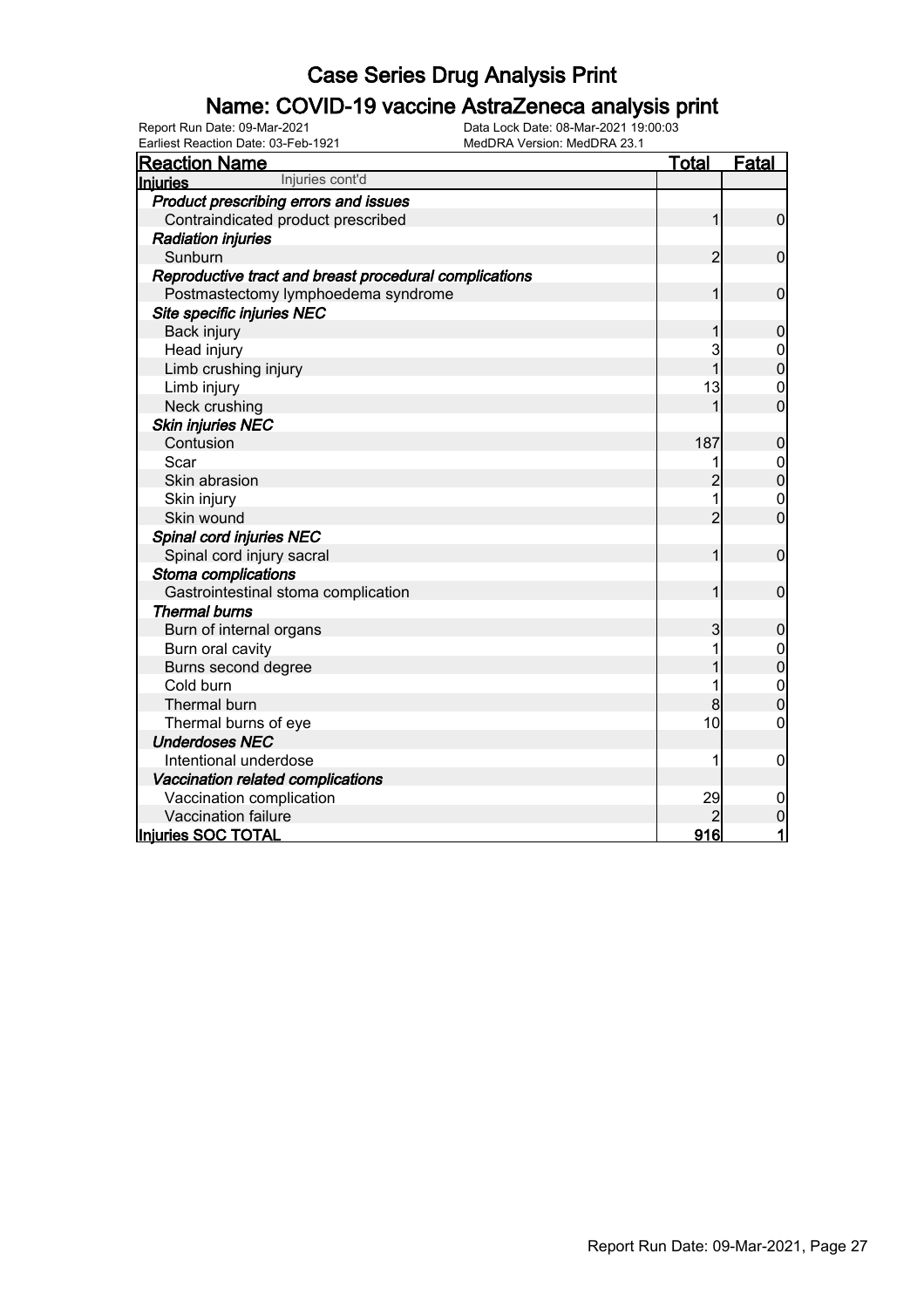# Case Series Drug Analysis Print

## Name: COVID-19 vaccine AstraZeneca analysis print

Report Run Date: 09-Mar-2021
Data Lock Date: 08-Mar-2021 19:00:03
Earliest Reaction Date: 03-Feb-1921
MedDRA Version: MedDRA 23.1

| Reaction Name | Total | Fatal |
|---|---|---|
| **Injuries** Injuries cont'd | | |
| ***Product prescribing errors and issues*** | | |
| Contraindicated product prescribed | 1 | 0 |
| ***Radiation injuries*** | | |
| Sunburn | 2 | 0 |
| ***Reproductive tract and breast procedural complications*** | | |
| Postmastectomy lymphoedema syndrome | 1 | 0 |
| ***Site specific injuries NEC*** | | |
| Back injury | 1 | 0 |
| Head injury | 3 | 0 |
| Limb crushing injury | 1 | 0 |
| Limb injury | 13 | 0 |
| Neck crushing | 1 | 0 |
| ***Skin injuries NEC*** | | |
| Contusion | 187 | 0 |
| Scar | 1 | 0 |
| Skin abrasion | 2 | 0 |
| Skin injury | 1 | 0 |
| Skin wound | 2 | 0 |
| ***Spinal cord injuries NEC*** | | |
| Spinal cord injury sacral | 1 | 0 |
| ***Stoma complications*** | | |
| Gastrointestinal stoma complication | 1 | 0 |
| ***Thermal burns*** | | |
| Burn of internal organs | 3 | 0 |
| Burn oral cavity | 1 | 0 |
| Burns second degree | 1 | 0 |
| Cold burn | 1 | 0 |
| Thermal burn | 8 | 0 |
| Thermal burns of eye | 10 | 0 |
| ***Underdoses NEC*** | | |
| Intentional underdose | 1 | 0 |
| ***Vaccination related complications*** | | |
| Vaccination complication | 29 | 0 |
| Vaccination failure | 2 | 0 |
| **Injuries SOC TOTAL** | **916** | **1** |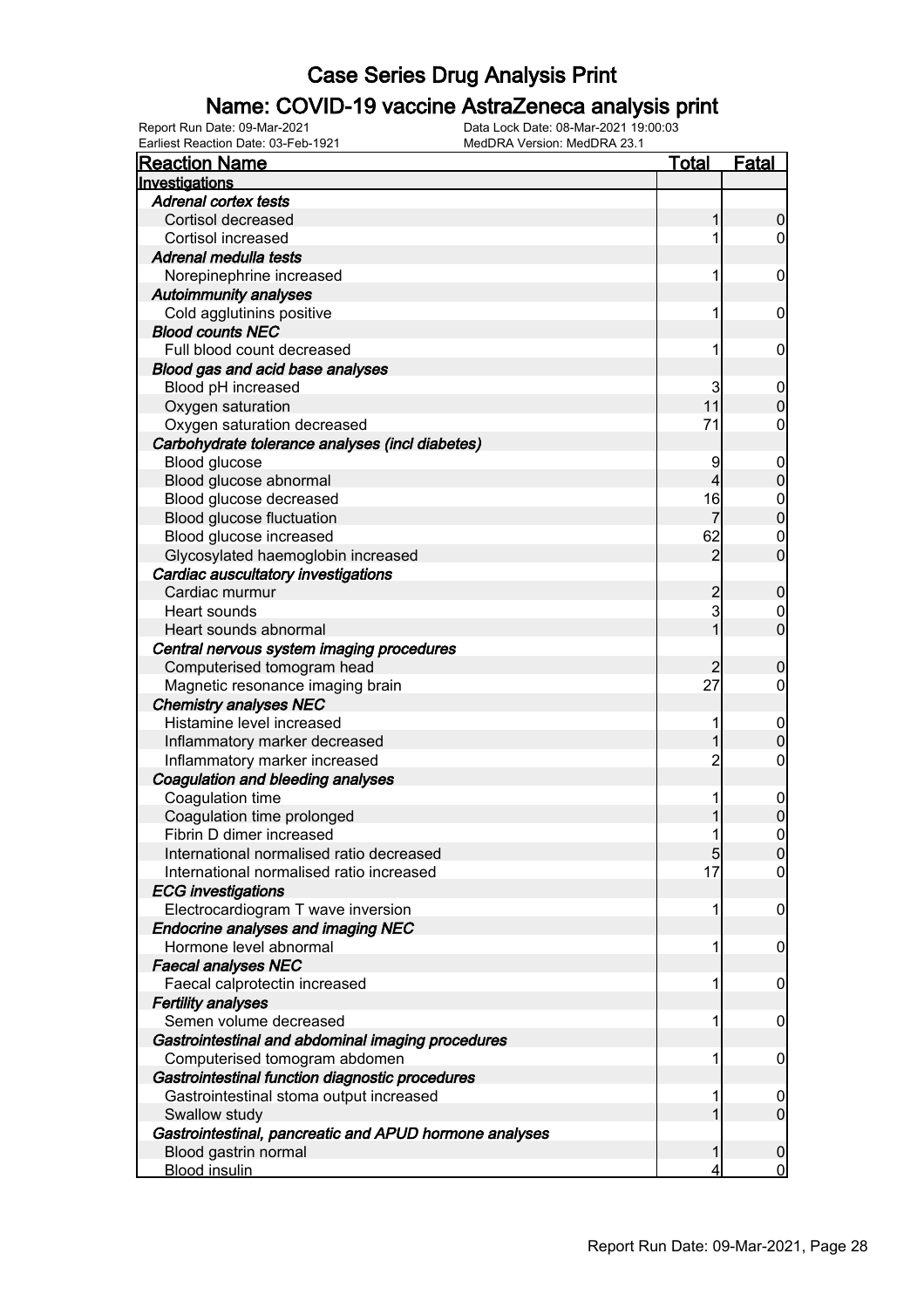# Case Series Drug Analysis Print

## Name: COVID-19 vaccine AstraZeneca analysis print

Report Run Date: 09-Mar-2021
Data Lock Date: 08-Mar-2021 19:00:03
Earliest Reaction Date: 03-Feb-1921
MedDRA Version: MedDRA 23.1

| Reaction Name | Total | Fatal |
|---|---|---|
| **Investigations** | | |
| ***Adrenal cortex tests*** | | |
| Cortisol decreased | 1 | 0 |
| Cortisol increased | 1 | 0 |
| ***Adrenal medulla tests*** | | |
| Norepinephrine increased | 1 | 0 |
| ***Autoimmunity analyses*** | | |
| Cold agglutinins positive | 1 | 0 |
| ***Blood counts NEC*** | | |
| Full blood count decreased | 1 | 0 |
| ***Blood gas and acid base analyses*** | | |
| Blood pH increased | 3 | 0 |
| Oxygen saturation | 11 | 0 |
| Oxygen saturation decreased | 71 | 0 |
| ***Carbohydrate tolerance analyses (incl diabetes)*** | | |
| Blood glucose | 9 | 0 |
| Blood glucose abnormal | 4 | 0 |
| Blood glucose decreased | 16 | 0 |
| Blood glucose fluctuation | 7 | 0 |
| Blood glucose increased | 62 | 0 |
| Glycosylated haemoglobin increased | 2 | 0 |
| ***Cardiac auscultatory investigations*** | | |
| Cardiac murmur | 2 | 0 |
| Heart sounds | 3 | 0 |
| Heart sounds abnormal | 1 | 0 |
| ***Central nervous system imaging procedures*** | | |
| Computerised tomogram head | 2 | 0 |
| Magnetic resonance imaging brain | 27 | 0 |
| ***Chemistry analyses NEC*** | | |
| Histamine level increased | 1 | 0 |
| Inflammatory marker decreased | 1 | 0 |
| Inflammatory marker increased | 2 | 0 |
| ***Coagulation and bleeding analyses*** | | |
| Coagulation time | 1 | 0 |
| Coagulation time prolonged | 1 | 0 |
| Fibrin D dimer increased | 1 | 0 |
| International normalised ratio decreased | 5 | 0 |
| International normalised ratio increased | 17 | 0 |
| ***ECG investigations*** | | |
| Electrocardiogram T wave inversion | 1 | 0 |
| ***Endocrine analyses and imaging NEC*** | | |
| Hormone level abnormal | 1 | 0 |
| ***Faecal analyses NEC*** | | |
| Faecal calprotectin increased | 1 | 0 |
| ***Fertility analyses*** | | |
| Semen volume decreased | 1 | 0 |
| ***Gastrointestinal and abdominal imaging procedures*** | | |
| Computerised tomogram abdomen | 1 | 0 |
| ***Gastrointestinal function diagnostic procedures*** | | |
| Gastrointestinal stoma output increased | 1 | 0 |
| Swallow study | 1 | 0 |
| ***Gastrointestinal, pancreatic and APUD hormone analyses*** | | |
| Blood gastrin normal | 1 | 0 |
| Blood insulin | 4 | 0 |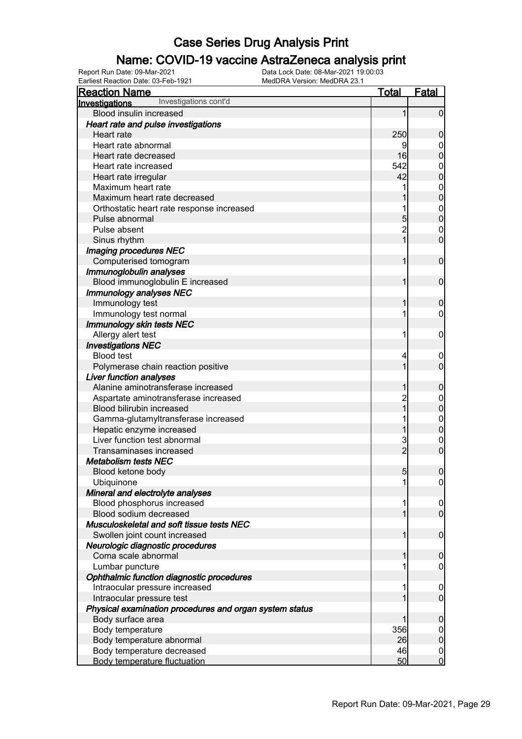# Case Series Drug Analysis Print

## Name: COVID-19 vaccine AstraZeneca analysis print

Report Run Date: 09-Mar-2021
Data Lock Date: 08-Mar-2021 19:00:03
Earliest Reaction Date: 03-Feb-1921
MedDRA Version: MedDRA 23.1

| Reaction Name | Total | Fatal |
|---|---|---|
| **Investigations** Investigations cont'd | | |
| Blood insulin increased | 1 | 0 |
| ***Heart rate and pulse investigations*** | | |
| Heart rate | 250 | 0 |
| Heart rate abnormal | 9 | 0 |
| Heart rate decreased | 16 | 0 |
| Heart rate increased | 542 | 0 |
| Heart rate irregular | 42 | 0 |
| Maximum heart rate | 1 | 0 |
| Maximum heart rate decreased | 1 | 0 |
| Orthostatic heart rate response increased | 1 | 0 |
| Pulse abnormal | 5 | 0 |
| Pulse absent | 2 | 0 |
| Sinus rhythm | 1 | 0 |
| ***Imaging procedures NEC*** | | |
| Computerised tomogram | 1 | 0 |
| ***Immunoglobulin analyses*** | | |
| Blood immunoglobulin E increased | 1 | 0 |
| ***Immunology analyses NEC*** | | |
| Immunology test | 1 | 0 |
| Immunology test normal | 1 | 0 |
| ***Immunology skin tests NEC*** | | |
| Allergy alert test | 1 | 0 |
| ***Investigations NEC*** | | |
| Blood test | 4 | 0 |
| Polymerase chain reaction positive | 1 | 0 |
| ***Liver function analyses*** | | |
| Alanine aminotransferase increased | 1 | 0 |
| Aspartate aminotransferase increased | 2 | 0 |
| Blood bilirubin increased | 1 | 0 |
| Gamma-glutamyltransferase increased | 1 | 0 |
| Hepatic enzyme increased | 1 | 0 |
| Liver function test abnormal | 3 | 0 |
| Transaminases increased | 2 | 0 |
| ***Metabolism tests NEC*** | | |
| Blood ketone body | 5 | 0 |
| Ubiquinone | 1 | 0 |
| ***Mineral and electrolyte analyses*** | | |
| Blood phosphorus increased | 1 | 0 |
| Blood sodium decreased | 1 | 0 |
| ***Musculoskeletal and soft tissue tests NEC*** | | |
| Swollen joint count increased | 1 | 0 |
| ***Neurologic diagnostic procedures*** | | |
| Coma scale abnormal | 1 | 0 |
| Lumbar puncture | 1 | 0 |
| ***Ophthalmic function diagnostic procedures*** | | |
| Intraocular pressure increased | 1 | 0 |
| Intraocular pressure test | 1 | 0 |
| ***Physical examination procedures and organ system status*** | | |
| Body surface area | 1 | 0 |
| Body temperature | 356 | 0 |
| Body temperature abnormal | 26 | 0 |
| Body temperature decreased | 46 | 0 |
| Body temperature fluctuation | 50 | 0 |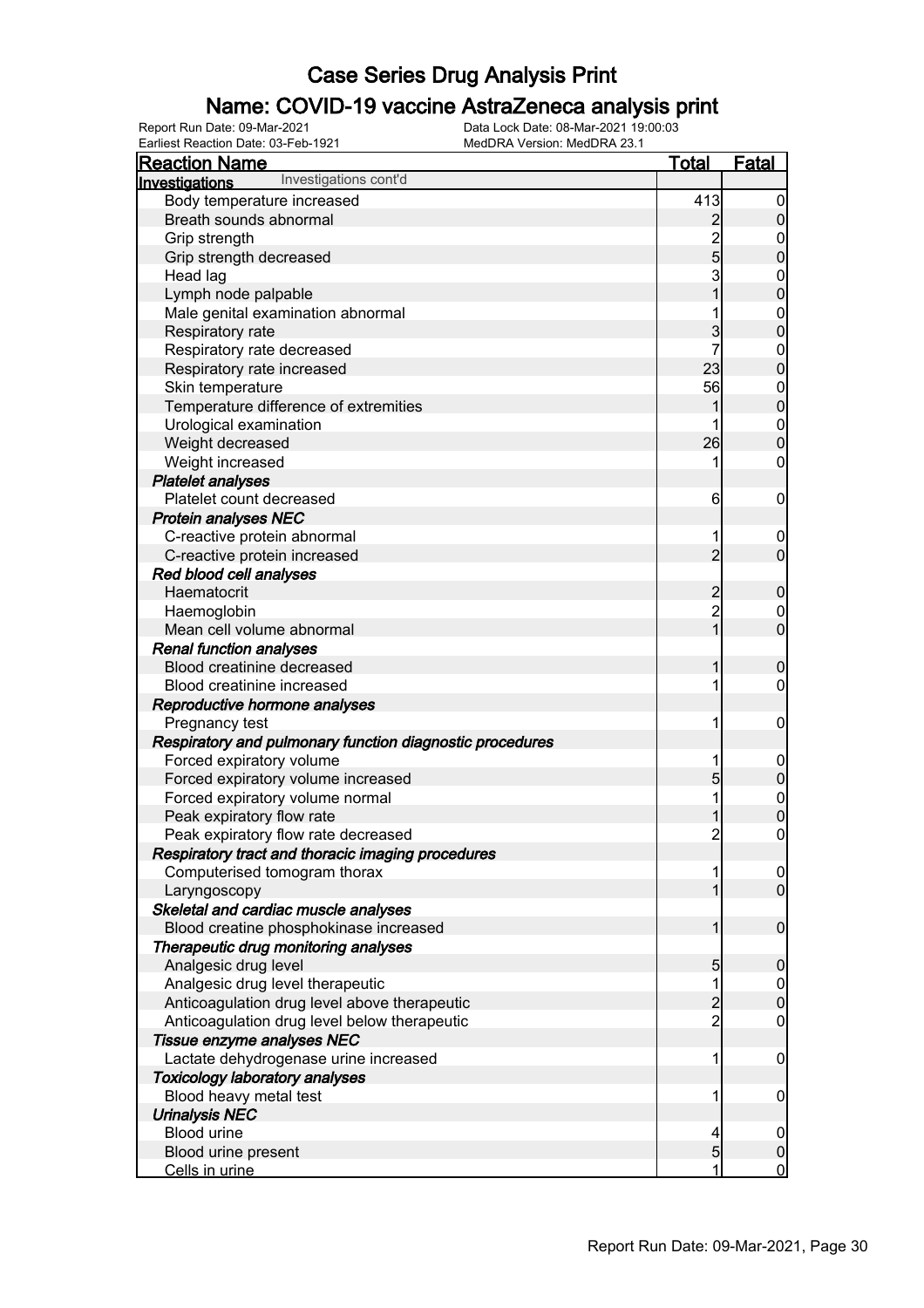# Case Series Drug Analysis Print

## Name: COVID-19 vaccine AstraZeneca analysis print

Report Run Date: 09-Mar-2021
Earliest Reaction Date: 03-Feb-1921
Data Lock Date: 08-Mar-2021 19:00:03
MedDRA Version: MedDRA 23.1

| Reaction Name | Total | Fatal |
|---|---|---|
| **Investigations** Investigations cont'd | | |
| Body temperature increased | 413 | 0 |
| Breath sounds abnormal | 2 | 0 |
| Grip strength | 2 | 0 |
| Grip strength decreased | 5 | 0 |
| Head lag | 3 | 0 |
| Lymph node palpable | 1 | 0 |
| Male genital examination abnormal | 1 | 0 |
| Respiratory rate | 3 | 0 |
| Respiratory rate decreased | 7 | 0 |
| Respiratory rate increased | 23 | 0 |
| Skin temperature | 56 | 0 |
| Temperature difference of extremities | 1 | 0 |
| Urological examination | 1 | 0 |
| Weight decreased | 26 | 0 |
| Weight increased | 1 | 0 |
| ***Platelet analyses*** | | |
| Platelet count decreased | 6 | 0 |
| ***Protein analyses NEC*** | | |
| C-reactive protein abnormal | 1 | 0 |
| C-reactive protein increased | 2 | 0 |
| ***Red blood cell analyses*** | | |
| Haematocrit | 2 | 0 |
| Haemoglobin | 2 | 0 |
| Mean cell volume abnormal | 1 | 0 |
| ***Renal function analyses*** | | |
| Blood creatinine decreased | 1 | 0 |
| Blood creatinine increased | 1 | 0 |
| ***Reproductive hormone analyses*** | | |
| Pregnancy test | 1 | 0 |
| ***Respiratory and pulmonary function diagnostic procedures*** | | |
| Forced expiratory volume | 1 | 0 |
| Forced expiratory volume increased | 5 | 0 |
| Forced expiratory volume normal | 1 | 0 |
| Peak expiratory flow rate | 1 | 0 |
| Peak expiratory flow rate decreased | 2 | 0 |
| ***Respiratory tract and thoracic imaging procedures*** | | |
| Computerised tomogram thorax | 1 | 0 |
| Laryngoscopy | 1 | 0 |
| ***Skeletal and cardiac muscle analyses*** | | |
| Blood creatine phosphokinase increased | 1 | 0 |
| ***Therapeutic drug monitoring analyses*** | | |
| Analgesic drug level | 5 | 0 |
| Analgesic drug level therapeutic | 1 | 0 |
| Anticoagulation drug level above therapeutic | 2 | 0 |
| Anticoagulation drug level below therapeutic | 2 | 0 |
| ***Tissue enzyme analyses NEC*** | | |
| Lactate dehydrogenase urine increased | 1 | 0 |
| ***Toxicology laboratory analyses*** | | |
| Blood heavy metal test | 1 | 0 |
| ***Urinalysis NEC*** | | |
| Blood urine | 4 | 0 |
| Blood urine present | 5 | 0 |
| Cells in urine | 1 | 0 |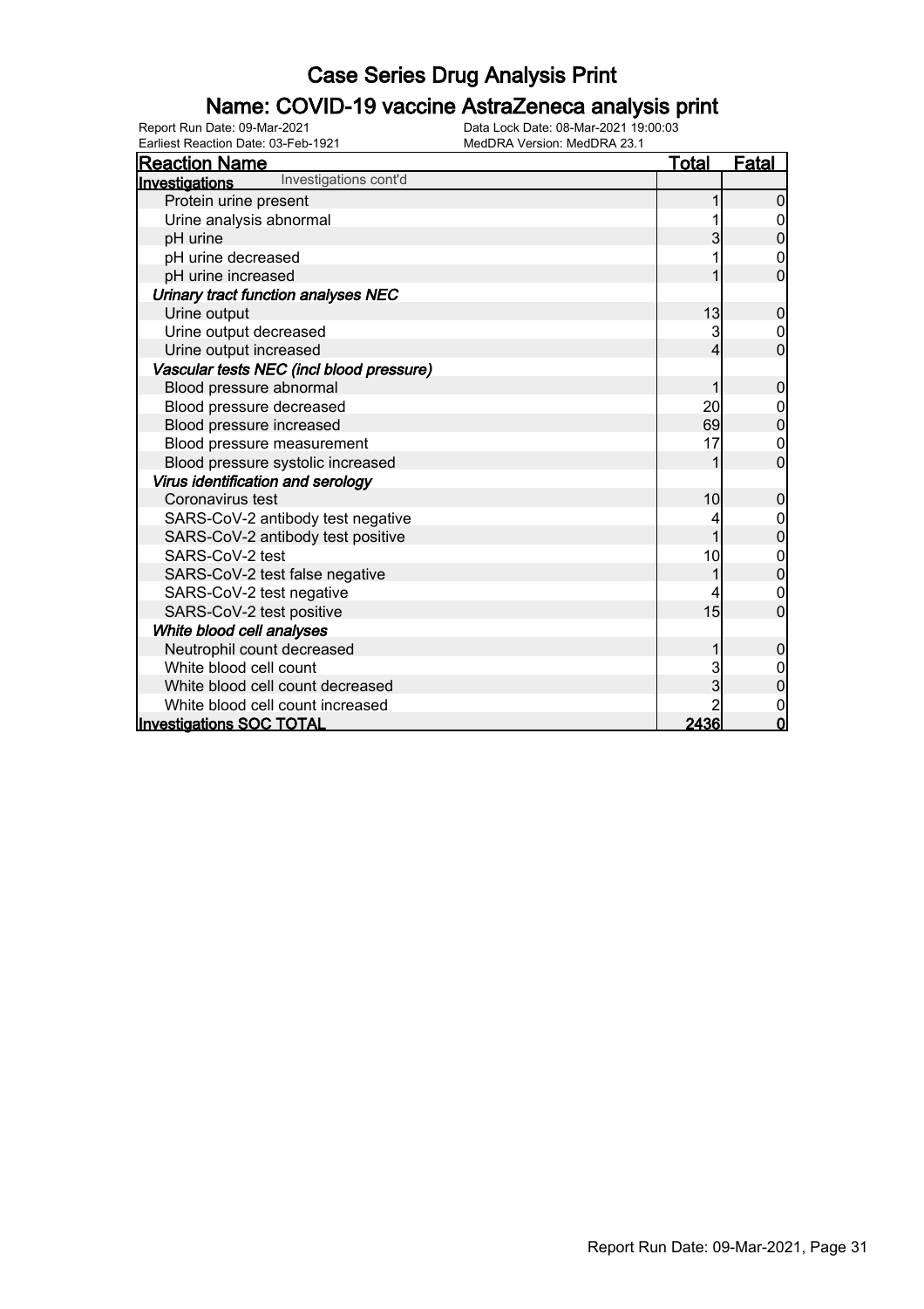# Case Series Drug Analysis Print

## Name: COVID-19 vaccine AstraZeneca analysis print

Report Run Date: 09-Mar-2021    Data Lock Date: 08-Mar-2021 19:00:03
Earliest Reaction Date: 03-Feb-1921    MedDRA Version: MedDRA 23.1

| Reaction Name | Total | Fatal |
|---|---|---|
| **Investigations** Investigations cont'd | | |
| Protein urine present | 1 | 0 |
| Urine analysis abnormal | 1 | 0 |
| pH urine | 3 | 0 |
| pH urine decreased | 1 | 0 |
| pH urine increased | 1 | 0 |
| ***Urinary tract function analyses NEC*** | | |
| Urine output | 13 | 0 |
| Urine output decreased | 3 | 0 |
| Urine output increased | 4 | 0 |
| ***Vascular tests NEC (incl blood pressure)*** | | |
| Blood pressure abnormal | 1 | 0 |
| Blood pressure decreased | 20 | 0 |
| Blood pressure increased | 69 | 0 |
| Blood pressure measurement | 17 | 0 |
| Blood pressure systolic increased | 1 | 0 |
| ***Virus identification and serology*** | | |
| Coronavirus test | 10 | 0 |
| SARS-CoV-2 antibody test negative | 4 | 0 |
| SARS-CoV-2 antibody test positive | 1 | 0 |
| SARS-CoV-2 test | 10 | 0 |
| SARS-CoV-2 test false negative | 1 | 0 |
| SARS-CoV-2 test negative | 4 | 0 |
| SARS-CoV-2 test positive | 15 | 0 |
| ***White blood cell analyses*** | | |
| Neutrophil count decreased | 1 | 0 |
| White blood cell count | 3 | 0 |
| White blood cell count decreased | 3 | 0 |
| White blood cell count increased | 2 | 0 |
| **Investigations SOC TOTAL** | **2436** | **0** |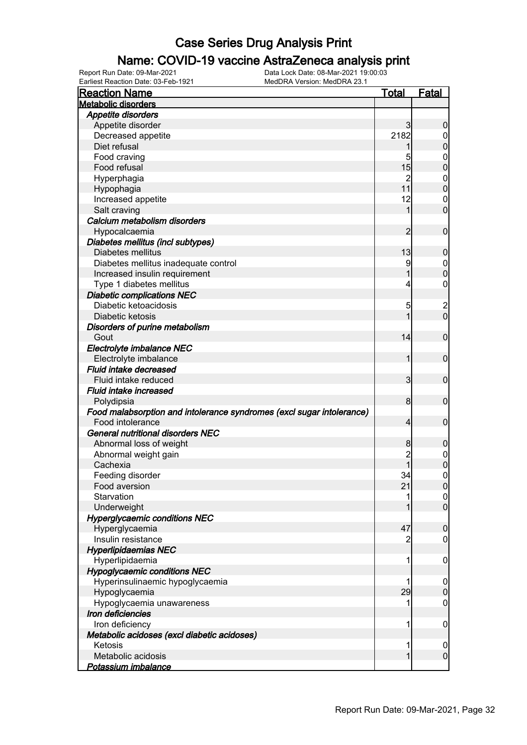# Case Series Drug Analysis Print

## Name: COVID-19 vaccine AstraZeneca analysis print

Report Run Date: 09-Mar-2021
Data Lock Date: 08-Mar-2021 19:00:03
Earliest Reaction Date: 03-Feb-1921
MedDRA Version: MedDRA 23.1

| Reaction Name | Total | Fatal |
|---|---|---|
| **Metabolic disorders** | | |
| *Appetite disorders* | | |
| Appetite disorder | 3 | 0 |
| Decreased appetite | 2182 | 0 |
| Diet refusal | 1 | 0 |
| Food craving | 5 | 0 |
| Food refusal | 15 | 0 |
| Hyperphagia | 2 | 0 |
| Hypophagia | 11 | 0 |
| Increased appetite | 12 | 0 |
| Salt craving | 1 | 0 |
| *Calcium metabolism disorders* | | |
| Hypocalcaemia | 2 | 0 |
| *Diabetes mellitus (incl subtypes)* | | |
| Diabetes mellitus | 13 | 0 |
| Diabetes mellitus inadequate control | 9 | 0 |
| Increased insulin requirement | 1 | 0 |
| Type 1 diabetes mellitus | 4 | 0 |
| *Diabetic complications NEC* | | |
| Diabetic ketoacidosis | 5 | 2 |
| Diabetic ketosis | 1 | 0 |
| *Disorders of purine metabolism* | | |
| Gout | 14 | 0 |
| *Electrolyte imbalance NEC* | | |
| Electrolyte imbalance | 1 | 0 |
| *Fluid intake decreased* | | |
| Fluid intake reduced | 3 | 0 |
| *Fluid intake increased* | | |
| Polydipsia | 8 | 0 |
| *Food malabsorption and intolerance syndromes (excl sugar intolerance)* | | |
| Food intolerance | 4 | 0 |
| *General nutritional disorders NEC* | | |
| Abnormal loss of weight | 8 | 0 |
| Abnormal weight gain | 2 | 0 |
| Cachexia | 1 | 0 |
| Feeding disorder | 34 | 0 |
| Food aversion | 21 | 0 |
| Starvation | 1 | 0 |
| Underweight | 1 | 0 |
| *Hyperglycaemic conditions NEC* | | |
| Hyperglycaemia | 47 | 0 |
| Insulin resistance | 2 | 0 |
| *Hyperlipidaemias NEC* | | |
| Hyperlipidaemia | 1 | 0 |
| *Hypoglycaemic conditions NEC* | | |
| Hyperinsulinaemic hypoglycaemia | 1 | 0 |
| Hypoglycaemia | 29 | 0 |
| Hypoglycaemia unawareness | 1 | 0 |
| *Iron deficiencies* | | |
| Iron deficiency | 1 | 0 |
| *Metabolic acidoses (excl diabetic acidoses)* | | |
| Ketosis | 1 | 0 |
| Metabolic acidosis | 1 | 0 |
| *Potassium imbalance* | | |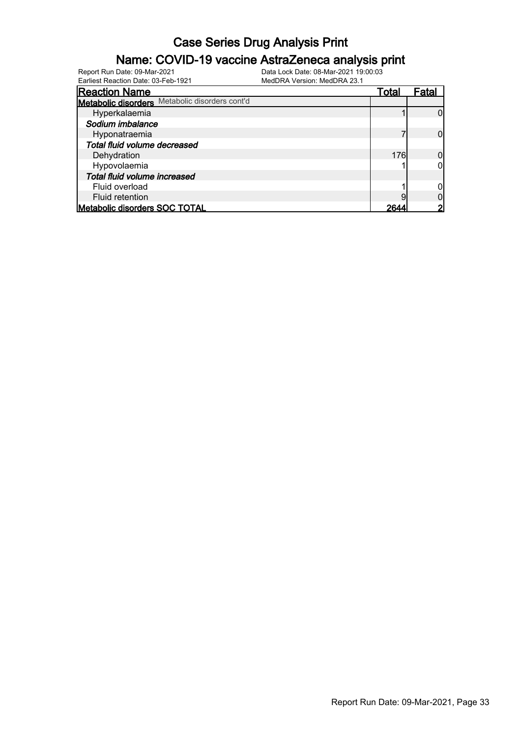# Case Series Drug Analysis Print

## Name: COVID-19 vaccine AstraZeneca analysis print

Report Run Date: 09-Mar-2021
Data Lock Date: 08-Mar-2021 19:00:03
Earliest Reaction Date: 03-Feb-1921
MedDRA Version: MedDRA 23.1

| Reaction Name | Total | Fatal |
|---|---|---|
| **Metabolic disorders** Metabolic disorders cont'd | | |
| Hyperkalaemia | 1 | 0 |
| ***Sodium imbalance*** | | |
| Hyponatraemia | 7 | 0 |
| ***Total fluid volume decreased*** | | |
| Dehydration | 176 | 0 |
| Hypovolaemia | 1 | 0 |
| ***Total fluid volume increased*** | | |
| Fluid overload | 1 | 0 |
| Fluid retention | 9 | 0 |
| **Metabolic disorders SOC TOTAL** | **2644** | **2** |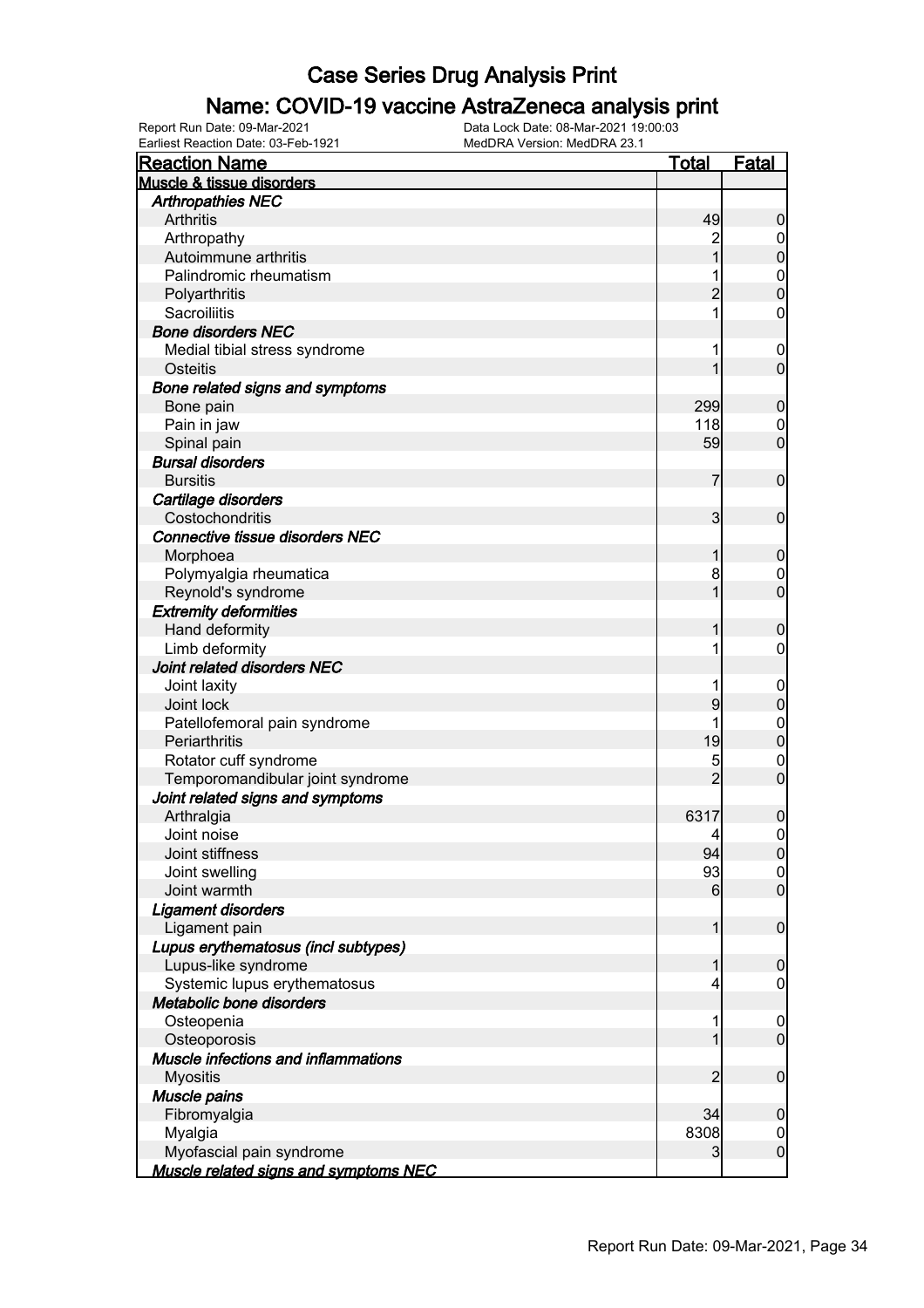# Case Series Drug Analysis Print

## Name: COVID-19 vaccine AstraZeneca analysis print

Report Run Date: 09-Mar-2021
Data Lock Date: 08-Mar-2021 19:00:03
Earliest Reaction Date: 03-Feb-1921
MedDRA Version: MedDRA 23.1

| Reaction Name | Total | Fatal |
|---|---|---|
| **Muscle & tissue disorders** | | |
| ***Arthropathies NEC*** | | |
| Arthritis | 49 | 0 |
| Arthropathy | 2 | 0 |
| Autoimmune arthritis | 1 | 0 |
| Palindromic rheumatism | 1 | 0 |
| Polyarthritis | 2 | 0 |
| Sacroiliitis | 1 | 0 |
| ***Bone disorders NEC*** | | |
| Medial tibial stress syndrome | 1 | 0 |
| Osteitis | 1 | 0 |
| ***Bone related signs and symptoms*** | | |
| Bone pain | 299 | 0 |
| Pain in jaw | 118 | 0 |
| Spinal pain | 59 | 0 |
| ***Bursal disorders*** | | |
| Bursitis | 7 | 0 |
| ***Cartilage disorders*** | | |
| Costochondritis | 3 | 0 |
| ***Connective tissue disorders NEC*** | | |
| Morphoea | 1 | 0 |
| Polymyalgia rheumatica | 8 | 0 |
| Reynold's syndrome | 1 | 0 |
| ***Extremity deformities*** | | |
| Hand deformity | 1 | 0 |
| Limb deformity | 1 | 0 |
| ***Joint related disorders NEC*** | | |
| Joint laxity | 1 | 0 |
| Joint lock | 9 | 0 |
| Patellofemoral pain syndrome | 1 | 0 |
| Periarthritis | 19 | 0 |
| Rotator cuff syndrome | 5 | 0 |
| Temporomandibular joint syndrome | 2 | 0 |
| ***Joint related signs and symptoms*** | | |
| Arthralgia | 6317 | 0 |
| Joint noise | 4 | 0 |
| Joint stiffness | 94 | 0 |
| Joint swelling | 93 | 0 |
| Joint warmth | 6 | 0 |
| ***Ligament disorders*** | | |
| Ligament pain | 1 | 0 |
| ***Lupus erythematosus (incl subtypes)*** | | |
| Lupus-like syndrome | 1 | 0 |
| Systemic lupus erythematosus | 4 | 0 |
| ***Metabolic bone disorders*** | | |
| Osteopenia | 1 | 0 |
| Osteoporosis | 1 | 0 |
| ***Muscle infections and inflammations*** | | |
| Myositis | 2 | 0 |
| ***Muscle pains*** | | |
| Fibromyalgia | 34 | 0 |
| Myalgia | 8308 | 0 |
| Myofascial pain syndrome | 3 | 0 |
| ***Muscle related signs and symptoms NEC*** | | |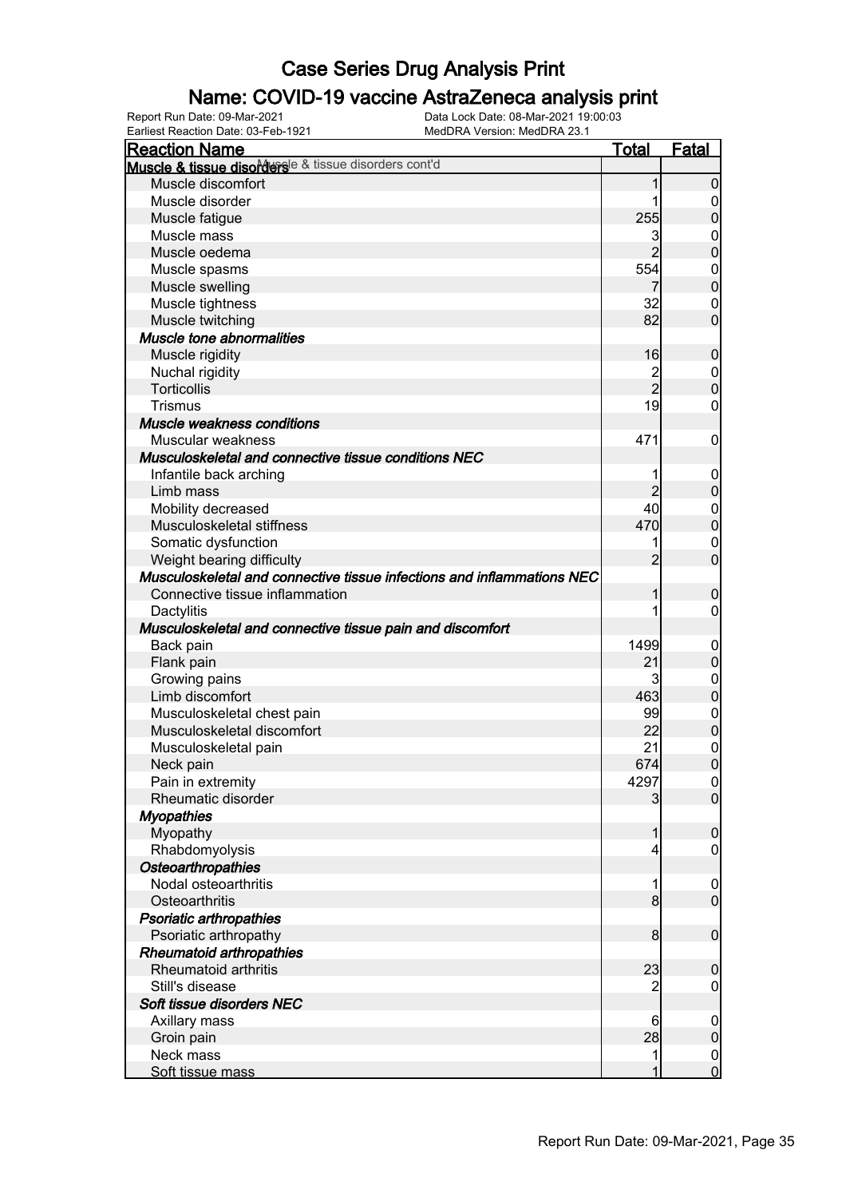# Case Series Drug Analysis Print

## Name: COVID-19 vaccine AstraZeneca analysis print

Report Run Date: 09-Mar-2021
Earliest Reaction Date: 03-Feb-1921
Data Lock Date: 08-Mar-2021 19:00:03
MedDRA Version: MedDRA 23.1

| Reaction Name | Total | Fatal |
|---|---|---|
| **Muscle & tissue disorders** Muscle & tissue disorders cont'd | | |
| Muscle discomfort | 1 | 0 |
| Muscle disorder | 1 | 0 |
| Muscle fatigue | 255 | 0 |
| Muscle mass | 3 | 0 |
| Muscle oedema | 2 | 0 |
| Muscle spasms | 554 | 0 |
| Muscle swelling | 7 | 0 |
| Muscle tightness | 32 | 0 |
| Muscle twitching | 82 | 0 |
| ***Muscle tone abnormalities*** | | |
| Muscle rigidity | 16 | 0 |
| Nuchal rigidity | 2 | 0 |
| Torticollis | 2 | 0 |
| Trismus | 19 | 0 |
| ***Muscle weakness conditions*** | | |
| Muscular weakness | 471 | 0 |
| ***Musculoskeletal and connective tissue conditions NEC*** | | |
| Infantile back arching | 1 | 0 |
| Limb mass | 2 | 0 |
| Mobility decreased | 40 | 0 |
| Musculoskeletal stiffness | 470 | 0 |
| Somatic dysfunction | 1 | 0 |
| Weight bearing difficulty | 2 | 0 |
| ***Musculoskeletal and connective tissue infections and inflammations NEC*** | | |
| Connective tissue inflammation | 1 | 0 |
| Dactylitis | 1 | 0 |
| ***Musculoskeletal and connective tissue pain and discomfort*** | | |
| Back pain | 1499 | 0 |
| Flank pain | 21 | 0 |
| Growing pains | 3 | 0 |
| Limb discomfort | 463 | 0 |
| Musculoskeletal chest pain | 99 | 0 |
| Musculoskeletal discomfort | 22 | 0 |
| Musculoskeletal pain | 21 | 0 |
| Neck pain | 674 | 0 |
| Pain in extremity | 4297 | 0 |
| Rheumatic disorder | 3 | 0 |
| ***Myopathies*** | | |
| Myopathy | 1 | 0 |
| Rhabdomyolysis | 4 | 0 |
| ***Osteoarthropathies*** | | |
| Nodal osteoarthritis | 1 | 0 |
| Osteoarthritis | 8 | 0 |
| ***Psoriatic arthropathies*** | | |
| Psoriatic arthropathy | 8 | 0 |
| ***Rheumatoid arthropathies*** | | |
| Rheumatoid arthritis | 23 | 0 |
| Still's disease | 2 | 0 |
| ***Soft tissue disorders NEC*** | | |
| Axillary mass | 6 | 0 |
| Groin pain | 28 | 0 |
| Neck mass | 1 | 0 |
| Soft tissue mass | 1 | 0 |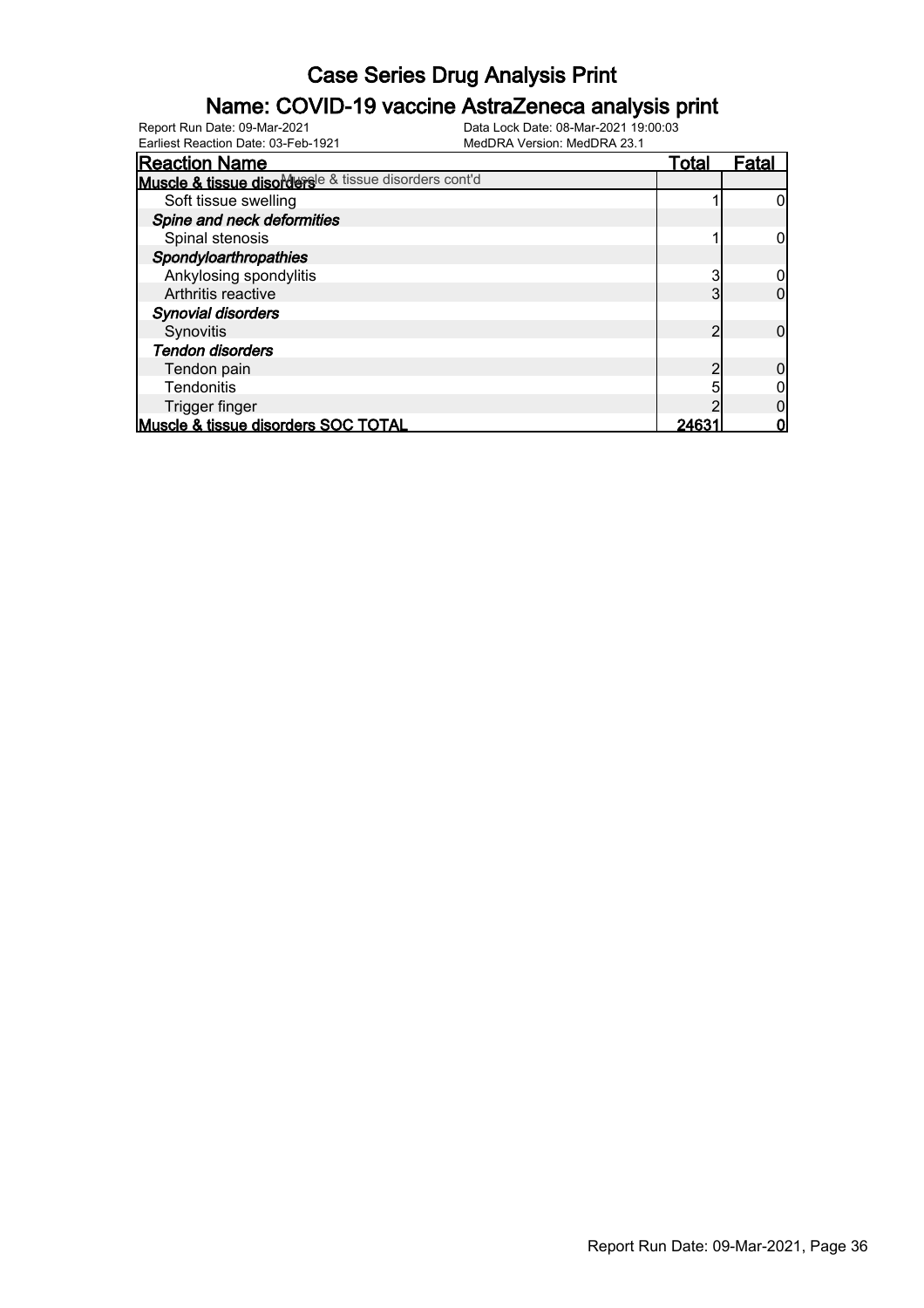# Case Series Drug Analysis Print

## Name: COVID-19 vaccine AstraZeneca analysis print

Report Run Date: 09-Mar-2021
Earliest Reaction Date: 03-Feb-1921
Data Lock Date: 08-Mar-2021 19:00:03
MedDRA Version: MedDRA 23.1

| Reaction Name | Total | Fatal |
|---|---|---|
| **Muscle & tissue disorders** Muscle & tissue disorders cont'd | | |
| Soft tissue swelling | 1 | 0 |
| ***Spine and neck deformities*** | | |
| Spinal stenosis | 1 | 0 |
| ***Spondyloarthropathies*** | | |
| Ankylosing spondylitis | 3 | 0 |
| Arthritis reactive | 3 | 0 |
| ***Synovial disorders*** | | |
| Synovitis | 2 | 0 |
| ***Tendon disorders*** | | |
| Tendon pain | 2 | 0 |
| Tendonitis | 5 | 0 |
| Trigger finger | 2 | 0 |
| **Muscle & tissue disorders SOC TOTAL** | **24631** | **0** |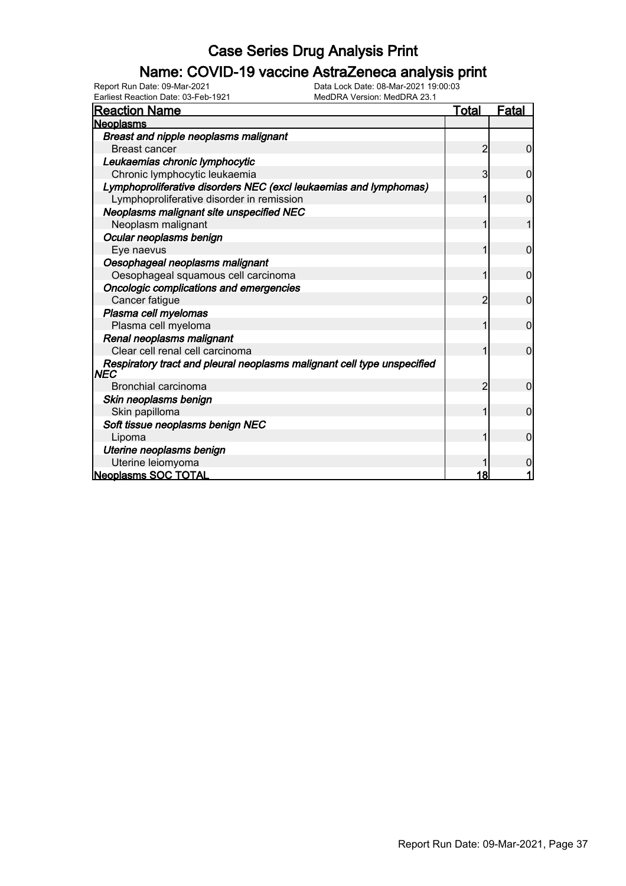# Case Series Drug Analysis Print

## Name: COVID-19 vaccine AstraZeneca analysis print

Report Run Date: 09-Mar-2021
Earliest Reaction Date: 03-Feb-1921
Data Lock Date: 08-Mar-2021 19:00:03
MedDRA Version: MedDRA 23.1

| Reaction Name | Total | Fatal |
|---|---|---|
| **Neoplasms** | | |
| ***Breast and nipple neoplasms malignant*** | | |
| Breast cancer | 2 | 0 |
| ***Leukaemias chronic lymphocytic*** | | |
| Chronic lymphocytic leukaemia | 3 | 0 |
| ***Lymphoproliferative disorders NEC (excl leukaemias and lymphomas)*** | | |
| Lymphoproliferative disorder in remission | 1 | 0 |
| ***Neoplasms malignant site unspecified NEC*** | | |
| Neoplasm malignant | 1 | 1 |
| ***Ocular neoplasms benign*** | | |
| Eye naevus | 1 | 0 |
| ***Oesophageal neoplasms malignant*** | | |
| Oesophageal squamous cell carcinoma | 1 | 0 |
| ***Oncologic complications and emergencies*** | | |
| Cancer fatigue | 2 | 0 |
| ***Plasma cell myelomas*** | | |
| Plasma cell myeloma | 1 | 0 |
| ***Renal neoplasms malignant*** | | |
| Clear cell renal cell carcinoma | 1 | 0 |
| ***Respiratory tract and pleural neoplasms malignant cell type unspecified NEC*** | | |
| Bronchial carcinoma | 2 | 0 |
| ***Skin neoplasms benign*** | | |
| Skin papilloma | 1 | 0 |
| ***Soft tissue neoplasms benign NEC*** | | |
| Lipoma | 1 | 0 |
| ***Uterine neoplasms benign*** | | |
| Uterine leiomyoma | 1 | 0 |
| **Neoplasms SOC TOTAL** | **18** | **1** |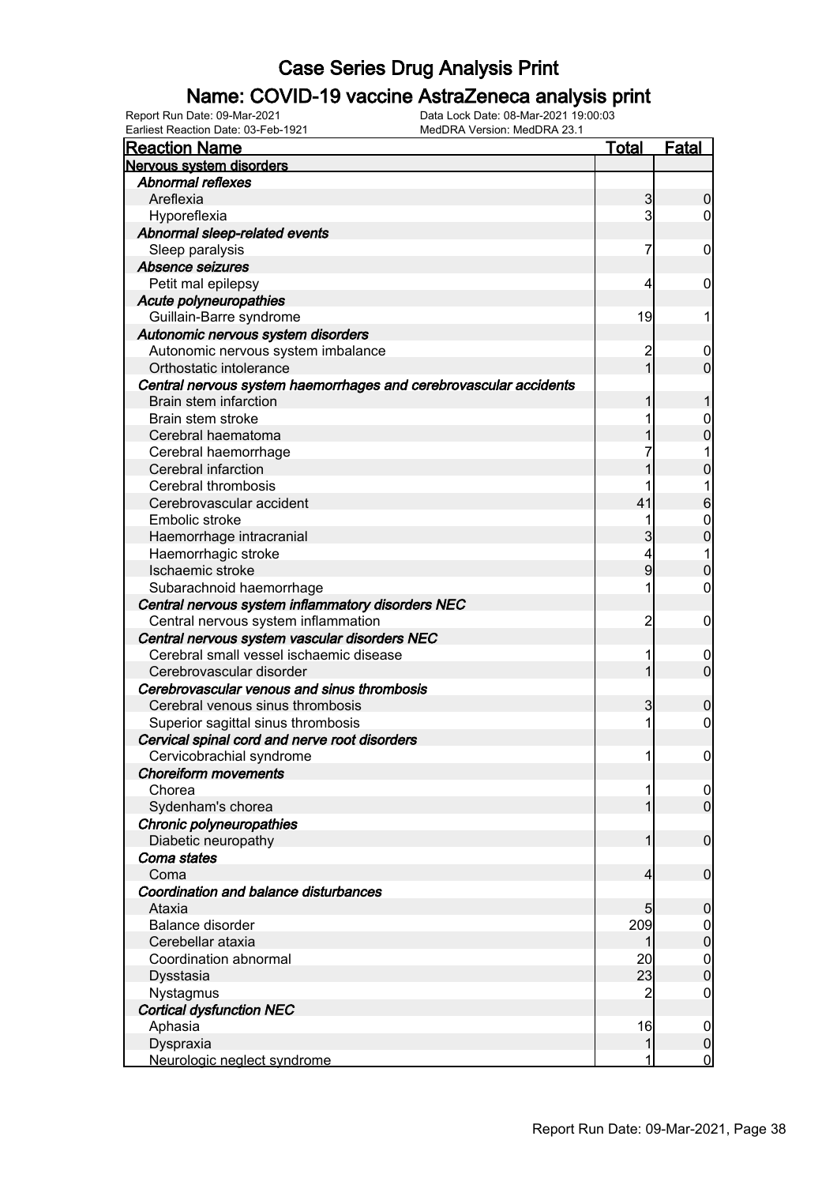# Case Series Drug Analysis Print

## Name: COVID-19 vaccine AstraZeneca analysis print

Report Run Date: 09-Mar-2021
Data Lock Date: 08-Mar-2021 19:00:03
Earliest Reaction Date: 03-Feb-1921
MedDRA Version: MedDRA 23.1

| Reaction Name | Total | Fatal |
|---|---|---|
| **Nervous system disorders** | | |
| *Abnormal reflexes* | | |
| Areflexia | 3 | 0 |
| Hyporeflexia | 3 | 0 |
| *Abnormal sleep-related events* | | |
| Sleep paralysis | 7 | 0 |
| *Absence seizures* | | |
| Petit mal epilepsy | 4 | 0 |
| *Acute polyneuropathies* | | |
| Guillain-Barre syndrome | 19 | 1 |
| *Autonomic nervous system disorders* | | |
| Autonomic nervous system imbalance | 2 | 0 |
| Orthostatic intolerance | 1 | 0 |
| *Central nervous system haemorrhages and cerebrovascular accidents* | | |
| Brain stem infarction | 1 | 1 |
| Brain stem stroke | 1 | 0 |
| Cerebral haematoma | 1 | 0 |
| Cerebral haemorrhage | 7 | 1 |
| Cerebral infarction | 1 | 0 |
| Cerebral thrombosis | 1 | 1 |
| Cerebrovascular accident | 41 | 6 |
| Embolic stroke | 1 | 0 |
| Haemorrhage intracranial | 3 | 0 |
| Haemorrhagic stroke | 4 | 1 |
| Ischaemic stroke | 9 | 0 |
| Subarachnoid haemorrhage | 1 | 0 |
| *Central nervous system inflammatory disorders NEC* | | |
| Central nervous system inflammation | 2 | 0 |
| *Central nervous system vascular disorders NEC* | | |
| Cerebral small vessel ischaemic disease | 1 | 0 |
| Cerebrovascular disorder | 1 | 0 |
| *Cerebrovascular venous and sinus thrombosis* | | |
| Cerebral venous sinus thrombosis | 3 | 0 |
| Superior sagittal sinus thrombosis | 1 | 0 |
| *Cervical spinal cord and nerve root disorders* | | |
| Cervicobrachial syndrome | 1 | 0 |
| *Choreiform movements* | | |
| Chorea | 1 | 0 |
| Sydenham's chorea | 1 | 0 |
| *Chronic polyneuropathies* | | |
| Diabetic neuropathy | 1 | 0 |
| *Coma states* | | |
| Coma | 4 | 0 |
| *Coordination and balance disturbances* | | |
| Ataxia | 5 | 0 |
| Balance disorder | 209 | 0 |
| Cerebellar ataxia | 1 | 0 |
| Coordination abnormal | 20 | 0 |
| Dysstasia | 23 | 0 |
| Nystagmus | 2 | 0 |
| *Cortical dysfunction NEC* | | |
| Aphasia | 16 | 0 |
| Dyspraxia | 1 | 0 |
| Neurologic neglect syndrome | 1 | 0 |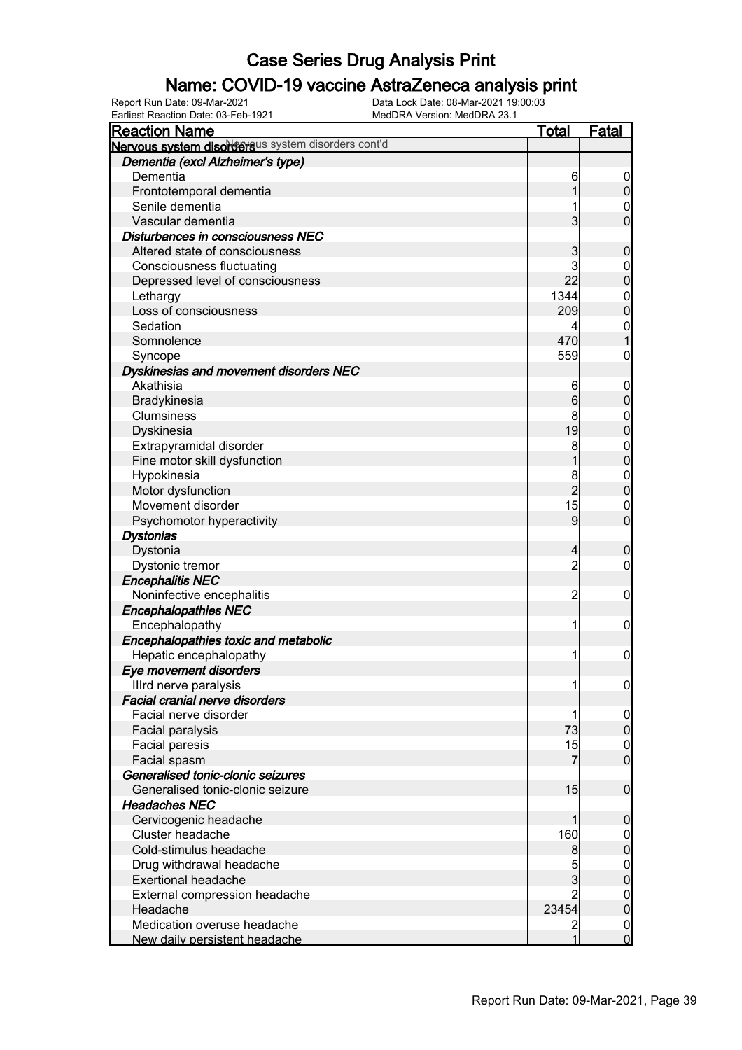# Case Series Drug Analysis Print

## Name: COVID-19 vaccine AstraZeneca analysis print

Report Run Date: 09-Mar-2021
Earliest Reaction Date: 03-Feb-1921
Data Lock Date: 08-Mar-2021 19:00:03
MedDRA Version: MedDRA 23.1

| Reaction Name | Total | Fatal |
|---|---|---|
| **Nervous system disorders** Nervous system disorders cont'd | | |
| ***Dementia (excl Alzheimer's type)*** | | |
| Dementia | 6 | 0 |
| Frontotemporal dementia | 1 | 0 |
| Senile dementia | 1 | 0 |
| Vascular dementia | 3 | 0 |
| ***Disturbances in consciousness NEC*** | | |
| Altered state of consciousness | 3 | 0 |
| Consciousness fluctuating | 3 | 0 |
| Depressed level of consciousness | 22 | 0 |
| Lethargy | 1344 | 0 |
| Loss of consciousness | 209 | 0 |
| Sedation | 4 | 0 |
| Somnolence | 470 | 1 |
| Syncope | 559 | 0 |
| ***Dyskinesias and movement disorders NEC*** | | |
| Akathisia | 6 | 0 |
| Bradykinesia | 6 | 0 |
| Clumsiness | 8 | 0 |
| Dyskinesia | 19 | 0 |
| Extrapyramidal disorder | 8 | 0 |
| Fine motor skill dysfunction | 1 | 0 |
| Hypokinesia | 8 | 0 |
| Motor dysfunction | 2 | 0 |
| Movement disorder | 15 | 0 |
| Psychomotor hyperactivity | 9 | 0 |
| ***Dystonias*** | | |
| Dystonia | 4 | 0 |
| Dystonic tremor | 2 | 0 |
| ***Encephalitis NEC*** | | |
| Noninfective encephalitis | 2 | 0 |
| ***Encephalopathies NEC*** | | |
| Encephalopathy | 1 | 0 |
| ***Encephalopathies toxic and metabolic*** | | |
| Hepatic encephalopathy | 1 | 0 |
| ***Eye movement disorders*** | | |
| IIIrd nerve paralysis | 1 | 0 |
| ***Facial cranial nerve disorders*** | | |
| Facial nerve disorder | 1 | 0 |
| Facial paralysis | 73 | 0 |
| Facial paresis | 15 | 0 |
| Facial spasm | 7 | 0 |
| ***Generalised tonic-clonic seizures*** | | |
| Generalised tonic-clonic seizure | 15 | 0 |
| ***Headaches NEC*** | | |
| Cervicogenic headache | 1 | 0 |
| Cluster headache | 160 | 0 |
| Cold-stimulus headache | 8 | 0 |
| Drug withdrawal headache | 5 | 0 |
| Exertional headache | 3 | 0 |
| External compression headache | 2 | 0 |
| Headache | 23454 | 0 |
| Medication overuse headache | 2 | 0 |
| New daily persistent headache | 1 | 0 |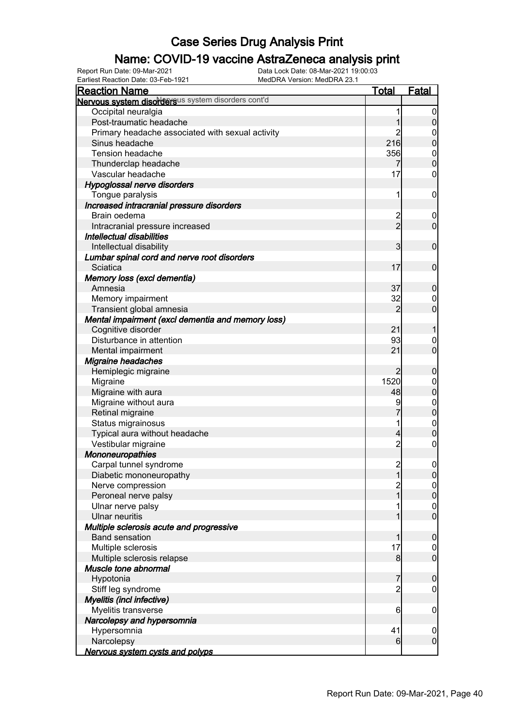# Case Series Drug Analysis Print

## Name: COVID-19 vaccine AstraZeneca analysis print

Report Run Date: 09-Mar-2021
Earliest Reaction Date: 03-Feb-1921
Data Lock Date: 08-Mar-2021 19:00:03
MedDRA Version: MedDRA 23.1

| Reaction Name | Total | Fatal |
|---|---|---|
| **Nervous system disorders** Nervous system disorders cont'd | | |
| Occipital neuralgia | 1 | 0 |
| Post-traumatic headache | 1 | 0 |
| Primary headache associated with sexual activity | 2 | 0 |
| Sinus headache | 216 | 0 |
| Tension headache | 356 | 0 |
| Thunderclap headache | 7 | 0 |
| Vascular headache | 17 | 0 |
| ***Hypoglossal nerve disorders*** | | |
| Tongue paralysis | 1 | 0 |
| ***Increased intracranial pressure disorders*** | | |
| Brain oedema | 2 | 0 |
| Intracranial pressure increased | 2 | 0 |
| ***Intellectual disabilities*** | | |
| Intellectual disability | 3 | 0 |
| ***Lumbar spinal cord and nerve root disorders*** | | |
| Sciatica | 17 | 0 |
| ***Memory loss (excl dementia)*** | | |
| Amnesia | 37 | 0 |
| Memory impairment | 32 | 0 |
| Transient global amnesia | 2 | 0 |
| ***Mental impairment (excl dementia and memory loss)*** | | |
| Cognitive disorder | 21 | 1 |
| Disturbance in attention | 93 | 0 |
| Mental impairment | 21 | 0 |
| ***Migraine headaches*** | | |
| Hemiplegic migraine | 2 | 0 |
| Migraine | 1520 | 0 |
| Migraine with aura | 48 | 0 |
| Migraine without aura | 9 | 0 |
| Retinal migraine | 7 | 0 |
| Status migrainosus | 1 | 0 |
| Typical aura without headache | 4 | 0 |
| Vestibular migraine | 2 | 0 |
| ***Mononeuropathies*** | | |
| Carpal tunnel syndrome | 2 | 0 |
| Diabetic mononeuropathy | 1 | 0 |
| Nerve compression | 2 | 0 |
| Peroneal nerve palsy | 1 | 0 |
| Ulnar nerve palsy | 1 | 0 |
| Ulnar neuritis | 1 | 0 |
| ***Multiple sclerosis acute and progressive*** | | |
| Band sensation | 1 | 0 |
| Multiple sclerosis | 17 | 0 |
| Multiple sclerosis relapse | 8 | 0 |
| ***Muscle tone abnormal*** | | |
| Hypotonia | 7 | 0 |
| Stiff leg syndrome | 2 | 0 |
| ***Myelitis (incl infective)*** | | |
| Myelitis transverse | 6 | 0 |
| ***Narcolepsy and hypersomnia*** | | |
| Hypersomnia | 41 | 0 |
| Narcolepsy | 6 | 0 |
| ***Nervous system cysts and polyps*** | | |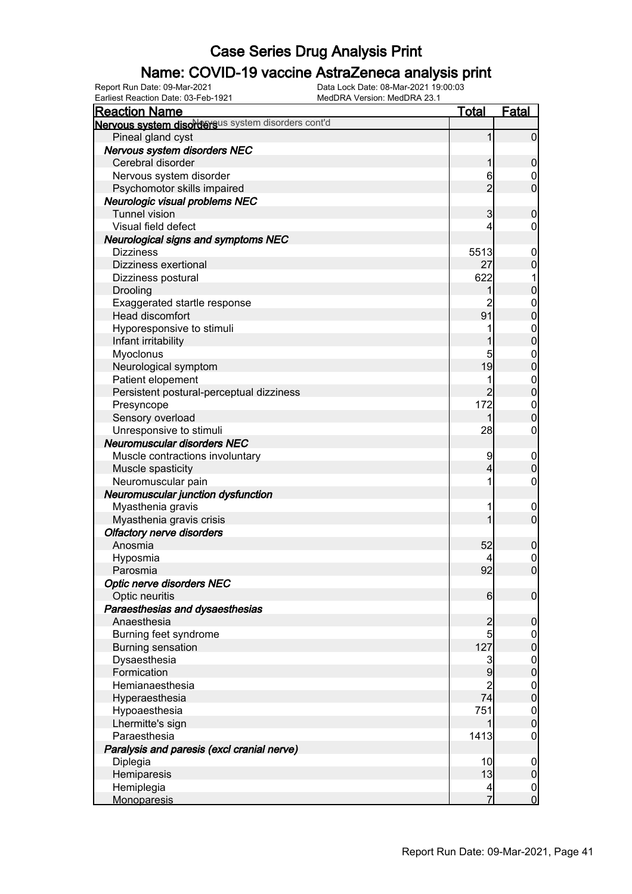# Case Series Drug Analysis Print

## Name: COVID-19 vaccine AstraZeneca analysis print

Report Run Date: 09-Mar-2021
Data Lock Date: 08-Mar-2021 19:00:03
Earliest Reaction Date: 03-Feb-1921
MedDRA Version: MedDRA 23.1

| Reaction Name | Total | Fatal |
|---|---|---|
| **Nervous system disorders** Nervous system disorders cont'd | | |
| Pineal gland cyst | 1 | 0 |
| ***Nervous system disorders NEC*** | | |
| Cerebral disorder | 1 | 0 |
| Nervous system disorder | 6 | 0 |
| Psychomotor skills impaired | 2 | 0 |
| ***Neurologic visual problems NEC*** | | |
| Tunnel vision | 3 | 0 |
| Visual field defect | 4 | 0 |
| ***Neurological signs and symptoms NEC*** | | |
| Dizziness | 5513 | 0 |
| Dizziness exertional | 27 | 0 |
| Dizziness postural | 622 | 1 |
| Drooling | 1 | 0 |
| Exaggerated startle response | 2 | 0 |
| Head discomfort | 91 | 0 |
| Hyporesponsive to stimuli | 1 | 0 |
| Infant irritability | 1 | 0 |
| Myoclonus | 5 | 0 |
| Neurological symptom | 19 | 0 |
| Patient elopement | 1 | 0 |
| Persistent postural-perceptual dizziness | 2 | 0 |
| Presyncope | 172 | 0 |
| Sensory overload | 1 | 0 |
| Unresponsive to stimuli | 28 | 0 |
| ***Neuromuscular disorders NEC*** | | |
| Muscle contractions involuntary | 9 | 0 |
| Muscle spasticity | 4 | 0 |
| Neuromuscular pain | 1 | 0 |
| ***Neuromuscular junction dysfunction*** | | |
| Myasthenia gravis | 1 | 0 |
| Myasthenia gravis crisis | 1 | 0 |
| ***Olfactory nerve disorders*** | | |
| Anosmia | 52 | 0 |
| Hyposmia | 4 | 0 |
| Parosmia | 92 | 0 |
| ***Optic nerve disorders NEC*** | | |
| Optic neuritis | 6 | 0 |
| ***Paraesthesias and dysaesthesias*** | | |
| Anaesthesia | 2 | 0 |
| Burning feet syndrome | 5 | 0 |
| Burning sensation | 127 | 0 |
| Dysaesthesia | 3 | 0 |
| Formication | 9 | 0 |
| Hemianaesthesia | 2 | 0 |
| Hyperaesthesia | 74 | 0 |
| Hypoaesthesia | 751 | 0 |
| Lhermitte's sign | 1 | 0 |
| Paraesthesia | 1413 | 0 |
| ***Paralysis and paresis (excl cranial nerve)*** | | |
| Diplegia | 10 | 0 |
| Hemiparesis | 13 | 0 |
| Hemiplegia | 4 | 0 |
| Monoparesis | 7 | 0 |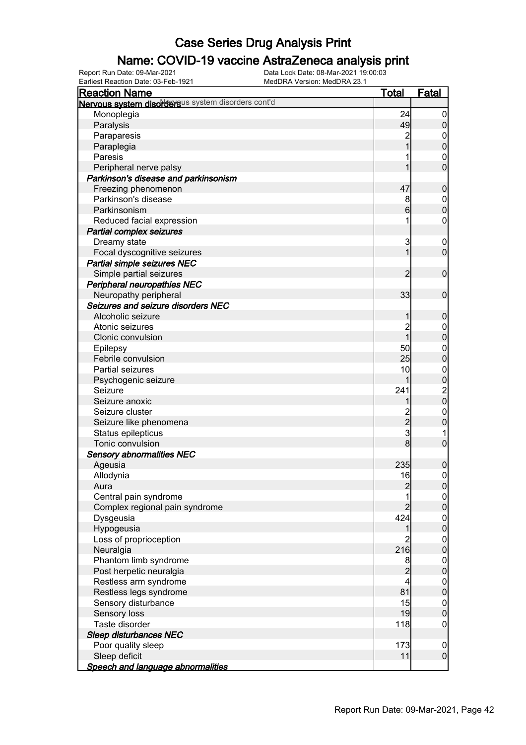# Case Series Drug Analysis Print

## Name: COVID-19 vaccine AstraZeneca analysis print

Report Run Date: 09-Mar-2021
Earliest Reaction Date: 03-Feb-1921
Data Lock Date: 08-Mar-2021 19:00:03
MedDRA Version: MedDRA 23.1

| Reaction Name | Total | Fatal |
| --- | --- | --- |
| **Nervous system disorders** Nervous system disorders cont'd | | |
| Monoplegia | 24 | 0 |
| Paralysis | 49 | 0 |
| Paraparesis | 2 | 0 |
| Paraplegia | 1 | 0 |
| Paresis | 1 | 0 |
| Peripheral nerve palsy | 1 | 0 |
| ***Parkinson's disease and parkinsonism*** | | |
| Freezing phenomenon | 47 | 0 |
| Parkinson's disease | 8 | 0 |
| Parkinsonism | 6 | 0 |
| Reduced facial expression | 1 | 0 |
| ***Partial complex seizures*** | | |
| Dreamy state | 3 | 0 |
| Focal dyscognitive seizures | 1 | 0 |
| ***Partial simple seizures NEC*** | | |
| Simple partial seizures | 2 | 0 |
| ***Peripheral neuropathies NEC*** | | |
| Neuropathy peripheral | 33 | 0 |
| ***Seizures and seizure disorders NEC*** | | |
| Alcoholic seizure | 1 | 0 |
| Atonic seizures | 2 | 0 |
| Clonic convulsion | 1 | 0 |
| Epilepsy | 50 | 0 |
| Febrile convulsion | 25 | 0 |
| Partial seizures | 10 | 0 |
| Psychogenic seizure | 1 | 0 |
| Seizure | 241 | 2 |
| Seizure anoxic | 1 | 0 |
| Seizure cluster | 2 | 0 |
| Seizure like phenomena | 2 | 0 |
| Status epilepticus | 3 | 1 |
| Tonic convulsion | 8 | 0 |
| ***Sensory abnormalities NEC*** | | |
| Ageusia | 235 | 0 |
| Allodynia | 16 | 0 |
| Aura | 2 | 0 |
| Central pain syndrome | 1 | 0 |
| Complex regional pain syndrome | 2 | 0 |
| Dysgeusia | 424 | 0 |
| Hypogeusia | 1 | 0 |
| Loss of proprioception | 2 | 0 |
| Neuralgia | 216 | 0 |
| Phantom limb syndrome | 8 | 0 |
| Post herpetic neuralgia | 2 | 0 |
| Restless arm syndrome | 4 | 0 |
| Restless legs syndrome | 81 | 0 |
| Sensory disturbance | 15 | 0 |
| Sensory loss | 19 | 0 |
| Taste disorder | 118 | 0 |
| ***Sleep disturbances NEC*** | | |
| Poor quality sleep | 173 | 0 |
| Sleep deficit | 11 | 0 |
| ***Speech and language abnormalities*** | | |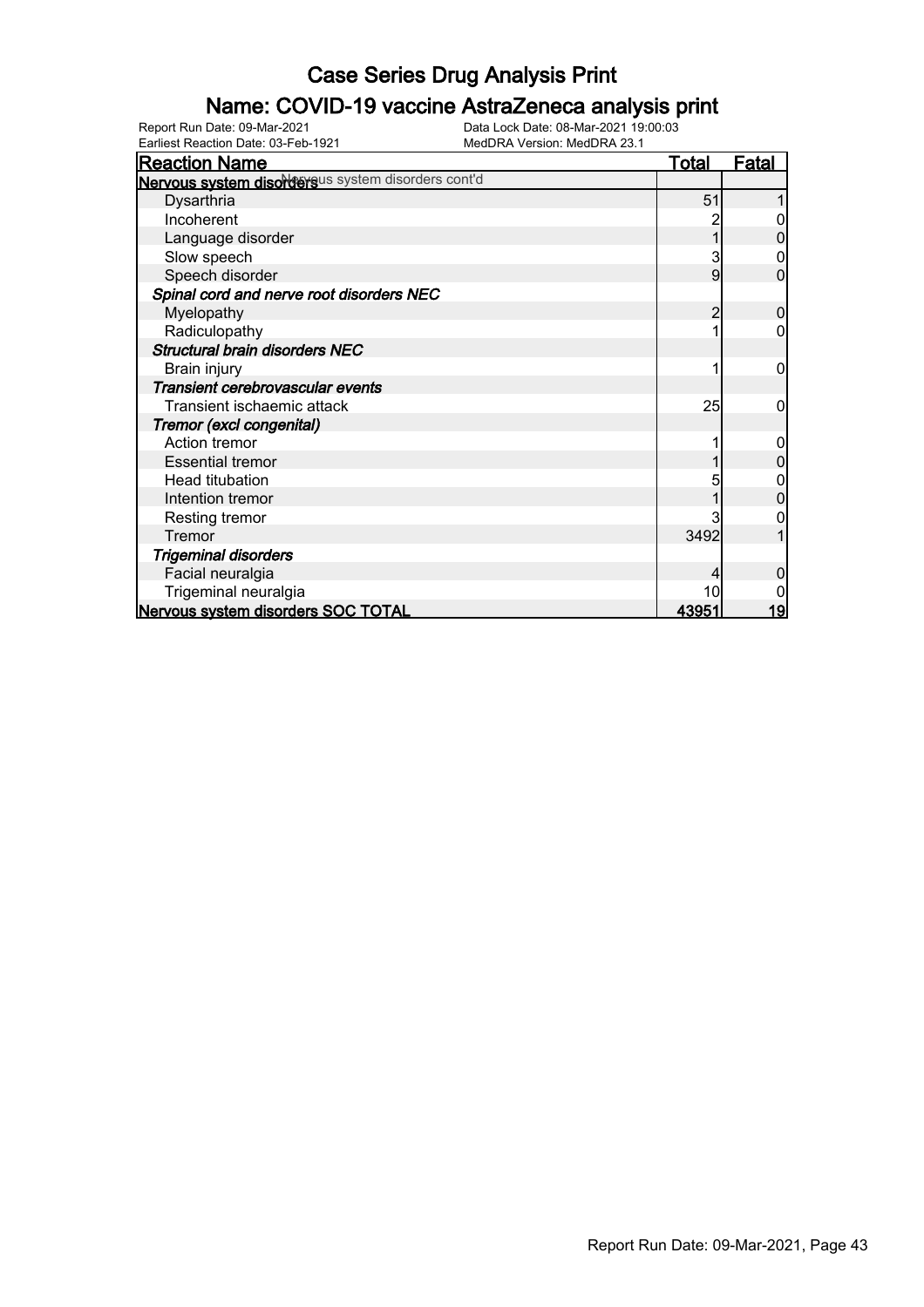# Case Series Drug Analysis Print

## Name: COVID-19 vaccine AstraZeneca analysis print

Report Run Date: 09-Mar-2021
Earliest Reaction Date: 03-Feb-1921
Data Lock Date: 08-Mar-2021 19:00:03
MedDRA Version: MedDRA 23.1

| Reaction Name | Total | Fatal |
|---|---|---|
| **Nervous system disorders** Nervous system disorders cont'd | | |
| Dysarthria | 51 | 1 |
| Incoherent | 2 | 0 |
| Language disorder | 1 | 0 |
| Slow speech | 3 | 0 |
| Speech disorder | 9 | 0 |
| ***Spinal cord and nerve root disorders NEC*** | | |
| Myelopathy | 2 | 0 |
| Radiculopathy | 1 | 0 |
| ***Structural brain disorders NEC*** | | |
| Brain injury | 1 | 0 |
| ***Transient cerebrovascular events*** | | |
| Transient ischaemic attack | 25 | 0 |
| ***Tremor (excl congenital)*** | | |
| Action tremor | 1 | 0 |
| Essential tremor | 1 | 0 |
| Head titubation | 5 | 0 |
| Intention tremor | 1 | 0 |
| Resting tremor | 3 | 0 |
| Tremor | 3492 | 1 |
| ***Trigeminal disorders*** | | |
| Facial neuralgia | 4 | 0 |
| Trigeminal neuralgia | 10 | 0 |
| **Nervous system disorders SOC TOTAL** | **43951** | **19** |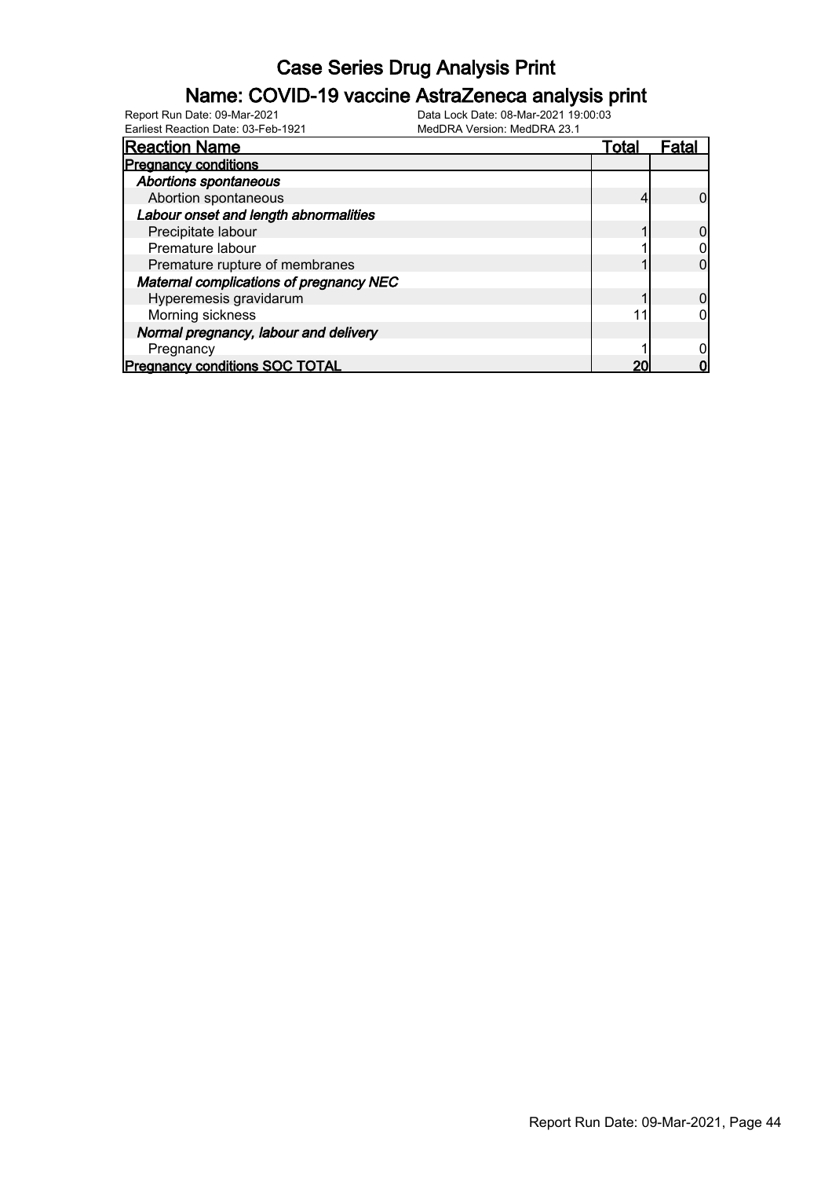# Case Series Drug Analysis Print

## Name: COVID-19 vaccine AstraZeneca analysis print

Report Run Date: 09-Mar-2021
Earliest Reaction Date: 03-Feb-1921
Data Lock Date: 08-Mar-2021 19:00:03
MedDRA Version: MedDRA 23.1

| Reaction Name | Total | Fatal |
|---|---|---|
| **Pregnancy conditions** | | |
| ***Abortions spontaneous*** | | |
| Abortion spontaneous | 4 | 0 |
| ***Labour onset and length abnormalities*** | | |
| Precipitate labour | 1 | 0 |
| Premature labour | 1 | 0 |
| Premature rupture of membranes | 1 | 0 |
| ***Maternal complications of pregnancy NEC*** | | |
| Hyperemesis gravidarum | 1 | 0 |
| Morning sickness | 11 | 0 |
| ***Normal pregnancy, labour and delivery*** | | |
| Pregnancy | 1 | 0 |
| **Pregnancy conditions SOC TOTAL** | **20** | **0** |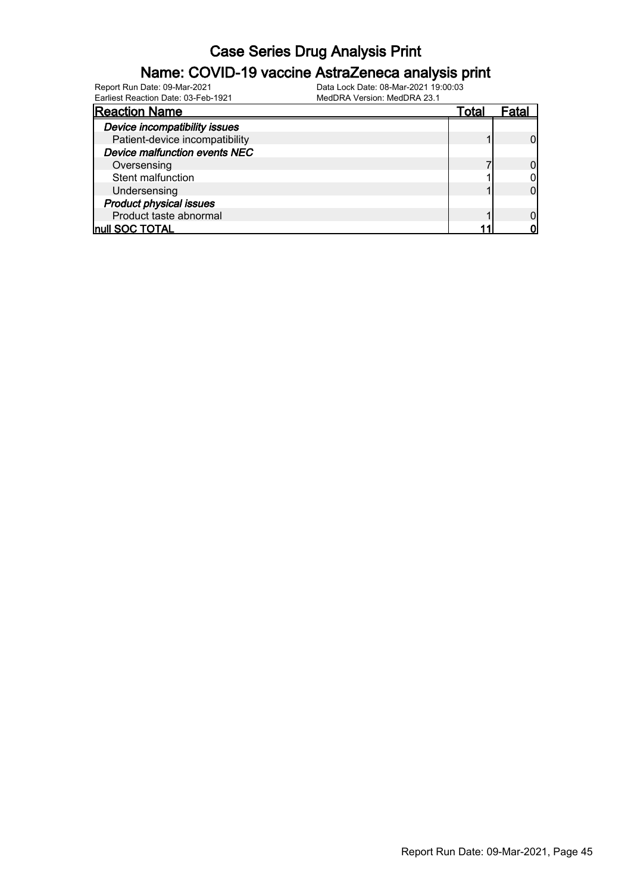# Case Series Drug Analysis Print

## Name: COVID-19 vaccine AstraZeneca analysis print

Report Run Date: 09-Mar-2021
Earliest Reaction Date: 03-Feb-1921
Data Lock Date: 08-Mar-2021 19:00:03
MedDRA Version: MedDRA 23.1

| Reaction Name | Total | Fatal |
|---|---|---|
| ***Device incompatibility issues*** | | |
| Patient-device incompatibility | 1 | 0 |
| ***Device malfunction events NEC*** | | |
| Oversensing | 7 | 0 |
| Stent malfunction | 1 | 0 |
| Undersensing | 1 | 0 |
| ***Product physical issues*** | | |
| Product taste abnormal | 1 | 0 |
| **null SOC TOTAL** | **11** | **0** |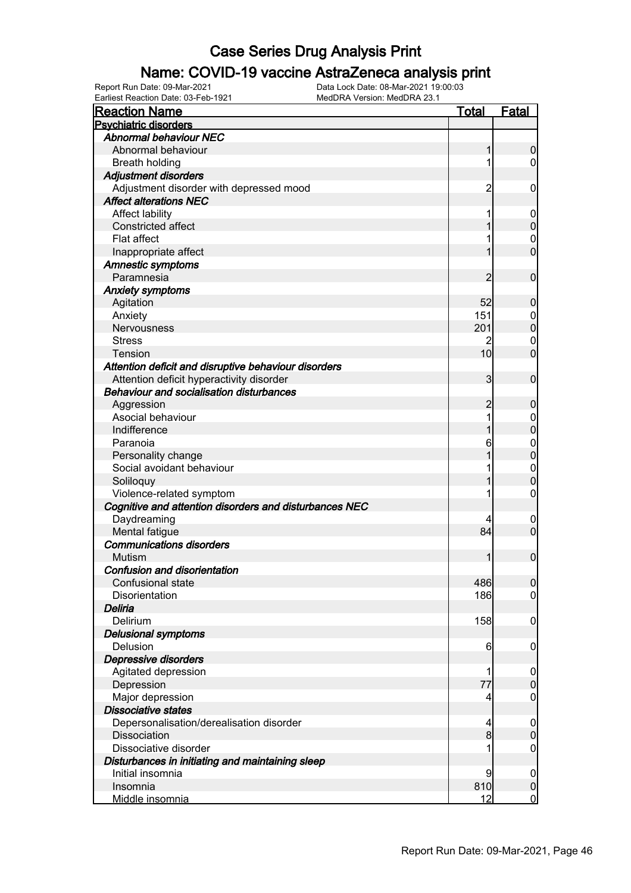# Case Series Drug Analysis Print

## Name: COVID-19 vaccine AstraZeneca analysis print

Report Run Date: 09-Mar-2021
Data Lock Date: 08-Mar-2021 19:00:03
Earliest Reaction Date: 03-Feb-1921
MedDRA Version: MedDRA 23.1

| Reaction Name | Total | Fatal |
|---|---|---|
| **Psychiatric disorders** | | |
| ***Abnormal behaviour NEC*** | | |
| Abnormal behaviour | 1 | 0 |
| Breath holding | 1 | 0 |
| ***Adjustment disorders*** | | |
| Adjustment disorder with depressed mood | 2 | 0 |
| ***Affect alterations NEC*** | | |
| Affect lability | 1 | 0 |
| Constricted affect | 1 | 0 |
| Flat affect | 1 | 0 |
| Inappropriate affect | 1 | 0 |
| ***Amnestic symptoms*** | | |
| Paramnesia | 2 | 0 |
| ***Anxiety symptoms*** | | |
| Agitation | 52 | 0 |
| Anxiety | 151 | 0 |
| Nervousness | 201 | 0 |
| Stress | 2 | 0 |
| Tension | 10 | 0 |
| ***Attention deficit and disruptive behaviour disorders*** | | |
| Attention deficit hyperactivity disorder | 3 | 0 |
| ***Behaviour and socialisation disturbances*** | | |
| Aggression | 2 | 0 |
| Asocial behaviour | 1 | 0 |
| Indifference | 1 | 0 |
| Paranoia | 6 | 0 |
| Personality change | 1 | 0 |
| Social avoidant behaviour | 1 | 0 |
| Soliloquy | 1 | 0 |
| Violence-related symptom | 1 | 0 |
| ***Cognitive and attention disorders and disturbances NEC*** | | |
| Daydreaming | 4 | 0 |
| Mental fatigue | 84 | 0 |
| ***Communications disorders*** | | |
| Mutism | 1 | 0 |
| ***Confusion and disorientation*** | | |
| Confusional state | 486 | 0 |
| Disorientation | 186 | 0 |
| ***Deliria*** | | |
| Delirium | 158 | 0 |
| ***Delusional symptoms*** | | |
| Delusion | 6 | 0 |
| ***Depressive disorders*** | | |
| Agitated depression | 1 | 0 |
| Depression | 77 | 0 |
| Major depression | 4 | 0 |
| ***Dissociative states*** | | |
| Depersonalisation/derealisation disorder | 4 | 0 |
| Dissociation | 8 | 0 |
| Dissociative disorder | 1 | 0 |
| ***Disturbances in initiating and maintaining sleep*** | | |
| Initial insomnia | 9 | 0 |
| Insomnia | 810 | 0 |
| Middle insomnia | 12 | 0 |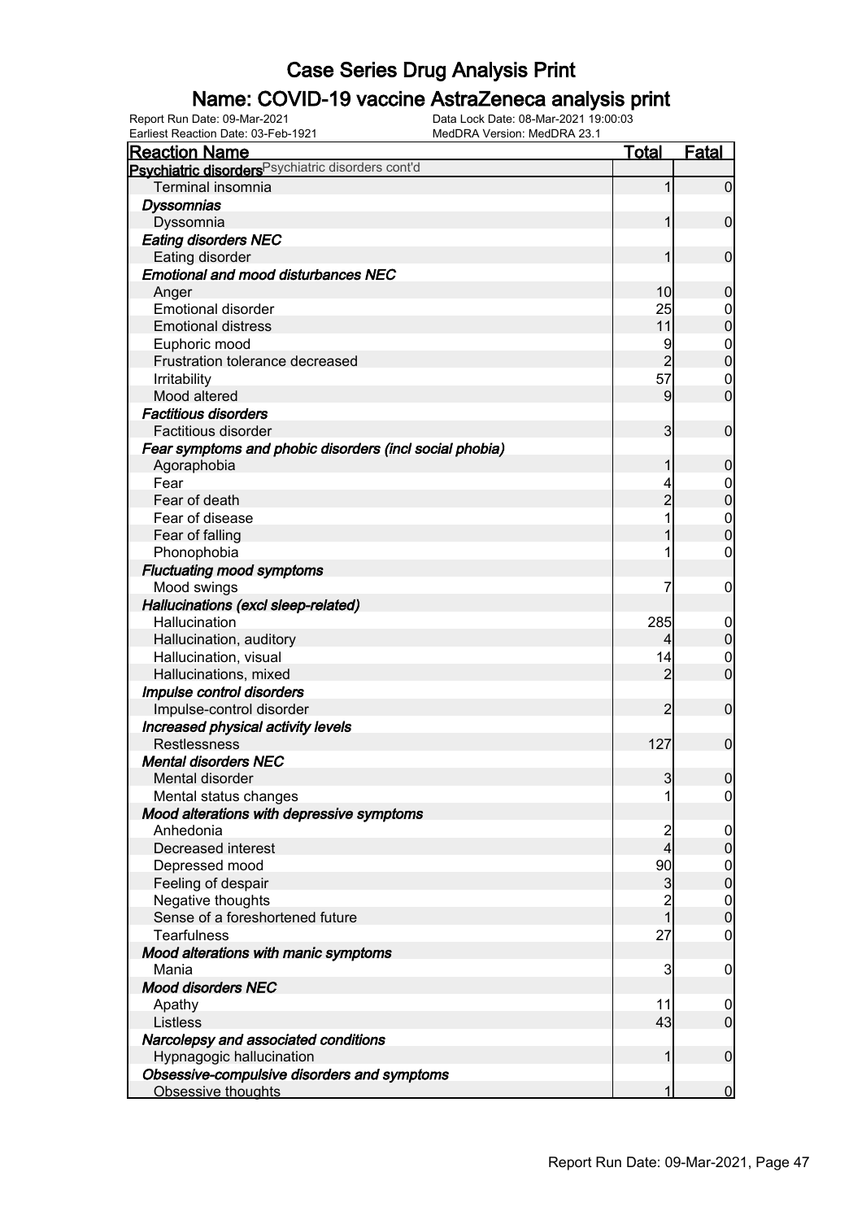# Case Series Drug Analysis Print

## Name: COVID-19 vaccine AstraZeneca analysis print

Report Run Date: 09-Mar-2021
Earliest Reaction Date: 03-Feb-1921
Data Lock Date: 08-Mar-2021 19:00:03
MedDRA Version: MedDRA 23.1

| Reaction Name | Total | Fatal |
|---|---|---|
| **Psychiatric disorders** Psychiatric disorders cont'd | | |
| Terminal insomnia | 1 | 0 |
| ***Dyssomnias*** | | |
| Dyssomnia | 1 | 0 |
| ***Eating disorders NEC*** | | |
| Eating disorder | 1 | 0 |
| ***Emotional and mood disturbances NEC*** | | |
| Anger | 10 | 0 |
| Emotional disorder | 25 | 0 |
| Emotional distress | 11 | 0 |
| Euphoric mood | 9 | 0 |
| Frustration tolerance decreased | 2 | 0 |
| Irritability | 57 | 0 |
| Mood altered | 9 | 0 |
| ***Factitious disorders*** | | |
| Factitious disorder | 3 | 0 |
| ***Fear symptoms and phobic disorders (incl social phobia)*** | | |
| Agoraphobia | 1 | 0 |
| Fear | 4 | 0 |
| Fear of death | 2 | 0 |
| Fear of disease | 1 | 0 |
| Fear of falling | 1 | 0 |
| Phonophobia | 1 | 0 |
| ***Fluctuating mood symptoms*** | | |
| Mood swings | 7 | 0 |
| ***Hallucinations (excl sleep-related)*** | | |
| Hallucination | 285 | 0 |
| Hallucination, auditory | 4 | 0 |
| Hallucination, visual | 14 | 0 |
| Hallucinations, mixed | 2 | 0 |
| ***Impulse control disorders*** | | |
| Impulse-control disorder | 2 | 0 |
| ***Increased physical activity levels*** | | |
| Restlessness | 127 | 0 |
| ***Mental disorders NEC*** | | |
| Mental disorder | 3 | 0 |
| Mental status changes | 1 | 0 |
| ***Mood alterations with depressive symptoms*** | | |
| Anhedonia | 2 | 0 |
| Decreased interest | 4 | 0 |
| Depressed mood | 90 | 0 |
| Feeling of despair | 3 | 0 |
| Negative thoughts | 2 | 0 |
| Sense of a foreshortened future | 1 | 0 |
| Tearfulness | 27 | 0 |
| ***Mood alterations with manic symptoms*** | | |
| Mania | 3 | 0 |
| ***Mood disorders NEC*** | | |
| Apathy | 11 | 0 |
| Listless | 43 | 0 |
| ***Narcolepsy and associated conditions*** | | |
| Hypnagogic hallucination | 1 | 0 |
| ***Obsessive-compulsive disorders and symptoms*** | | |
| Obsessive thoughts | 1 | 0 |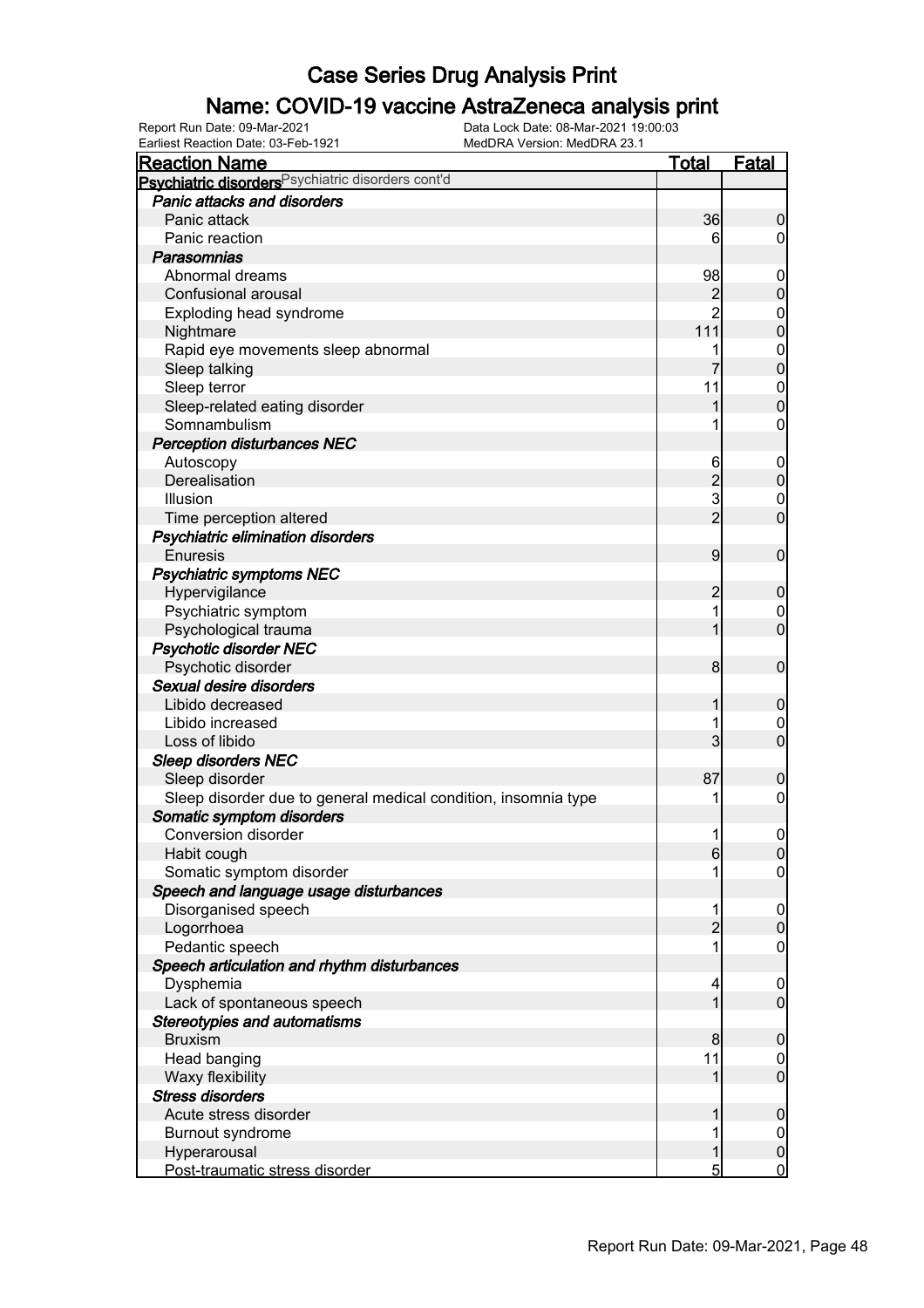# Case Series Drug Analysis Print

## Name: COVID-19 vaccine AstraZeneca analysis print

Report Run Date: 09-Mar-2021
Earliest Reaction Date: 03-Feb-1921
Data Lock Date: 08-Mar-2021 19:00:03
MedDRA Version: MedDRA 23.1

| Reaction Name | Total | Fatal |
|---|---|---|
| **Psychiatric disorders** Psychiatric disorders cont'd | | |
| ***Panic attacks and disorders*** | | |
| Panic attack | 36 | 0 |
| Panic reaction | 6 | 0 |
| ***Parasomnias*** | | |
| Abnormal dreams | 98 | 0 |
| Confusional arousal | 2 | 0 |
| Exploding head syndrome | 2 | 0 |
| Nightmare | 111 | 0 |
| Rapid eye movements sleep abnormal | 1 | 0 |
| Sleep talking | 7 | 0 |
| Sleep terror | 11 | 0 |
| Sleep-related eating disorder | 1 | 0 |
| Somnambulism | 1 | 0 |
| ***Perception disturbances NEC*** | | |
| Autoscopy | 6 | 0 |
| Derealisation | 2 | 0 |
| Illusion | 3 | 0 |
| Time perception altered | 2 | 0 |
| ***Psychiatric elimination disorders*** | | |
| Enuresis | 9 | 0 |
| ***Psychiatric symptoms NEC*** | | |
| Hypervigilance | 2 | 0 |
| Psychiatric symptom | 1 | 0 |
| Psychological trauma | 1 | 0 |
| ***Psychotic disorder NEC*** | | |
| Psychotic disorder | 8 | 0 |
| ***Sexual desire disorders*** | | |
| Libido decreased | 1 | 0 |
| Libido increased | 1 | 0 |
| Loss of libido | 3 | 0 |
| ***Sleep disorders NEC*** | | |
| Sleep disorder | 87 | 0 |
| Sleep disorder due to general medical condition, insomnia type | 1 | 0 |
| ***Somatic symptom disorders*** | | |
| Conversion disorder | 1 | 0 |
| Habit cough | 6 | 0 |
| Somatic symptom disorder | 1 | 0 |
| ***Speech and language usage disturbances*** | | |
| Disorganised speech | 1 | 0 |
| Logorrhoea | 2 | 0 |
| Pedantic speech | 1 | 0 |
| ***Speech articulation and rhythm disturbances*** | | |
| Dysphemia | 4 | 0 |
| Lack of spontaneous speech | 1 | 0 |
| ***Stereotypies and automatisms*** | | |
| Bruxism | 8 | 0 |
| Head banging | 11 | 0 |
| Waxy flexibility | 1 | 0 |
| ***Stress disorders*** | | |
| Acute stress disorder | 1 | 0 |
| Burnout syndrome | 1 | 0 |
| Hyperarousal | 1 | 0 |
| Post-traumatic stress disorder | 5 | 0 |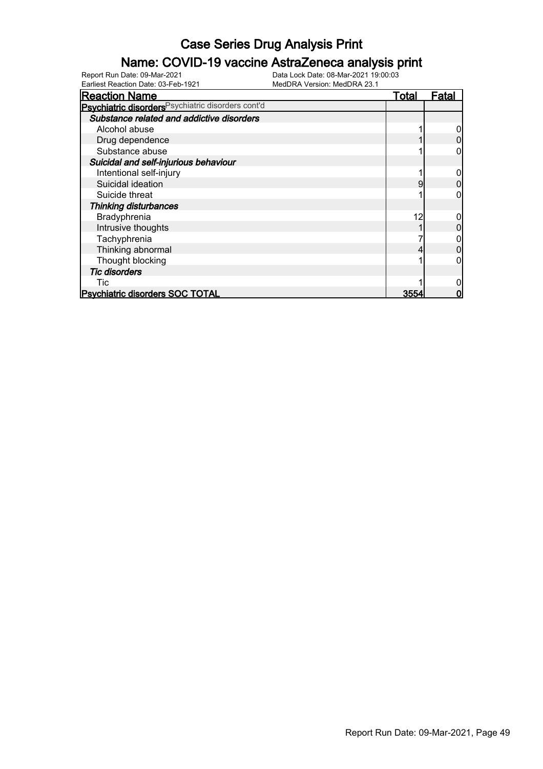# Case Series Drug Analysis Print

## Name: COVID-19 vaccine AstraZeneca analysis print

Report Run Date: 09-Mar-2021
Earliest Reaction Date: 03-Feb-1921
Data Lock Date: 08-Mar-2021 19:00:03
MedDRA Version: MedDRA 23.1

| Reaction Name | Total | Fatal |
|---|---|---|
| **Psychiatric disorders** Psychiatric disorders cont'd | | |
| ***Substance related and addictive disorders*** | | |
| Alcohol abuse | 1 | 0 |
| Drug dependence | 1 | 0 |
| Substance abuse | 1 | 0 |
| ***Suicidal and self-injurious behaviour*** | | |
| Intentional self-injury | 1 | 0 |
| Suicidal ideation | 9 | 0 |
| Suicide threat | 1 | 0 |
| ***Thinking disturbances*** | | |
| Bradyphrenia | 12 | 0 |
| Intrusive thoughts | 1 | 0 |
| Tachyphrenia | 7 | 0 |
| Thinking abnormal | 4 | 0 |
| Thought blocking | 1 | 0 |
| ***Tic disorders*** | | |
| Tic | 1 | 0 |
| **Psychiatric disorders SOC TOTAL** | **3554** | **0** |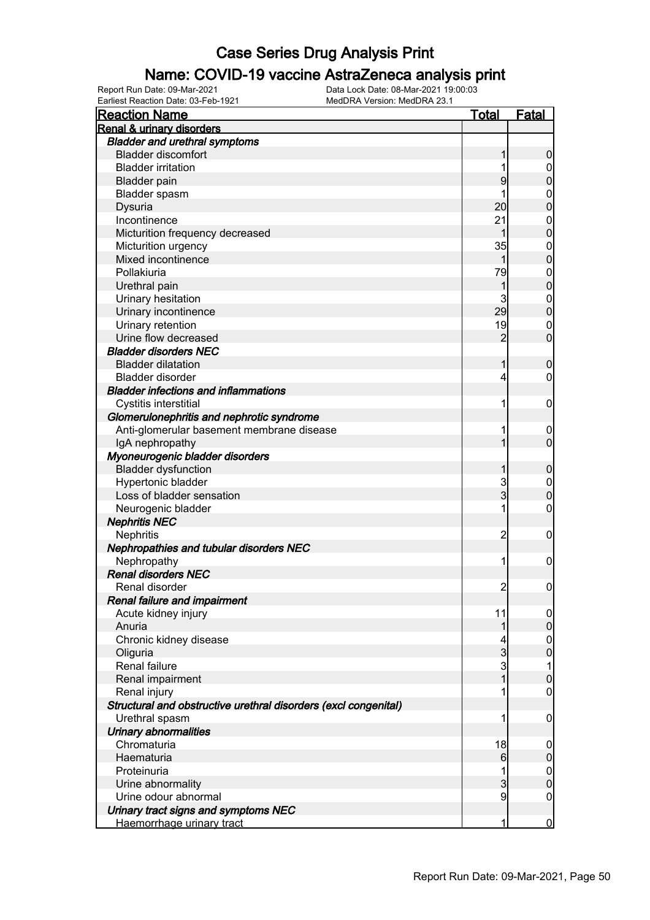# Case Series Drug Analysis Print

## Name: COVID-19 vaccine AstraZeneca analysis print

Report Run Date: 09-Mar-2021
Earliest Reaction Date: 03-Feb-1921
Data Lock Date: 08-Mar-2021 19:00:03
MedDRA Version: MedDRA 23.1

| Reaction Name | Total | Fatal |
|---|---|---|
| **Renal & urinary disorders** | | |
| ***Bladder and urethral symptoms*** | | |
| Bladder discomfort | 1 | 0 |
| Bladder irritation | 1 | 0 |
| Bladder pain | 9 | 0 |
| Bladder spasm | 1 | 0 |
| Dysuria | 20 | 0 |
| Incontinence | 21 | 0 |
| Micturition frequency decreased | 1 | 0 |
| Micturition urgency | 35 | 0 |
| Mixed incontinence | 1 | 0 |
| Pollakiuria | 79 | 0 |
| Urethral pain | 1 | 0 |
| Urinary hesitation | 3 | 0 |
| Urinary incontinence | 29 | 0 |
| Urinary retention | 19 | 0 |
| Urine flow decreased | 2 | 0 |
| ***Bladder disorders NEC*** | | |
| Bladder dilatation | 1 | 0 |
| Bladder disorder | 4 | 0 |
| ***Bladder infections and inflammations*** | | |
| Cystitis interstitial | 1 | 0 |
| ***Glomerulonephritis and nephrotic syndrome*** | | |
| Anti-glomerular basement membrane disease | 1 | 0 |
| IgA nephropathy | 1 | 0 |
| ***Myoneurogenic bladder disorders*** | | |
| Bladder dysfunction | 1 | 0 |
| Hypertonic bladder | 3 | 0 |
| Loss of bladder sensation | 3 | 0 |
| Neurogenic bladder | 1 | 0 |
| ***Nephritis NEC*** | | |
| Nephritis | 2 | 0 |
| ***Nephropathies and tubular disorders NEC*** | | |
| Nephropathy | 1 | 0 |
| ***Renal disorders NEC*** | | |
| Renal disorder | 2 | 0 |
| ***Renal failure and impairment*** | | |
| Acute kidney injury | 11 | 0 |
| Anuria | 1 | 0 |
| Chronic kidney disease | 4 | 0 |
| Oliguria | 3 | 0 |
| Renal failure | 3 | 1 |
| Renal impairment | 1 | 0 |
| Renal injury | 1 | 0 |
| ***Structural and obstructive urethral disorders (excl congenital)*** | | |
| Urethral spasm | 1 | 0 |
| ***Urinary abnormalities*** | | |
| Chromaturia | 18 | 0 |
| Haematuria | 6 | 0 |
| Proteinuria | 1 | 0 |
| Urine abnormality | 3 | 0 |
| Urine odour abnormal | 9 | 0 |
| ***Urinary tract signs and symptoms NEC*** | | |
| Haemorrhage urinary tract | 1 | 0 |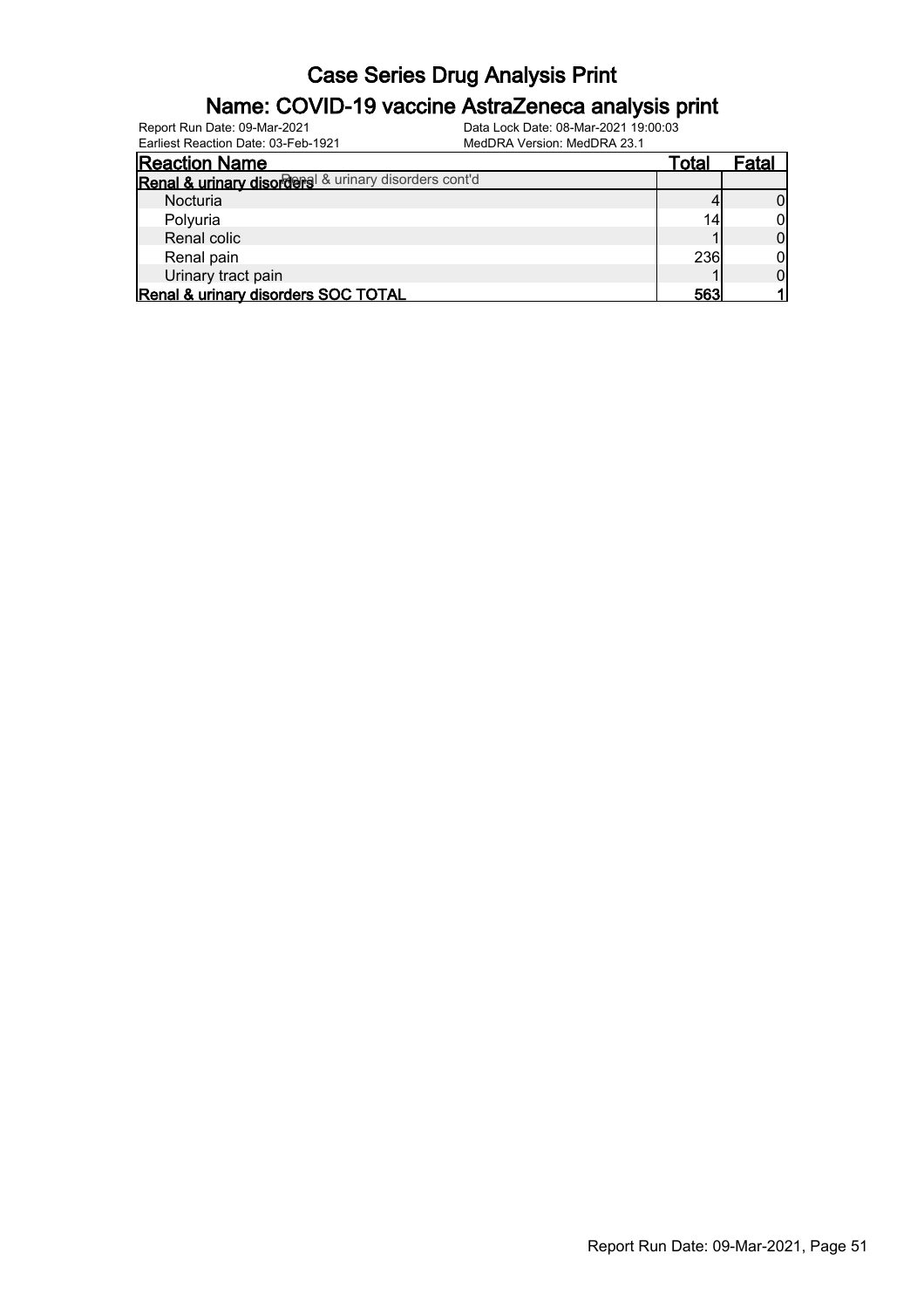# Case Series Drug Analysis Print

## Name: COVID-19 vaccine AstraZeneca analysis print

Report Run Date: 09-Mar-2021
Earliest Reaction Date: 03-Feb-1921
Data Lock Date: 08-Mar-2021 19:00:03
MedDRA Version: MedDRA 23.1

| Reaction Name | Total | Fatal |
|---|---|---|
| **Renal & urinary disorders** Renal & urinary disorders cont'd | | |
| Nocturia | 4 | 0 |
| Polyuria | 14 | 0 |
| Renal colic | 1 | 0 |
| Renal pain | 236 | 0 |
| Urinary tract pain | 1 | 0 |
| **Renal & urinary disorders SOC TOTAL** | **563** | **1** |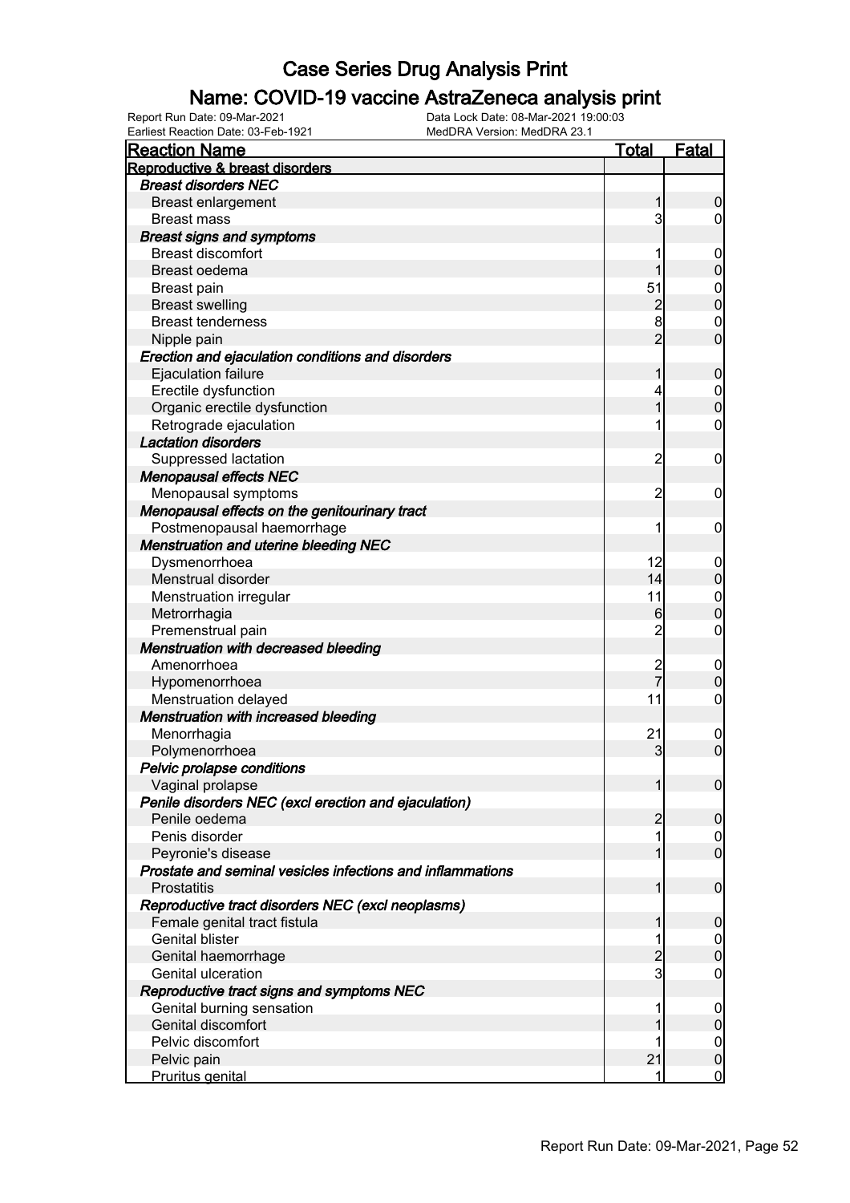# Case Series Drug Analysis Print

## Name: COVID-19 vaccine AstraZeneca analysis print

Report Run Date: 09-Mar-2021
Data Lock Date: 08-Mar-2021 19:00:03
Earliest Reaction Date: 03-Feb-1921
MedDRA Version: MedDRA 23.1

| Reaction Name | Total | Fatal |
|---|---|---|
| **Reproductive & breast disorders** | | |
| ***Breast disorders NEC*** | | |
| Breast enlargement | 1 | 0 |
| Breast mass | 3 | 0 |
| ***Breast signs and symptoms*** | | |
| Breast discomfort | 1 | 0 |
| Breast oedema | 1 | 0 |
| Breast pain | 51 | 0 |
| Breast swelling | 2 | 0 |
| Breast tenderness | 8 | 0 |
| Nipple pain | 2 | 0 |
| ***Erection and ejaculation conditions and disorders*** | | |
| Ejaculation failure | 1 | 0 |
| Erectile dysfunction | 4 | 0 |
| Organic erectile dysfunction | 1 | 0 |
| Retrograde ejaculation | 1 | 0 |
| ***Lactation disorders*** | | |
| Suppressed lactation | 2 | 0 |
| ***Menopausal effects NEC*** | | |
| Menopausal symptoms | 2 | 0 |
| ***Menopausal effects on the genitourinary tract*** | | |
| Postmenopausal haemorrhage | 1 | 0 |
| ***Menstruation and uterine bleeding NEC*** | | |
| Dysmenorrhoea | 12 | 0 |
| Menstrual disorder | 14 | 0 |
| Menstruation irregular | 11 | 0 |
| Metrorrhagia | 6 | 0 |
| Premenstrual pain | 2 | 0 |
| ***Menstruation with decreased bleeding*** | | |
| Amenorrhoea | 2 | 0 |
| Hypomenorrhoea | 7 | 0 |
| Menstruation delayed | 11 | 0 |
| ***Menstruation with increased bleeding*** | | |
| Menorrhagia | 21 | 0 |
| Polymenorrhoea | 3 | 0 |
| ***Pelvic prolapse conditions*** | | |
| Vaginal prolapse | 1 | 0 |
| ***Penile disorders NEC (excl erection and ejaculation)*** | | |
| Penile oedema | 2 | 0 |
| Penis disorder | 1 | 0 |
| Peyronie's disease | 1 | 0 |
| ***Prostate and seminal vesicles infections and inflammations*** | | |
| Prostatitis | 1 | 0 |
| ***Reproductive tract disorders NEC (excl neoplasms)*** | | |
| Female genital tract fistula | 1 | 0 |
| Genital blister | 1 | 0 |
| Genital haemorrhage | 2 | 0 |
| Genital ulceration | 3 | 0 |
| ***Reproductive tract signs and symptoms NEC*** | | |
| Genital burning sensation | 1 | 0 |
| Genital discomfort | 1 | 0 |
| Pelvic discomfort | 1 | 0 |
| Pelvic pain | 21 | 0 |
| Pruritus genital | 1 | 0 |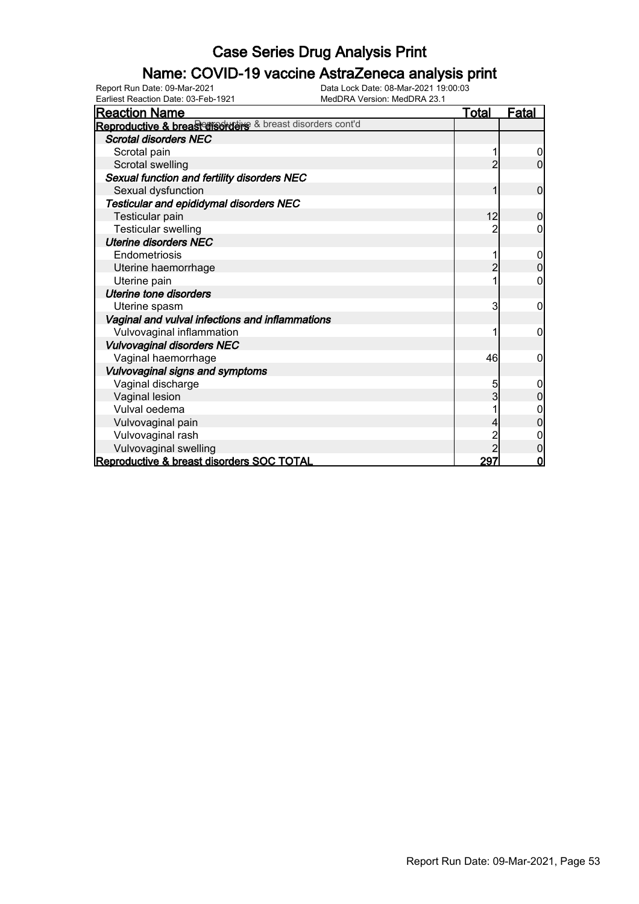# Case Series Drug Analysis Print

## Name: COVID-19 vaccine AstraZeneca analysis print

Report Run Date: 09-Mar-2021
Data Lock Date: 08-Mar-2021 19:00:03
Earliest Reaction Date: 03-Feb-1921
MedDRA Version: MedDRA 23.1

| Reaction Name | Total | Fatal |
|---|---|---|
| **Reproductive & breast disorders** Reproductive & breast disorders cont'd | | |
| ***Scrotal disorders NEC*** | | |
| Scrotal pain | 1 | 0 |
| Scrotal swelling | 2 | 0 |
| ***Sexual function and fertility disorders NEC*** | | |
| Sexual dysfunction | 1 | 0 |
| ***Testicular and epididymal disorders NEC*** | | |
| Testicular pain | 12 | 0 |
| Testicular swelling | 2 | 0 |
| ***Uterine disorders NEC*** | | |
| Endometriosis | 1 | 0 |
| Uterine haemorrhage | 2 | 0 |
| Uterine pain | 1 | 0 |
| ***Uterine tone disorders*** | | |
| Uterine spasm | 3 | 0 |
| ***Vaginal and vulval infections and inflammations*** | | |
| Vulvovaginal inflammation | 1 | 0 |
| ***Vulvovaginal disorders NEC*** | | |
| Vaginal haemorrhage | 46 | 0 |
| ***Vulvovaginal signs and symptoms*** | | |
| Vaginal discharge | 5 | 0 |
| Vaginal lesion | 3 | 0 |
| Vulval oedema | 1 | 0 |
| Vulvovaginal pain | 4 | 0 |
| Vulvovaginal rash | 2 | 0 |
| Vulvovaginal swelling | 2 | 0 |
| **Reproductive & breast disorders SOC TOTAL** | **297** | **0** |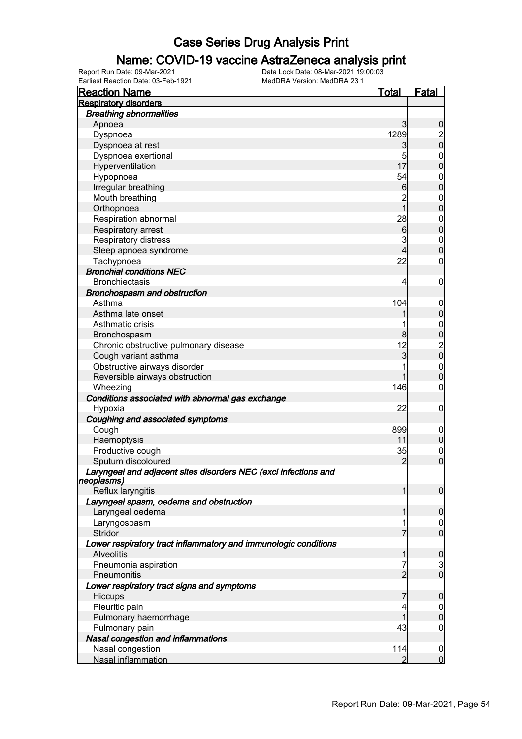# Case Series Drug Analysis Print

## Name: COVID-19 vaccine AstraZeneca analysis print

Report Run Date: 09-Mar-2021
Data Lock Date: 08-Mar-2021 19:00:03
Earliest Reaction Date: 03-Feb-1921
MedDRA Version: MedDRA 23.1

| Reaction Name | Total | Fatal |
|---|---|---|
| **Respiratory disorders** | | |
| ***Breathing abnormalities*** | | |
| Apnoea | 3 | 0 |
| Dyspnoea | 1289 | 2 |
| Dyspnoea at rest | 3 | 0 |
| Dyspnoea exertional | 5 | 0 |
| Hyperventilation | 17 | 0 |
| Hypopnoea | 54 | 0 |
| Irregular breathing | 6 | 0 |
| Mouth breathing | 2 | 0 |
| Orthopnoea | 1 | 0 |
| Respiration abnormal | 28 | 0 |
| Respiratory arrest | 6 | 0 |
| Respiratory distress | 3 | 0 |
| Sleep apnoea syndrome | 4 | 0 |
| Tachypnoea | 22 | 0 |
| ***Bronchial conditions NEC*** | | |
| Bronchiectasis | 4 | 0 |
| ***Bronchospasm and obstruction*** | | |
| Asthma | 104 | 0 |
| Asthma late onset | 1 | 0 |
| Asthmatic crisis | 1 | 0 |
| Bronchospasm | 8 | 0 |
| Chronic obstructive pulmonary disease | 12 | 2 |
| Cough variant asthma | 3 | 0 |
| Obstructive airways disorder | 1 | 0 |
| Reversible airways obstruction | 1 | 0 |
| Wheezing | 146 | 0 |
| ***Conditions associated with abnormal gas exchange*** | | |
| Hypoxia | 22 | 0 |
| ***Coughing and associated symptoms*** | | |
| Cough | 899 | 0 |
| Haemoptysis | 11 | 0 |
| Productive cough | 35 | 0 |
| Sputum discoloured | 2 | 0 |
| ***Laryngeal and adjacent sites disorders NEC (excl infections and neoplasms)*** | | |
| Reflux laryngitis | 1 | 0 |
| ***Laryngeal spasm, oedema and obstruction*** | | |
| Laryngeal oedema | 1 | 0 |
| Laryngospasm | 1 | 0 |
| Stridor | 7 | 0 |
| ***Lower respiratory tract inflammatory and immunologic conditions*** | | |
| Alveolitis | 1 | 0 |
| Pneumonia aspiration | 7 | 3 |
| Pneumonitis | 2 | 0 |
| ***Lower respiratory tract signs and symptoms*** | | |
| Hiccups | 7 | 0 |
| Pleuritic pain | 4 | 0 |
| Pulmonary haemorrhage | 1 | 0 |
| Pulmonary pain | 43 | 0 |
| ***Nasal congestion and inflammations*** | | |
| Nasal congestion | 114 | 0 |
| Nasal inflammation | 2 | 0 |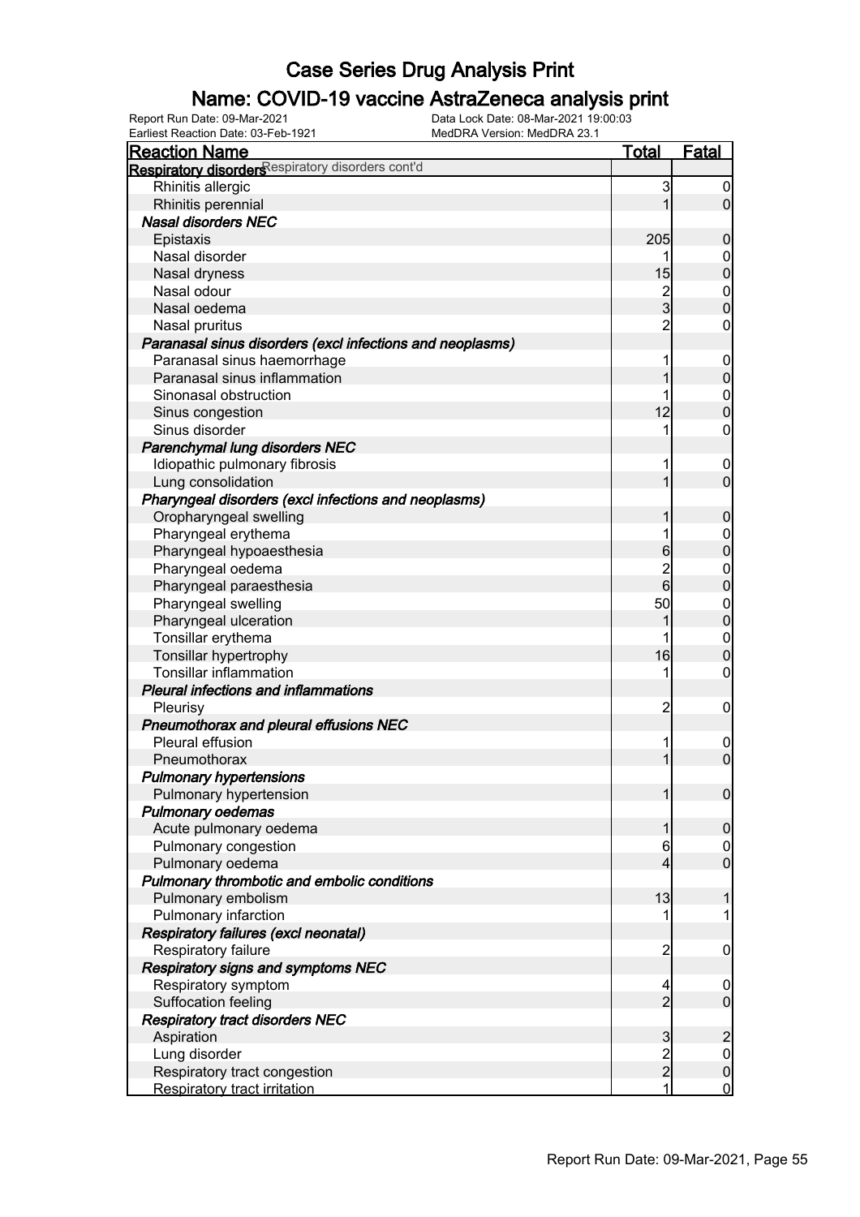# Case Series Drug Analysis Print

## Name: COVID-19 vaccine AstraZeneca analysis print

Report Run Date: 09-Mar-2021
Data Lock Date: 08-Mar-2021 19:00:03
Earliest Reaction Date: 03-Feb-1921
MedDRA Version: MedDRA 23.1

| Reaction Name | Total | Fatal |
|---|---|---|
| **Respiratory disorders** Respiratory disorders cont'd | | |
| Rhinitis allergic | 3 | 0 |
| Rhinitis perennial | 1 | 0 |
| ***Nasal disorders NEC*** | | |
| Epistaxis | 205 | 0 |
| Nasal disorder | 1 | 0 |
| Nasal dryness | 15 | 0 |
| Nasal odour | 2 | 0 |
| Nasal oedema | 3 | 0 |
| Nasal pruritus | 2 | 0 |
| ***Paranasal sinus disorders (excl infections and neoplasms)*** | | |
| Paranasal sinus haemorrhage | 1 | 0 |
| Paranasal sinus inflammation | 1 | 0 |
| Sinonasal obstruction | 1 | 0 |
| Sinus congestion | 12 | 0 |
| Sinus disorder | 1 | 0 |
| ***Parenchymal lung disorders NEC*** | | |
| Idiopathic pulmonary fibrosis | 1 | 0 |
| Lung consolidation | 1 | 0 |
| ***Pharyngeal disorders (excl infections and neoplasms)*** | | |
| Oropharyngeal swelling | 1 | 0 |
| Pharyngeal erythema | 1 | 0 |
| Pharyngeal hypoaesthesia | 6 | 0 |
| Pharyngeal oedema | 2 | 0 |
| Pharyngeal paraesthesia | 6 | 0 |
| Pharyngeal swelling | 50 | 0 |
| Pharyngeal ulceration | 1 | 0 |
| Tonsillar erythema | 1 | 0 |
| Tonsillar hypertrophy | 16 | 0 |
| Tonsillar inflammation | 1 | 0 |
| ***Pleural infections and inflammations*** | | |
| Pleurisy | 2 | 0 |
| ***Pneumothorax and pleural effusions NEC*** | | |
| Pleural effusion | 1 | 0 |
| Pneumothorax | 1 | 0 |
| ***Pulmonary hypertensions*** | | |
| Pulmonary hypertension | 1 | 0 |
| ***Pulmonary oedemas*** | | |
| Acute pulmonary oedema | 1 | 0 |
| Pulmonary congestion | 6 | 0 |
| Pulmonary oedema | 4 | 0 |
| ***Pulmonary thrombotic and embolic conditions*** | | |
| Pulmonary embolism | 13 | 1 |
| Pulmonary infarction | 1 | 1 |
| ***Respiratory failures (excl neonatal)*** | | |
| Respiratory failure | 2 | 0 |
| ***Respiratory signs and symptoms NEC*** | | |
| Respiratory symptom | 4 | 0 |
| Suffocation feeling | 2 | 0 |
| ***Respiratory tract disorders NEC*** | | |
| Aspiration | 3 | 2 |
| Lung disorder | 2 | 0 |
| Respiratory tract congestion | 2 | 0 |
| Respiratory tract irritation | 1 | 0 |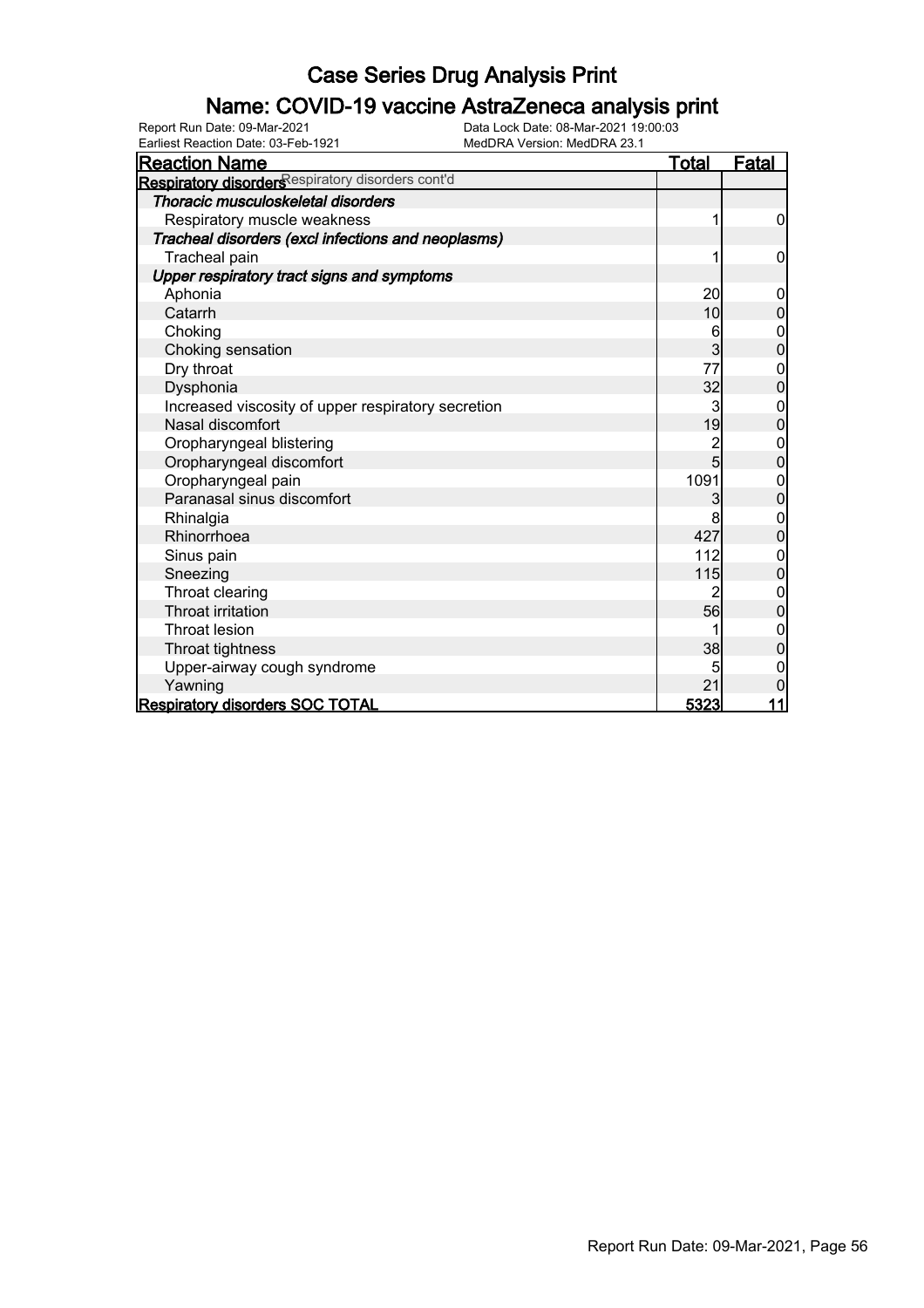# Case Series Drug Analysis Print

## Name: COVID-19 vaccine AstraZeneca analysis print

Report Run Date: 09-Mar-2021  
Earliest Reaction Date: 03-Feb-1921  
Data Lock Date: 08-Mar-2021 19:00:03  
MedDRA Version: MedDRA 23.1

| Reaction Name | Total | Fatal |
|---|---|---|
| **Respiratory disorders** Respiratory disorders cont'd | | |
| ***Thoracic musculoskeletal disorders*** | | |
| Respiratory muscle weakness | 1 | 0 |
| ***Tracheal disorders (excl infections and neoplasms)*** | | |
| Tracheal pain | 1 | 0 |
| ***Upper respiratory tract signs and symptoms*** | | |
| Aphonia | 20 | 0 |
| Catarrh | 10 | 0 |
| Choking | 6 | 0 |
| Choking sensation | 3 | 0 |
| Dry throat | 77 | 0 |
| Dysphonia | 32 | 0 |
| Increased viscosity of upper respiratory secretion | 3 | 0 |
| Nasal discomfort | 19 | 0 |
| Oropharyngeal blistering | 2 | 0 |
| Oropharyngeal discomfort | 5 | 0 |
| Oropharyngeal pain | 1091 | 0 |
| Paranasal sinus discomfort | 3 | 0 |
| Rhinalgia | 8 | 0 |
| Rhinorrhoea | 427 | 0 |
| Sinus pain | 112 | 0 |
| Sneezing | 115 | 0 |
| Throat clearing | 2 | 0 |
| Throat irritation | 56 | 0 |
| Throat lesion | 1 | 0 |
| Throat tightness | 38 | 0 |
| Upper-airway cough syndrome | 5 | 0 |
| Yawning | 21 | 0 |
| **Respiratory disorders SOC TOTAL** | **5323** | **11** |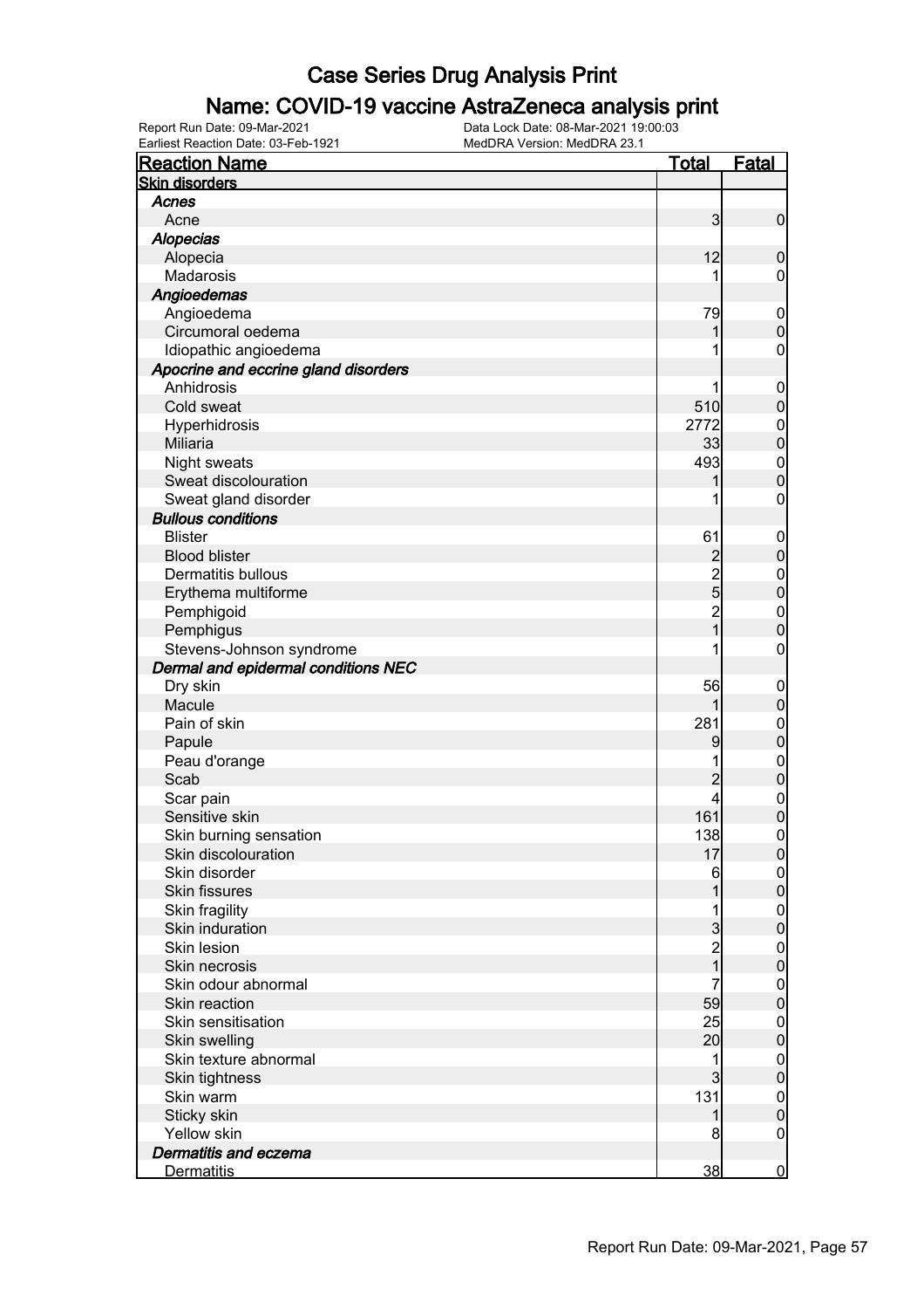# Case Series Drug Analysis Print

## Name: COVID-19 vaccine AstraZeneca analysis print

Report Run Date: 09-Mar-2021
Earliest Reaction Date: 03-Feb-1921
Data Lock Date: 08-Mar-2021 19:00:03
MedDRA Version: MedDRA 23.1

| Reaction Name | Total | Fatal |
|---|---|---|
| **Skin disorders** | | |
| *Acnes* | | |
| Acne | 3 | 0 |
| *Alopecias* | | |
| Alopecia | 12 | 0 |
| Madarosis | 1 | 0 |
| *Angioedemas* | | |
| Angioedema | 79 | 0 |
| Circumoral oedema | 1 | 0 |
| Idiopathic angioedema | 1 | 0 |
| *Apocrine and eccrine gland disorders* | | |
| Anhidrosis | 1 | 0 |
| Cold sweat | 510 | 0 |
| Hyperhidrosis | 2772 | 0 |
| Miliaria | 33 | 0 |
| Night sweats | 493 | 0 |
| Sweat discolouration | 1 | 0 |
| Sweat gland disorder | 1 | 0 |
| *Bullous conditions* | | |
| Blister | 61 | 0 |
| Blood blister | 2 | 0 |
| Dermatitis bullous | 2 | 0 |
| Erythema multiforme | 5 | 0 |
| Pemphigoid | 2 | 0 |
| Pemphigus | 1 | 0 |
| Stevens-Johnson syndrome | 1 | 0 |
| *Dermal and epidermal conditions NEC* | | |
| Dry skin | 56 | 0 |
| Macule | 1 | 0 |
| Pain of skin | 281 | 0 |
| Papule | 9 | 0 |
| Peau d'orange | 1 | 0 |
| Scab | 2 | 0 |
| Scar pain | 4 | 0 |
| Sensitive skin | 161 | 0 |
| Skin burning sensation | 138 | 0 |
| Skin discolouration | 17 | 0 |
| Skin disorder | 6 | 0 |
| Skin fissures | 1 | 0 |
| Skin fragility | 1 | 0 |
| Skin induration | 3 | 0 |
| Skin lesion | 2 | 0 |
| Skin necrosis | 1 | 0 |
| Skin odour abnormal | 7 | 0 |
| Skin reaction | 59 | 0 |
| Skin sensitisation | 25 | 0 |
| Skin swelling | 20 | 0 |
| Skin texture abnormal | 1 | 0 |
| Skin tightness | 3 | 0 |
| Skin warm | 131 | 0 |
| Sticky skin | 1 | 0 |
| Yellow skin | 8 | 0 |
| *Dermatitis and eczema* | | |
| Dermatitis | 38 | 0 |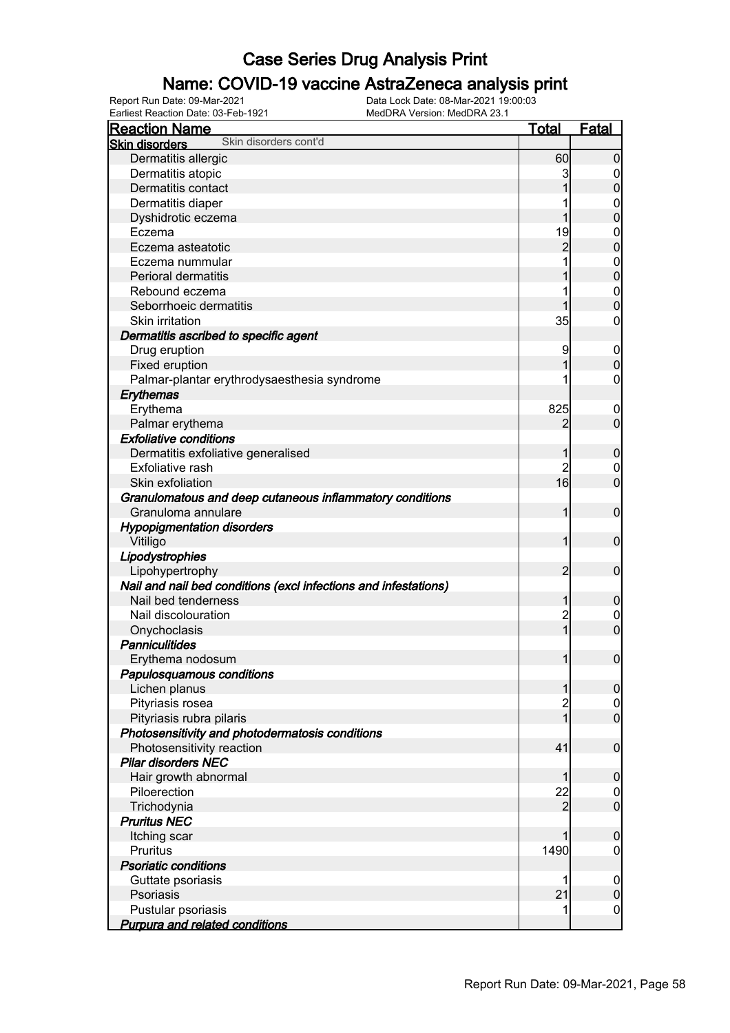# Case Series Drug Analysis Print

## Name: COVID-19 vaccine AstraZeneca analysis print

Report Run Date: 09-Mar-2021
Earliest Reaction Date: 03-Feb-1921
Data Lock Date: 08-Mar-2021 19:00:03
MedDRA Version: MedDRA 23.1

| Reaction Name | Total | Fatal |
|---|---|---|
| **Skin disorders** Skin disorders cont'd | | |
| Dermatitis allergic | 60 | 0 |
| Dermatitis atopic | 3 | 0 |
| Dermatitis contact | 1 | 0 |
| Dermatitis diaper | 1 | 0 |
| Dyshidrotic eczema | 1 | 0 |
| Eczema | 19 | 0 |
| Eczema asteatotic | 2 | 0 |
| Eczema nummular | 1 | 0 |
| Perioral dermatitis | 1 | 0 |
| Rebound eczema | 1 | 0 |
| Seborrhoeic dermatitis | 1 | 0 |
| Skin irritation | 35 | 0 |
| ***Dermatitis ascribed to specific agent*** | | |
| Drug eruption | 9 | 0 |
| Fixed eruption | 1 | 0 |
| Palmar-plantar erythrodysaesthesia syndrome | 1 | 0 |
| ***Erythemas*** | | |
| Erythema | 825 | 0 |
| Palmar erythema | 2 | 0 |
| ***Exfoliative conditions*** | | |
| Dermatitis exfoliative generalised | 1 | 0 |
| Exfoliative rash | 2 | 0 |
| Skin exfoliation | 16 | 0 |
| ***Granulomatous and deep cutaneous inflammatory conditions*** | | |
| Granuloma annulare | 1 | 0 |
| ***Hypopigmentation disorders*** | | |
| Vitiligo | 1 | 0 |
| ***Lipodystrophies*** | | |
| Lipohypertrophy | 2 | 0 |
| ***Nail and nail bed conditions (excl infections and infestations)*** | | |
| Nail bed tenderness | 1 | 0 |
| Nail discolouration | 2 | 0 |
| Onychoclasis | 1 | 0 |
| ***Panniculitides*** | | |
| Erythema nodosum | 1 | 0 |
| ***Papulosquamous conditions*** | | |
| Lichen planus | 1 | 0 |
| Pityriasis rosea | 2 | 0 |
| Pityriasis rubra pilaris | 1 | 0 |
| ***Photosensitivity and photodermatosis conditions*** | | |
| Photosensitivity reaction | 41 | 0 |
| ***Pilar disorders NEC*** | | |
| Hair growth abnormal | 1 | 0 |
| Piloerection | 22 | 0 |
| Trichodynia | 2 | 0 |
| ***Pruritus NEC*** | | |
| Itching scar | 1 | 0 |
| Pruritus | 1490 | 0 |
| ***Psoriatic conditions*** | | |
| Guttate psoriasis | 1 | 0 |
| Psoriasis | 21 | 0 |
| Pustular psoriasis | 1 | 0 |
| ***Purpura and related conditions*** | | |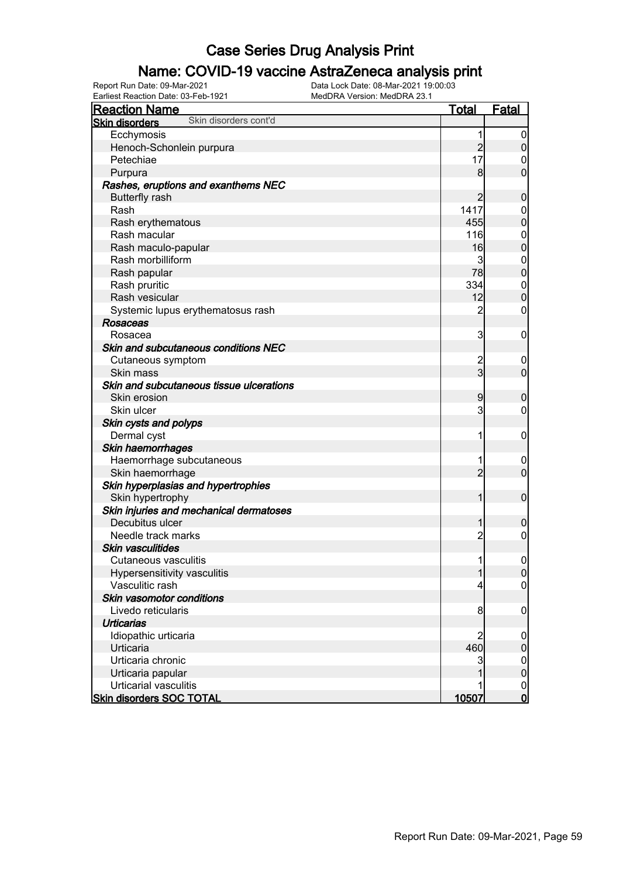# Case Series Drug Analysis Print

## Name: COVID-19 vaccine AstraZeneca analysis print

Report Run Date: 09-Mar-2021 Data Lock Date: 08-Mar-2021 19:00:03
Earliest Reaction Date: 03-Feb-1921 MedDRA Version: MedDRA 23.1

| Reaction Name | Total | Fatal |
|---|---|---|
| **Skin disorders** Skin disorders cont'd | | |
| Ecchymosis | 1 | 0 |
| Henoch-Schonlein purpura | 2 | 0 |
| Petechiae | 17 | 0 |
| Purpura | 8 | 0 |
| ***Rashes, eruptions and exanthems NEC*** | | |
| Butterfly rash | 2 | 0 |
| Rash | 1417 | 0 |
| Rash erythematous | 455 | 0 |
| Rash macular | 116 | 0 |
| Rash maculo-papular | 16 | 0 |
| Rash morbilliform | 3 | 0 |
| Rash papular | 78 | 0 |
| Rash pruritic | 334 | 0 |
| Rash vesicular | 12 | 0 |
| Systemic lupus erythematosus rash | 2 | 0 |
| ***Rosaceas*** | | |
| Rosacea | 3 | 0 |
| ***Skin and subcutaneous conditions NEC*** | | |
| Cutaneous symptom | 2 | 0 |
| Skin mass | 3 | 0 |
| ***Skin and subcutaneous tissue ulcerations*** | | |
| Skin erosion | 9 | 0 |
| Skin ulcer | 3 | 0 |
| ***Skin cysts and polyps*** | | |
| Dermal cyst | 1 | 0 |
| ***Skin haemorrhages*** | | |
| Haemorrhage subcutaneous | 1 | 0 |
| Skin haemorrhage | 2 | 0 |
| ***Skin hyperplasias and hypertrophies*** | | |
| Skin hypertrophy | 1 | 0 |
| ***Skin injuries and mechanical dermatoses*** | | |
| Decubitus ulcer | 1 | 0 |
| Needle track marks | 2 | 0 |
| ***Skin vasculitides*** | | |
| Cutaneous vasculitis | 1 | 0 |
| Hypersensitivity vasculitis | 1 | 0 |
| Vasculitic rash | 4 | 0 |
| ***Skin vasomotor conditions*** | | |
| Livedo reticularis | 8 | 0 |
| ***Urticarias*** | | |
| Idiopathic urticaria | 2 | 0 |
| Urticaria | 460 | 0 |
| Urticaria chronic | 3 | 0 |
| Urticaria papular | 1 | 0 |
| Urticarial vasculitis | 1 | 0 |
| **Skin disorders SOC TOTAL** | **10507** | **0** |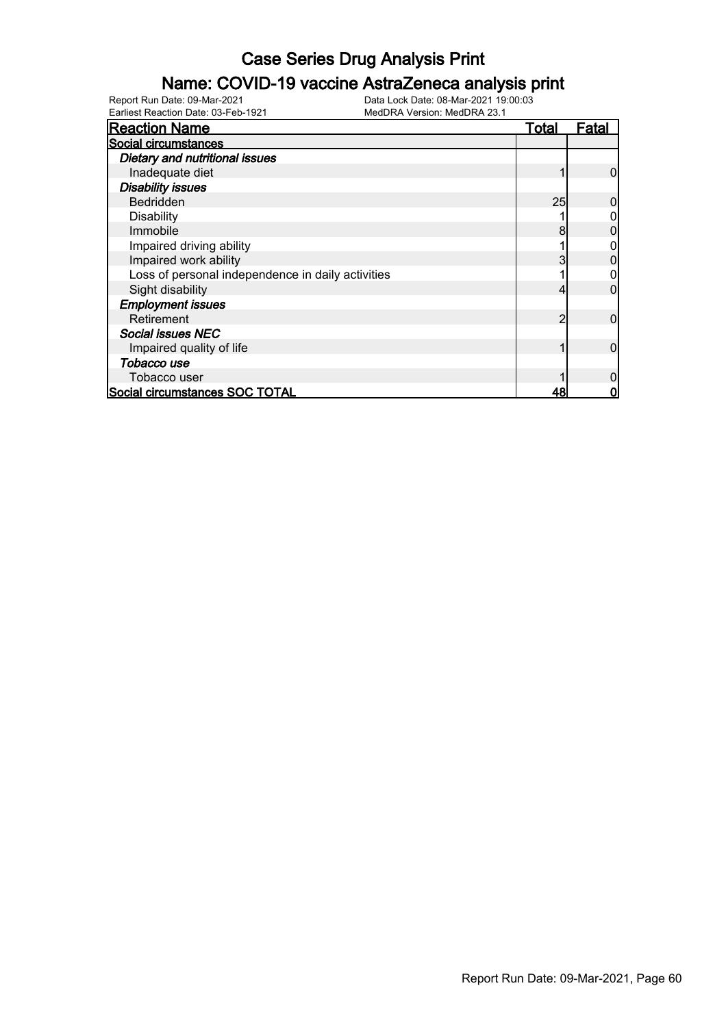# Case Series Drug Analysis Print

## Name: COVID-19 vaccine AstraZeneca analysis print

Report Run Date: 09-Mar-2021
Earliest Reaction Date: 03-Feb-1921
Data Lock Date: 08-Mar-2021 19:00:03
MedDRA Version: MedDRA 23.1

| Reaction Name | Total | Fatal |
|---|---|---|
| **Social circumstances** | | |
| ***Dietary and nutritional issues*** | | |
| Inadequate diet | 1 | 0 |
| ***Disability issues*** | | |
| Bedridden | 25 | 0 |
| Disability | 1 | 0 |
| Immobile | 8 | 0 |
| Impaired driving ability | 1 | 0 |
| Impaired work ability | 3 | 0 |
| Loss of personal independence in daily activities | 1 | 0 |
| Sight disability | 4 | 0 |
| ***Employment issues*** | | |
| Retirement | 2 | 0 |
| ***Social issues NEC*** | | |
| Impaired quality of life | 1 | 0 |
| ***Tobacco use*** | | |
| Tobacco user | 1 | 0 |
| **Social circumstances SOC TOTAL** | **48** | **0** |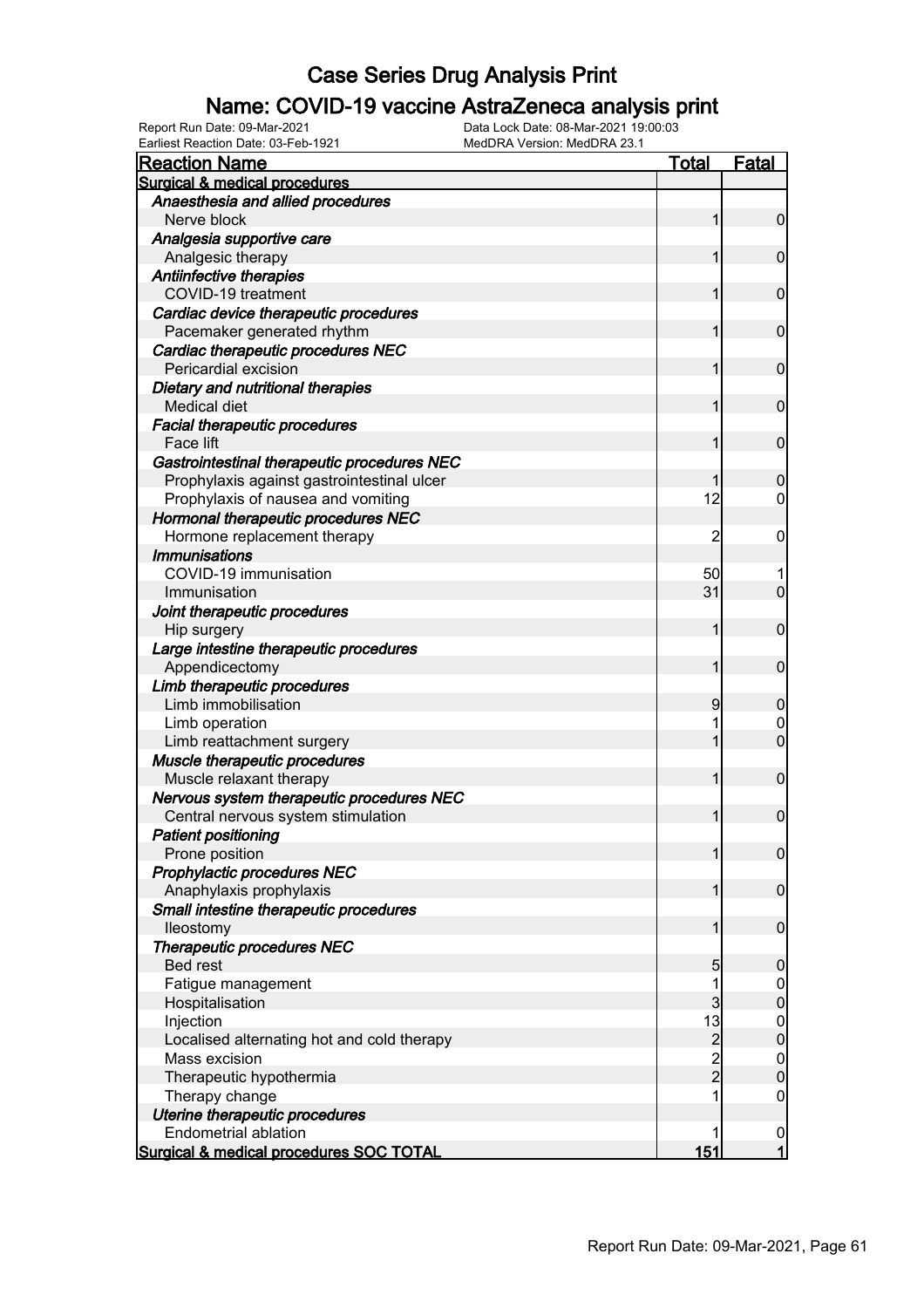# Case Series Drug Analysis Print

## Name: COVID-19 vaccine AstraZeneca analysis print

Report Run Date: 09-Mar-2021
Earliest Reaction Date: 03-Feb-1921
Data Lock Date: 08-Mar-2021 19:00:03
MedDRA Version: MedDRA 23.1

| Reaction Name | Total | Fatal |
| --- | --- | --- |
| **Surgical & medical procedures** | | |
| ***Anaesthesia and allied procedures*** | | |
| Nerve block | 1 | 0 |
| ***Analgesia supportive care*** | | |
| Analgesic therapy | 1 | 0 |
| ***Antiinfective therapies*** | | |
| COVID-19 treatment | 1 | 0 |
| ***Cardiac device therapeutic procedures*** | | |
| Pacemaker generated rhythm | 1 | 0 |
| ***Cardiac therapeutic procedures NEC*** | | |
| Pericardial excision | 1 | 0 |
| ***Dietary and nutritional therapies*** | | |
| Medical diet | 1 | 0 |
| ***Facial therapeutic procedures*** | | |
| Face lift | 1 | 0 |
| ***Gastrointestinal therapeutic procedures NEC*** | | |
| Prophylaxis against gastrointestinal ulcer | 1 | 0 |
| Prophylaxis of nausea and vomiting | 12 | 0 |
| ***Hormonal therapeutic procedures NEC*** | | |
| Hormone replacement therapy | 2 | 0 |
| ***Immunisations*** | | |
| COVID-19 immunisation | 50 | 1 |
| Immunisation | 31 | 0 |
| ***Joint therapeutic procedures*** | | |
| Hip surgery | 1 | 0 |
| ***Large intestine therapeutic procedures*** | | |
| Appendicectomy | 1 | 0 |
| ***Limb therapeutic procedures*** | | |
| Limb immobilisation | 9 | 0 |
| Limb operation | 1 | 0 |
| Limb reattachment surgery | 1 | 0 |
| ***Muscle therapeutic procedures*** | | |
| Muscle relaxant therapy | 1 | 0 |
| ***Nervous system therapeutic procedures NEC*** | | |
| Central nervous system stimulation | 1 | 0 |
| ***Patient positioning*** | | |
| Prone position | 1 | 0 |
| ***Prophylactic procedures NEC*** | | |
| Anaphylaxis prophylaxis | 1 | 0 |
| ***Small intestine therapeutic procedures*** | | |
| Ileostomy | 1 | 0 |
| ***Therapeutic procedures NEC*** | | |
| Bed rest | 5 | 0 |
| Fatigue management | 1 | 0 |
| Hospitalisation | 3 | 0 |
| Injection | 13 | 0 |
| Localised alternating hot and cold therapy | 2 | 0 |
| Mass excision | 2 | 0 |
| Therapeutic hypothermia | 2 | 0 |
| Therapy change | 1 | 0 |
| ***Uterine therapeutic procedures*** | | |
| Endometrial ablation | 1 | 0 |
| **Surgical & medical procedures SOC TOTAL** | **151** | **1** |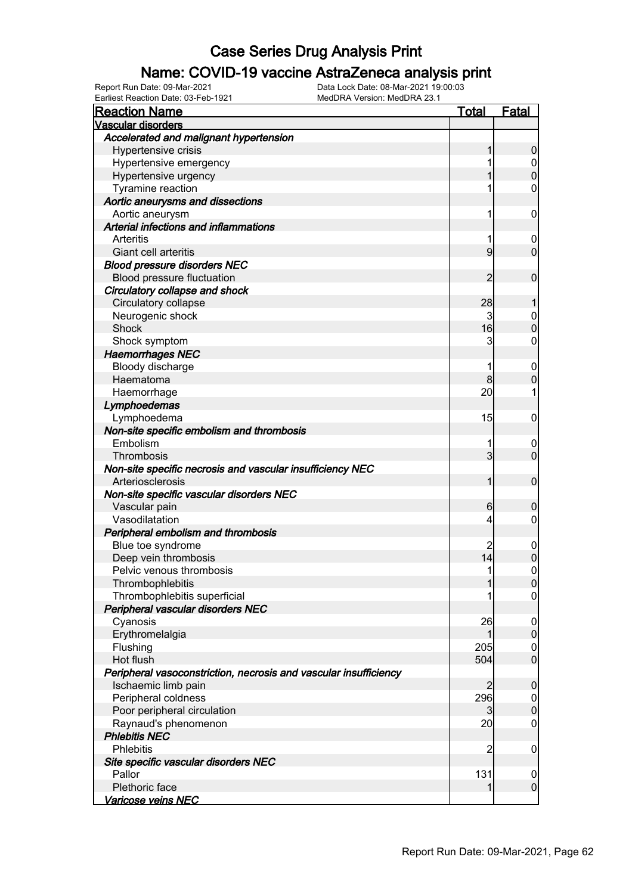# Case Series Drug Analysis Print

## Name: COVID-19 vaccine AstraZeneca analysis print

Report Run Date: 09-Mar-2021
Data Lock Date: 08-Mar-2021 19:00:03
Earliest Reaction Date: 03-Feb-1921
MedDRA Version: MedDRA 23.1

| Reaction Name | Total | Fatal |
|---|---|---|
| **Vascular disorders** | | |
| ***Accelerated and malignant hypertension*** | | |
| Hypertensive crisis | 1 | 0 |
| Hypertensive emergency | 1 | 0 |
| Hypertensive urgency | 1 | 0 |
| Tyramine reaction | 1 | 0 |
| ***Aortic aneurysms and dissections*** | | |
| Aortic aneurysm | 1 | 0 |
| ***Arterial infections and inflammations*** | | |
| Arteritis | 1 | 0 |
| Giant cell arteritis | 9 | 0 |
| ***Blood pressure disorders NEC*** | | |
| Blood pressure fluctuation | 2 | 0 |
| ***Circulatory collapse and shock*** | | |
| Circulatory collapse | 28 | 1 |
| Neurogenic shock | 3 | 0 |
| Shock | 16 | 0 |
| Shock symptom | 3 | 0 |
| ***Haemorrhages NEC*** | | |
| Bloody discharge | 1 | 0 |
| Haematoma | 8 | 0 |
| Haemorrhage | 20 | 1 |
| ***Lymphoedemas*** | | |
| Lymphoedema | 15 | 0 |
| ***Non-site specific embolism and thrombosis*** | | |
| Embolism | 1 | 0 |
| Thrombosis | 3 | 0 |
| ***Non-site specific necrosis and vascular insufficiency NEC*** | | |
| Arteriosclerosis | 1 | 0 |
| ***Non-site specific vascular disorders NEC*** | | |
| Vascular pain | 6 | 0 |
| Vasodilatation | 4 | 0 |
| ***Peripheral embolism and thrombosis*** | | |
| Blue toe syndrome | 2 | 0 |
| Deep vein thrombosis | 14 | 0 |
| Pelvic venous thrombosis | 1 | 0 |
| Thrombophlebitis | 1 | 0 |
| Thrombophlebitis superficial | 1 | 0 |
| ***Peripheral vascular disorders NEC*** | | |
| Cyanosis | 26 | 0 |
| Erythromelalgia | 1 | 0 |
| Flushing | 205 | 0 |
| Hot flush | 504 | 0 |
| ***Peripheral vasoconstriction, necrosis and vascular insufficiency*** | | |
| Ischaemic limb pain | 2 | 0 |
| Peripheral coldness | 296 | 0 |
| Poor peripheral circulation | 3 | 0 |
| Raynaud's phenomenon | 20 | 0 |
| ***Phlebitis NEC*** | | |
| Phlebitis | 2 | 0 |
| ***Site specific vascular disorders NEC*** | | |
| Pallor | 131 | 0 |
| Plethoric face | 1 | 0 |
| ***Varicose veins NEC*** | | |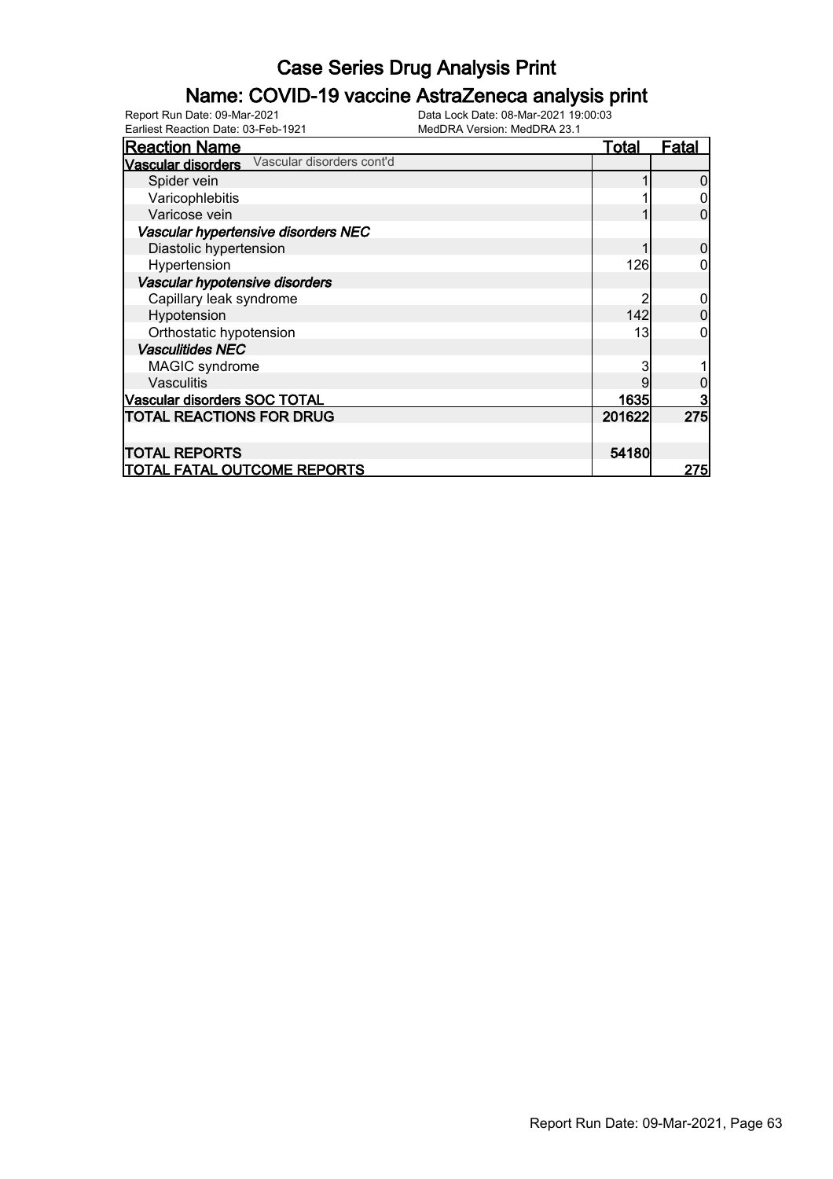# Case Series Drug Analysis Print

## Name: COVID-19 vaccine AstraZeneca analysis print

Report Run Date: 09-Mar-2021
Data Lock Date: 08-Mar-2021 19:00:03
Earliest Reaction Date: 03-Feb-1921
MedDRA Version: MedDRA 23.1

| Reaction Name | Total | Fatal |
|---|---|---|
| **Vascular disorders** Vascular disorders cont'd | | |
| Spider vein | 1 | 0 |
| Varicophlebitis | 1 | 0 |
| Varicose vein | 1 | 0 |
| ***Vascular hypertensive disorders NEC*** | | |
| Diastolic hypertension | 1 | 0 |
| Hypertension | 126 | 0 |
| ***Vascular hypotensive disorders*** | | |
| Capillary leak syndrome | 2 | 0 |
| Hypotension | 142 | 0 |
| Orthostatic hypotension | 13 | 0 |
| ***Vasculitides NEC*** | | |
| MAGIC syndrome | 3 | 1 |
| Vasculitis | 9 | 0 |
| **Vascular disorders SOC TOTAL** | **1635** | **3** |
| **TOTAL REACTIONS FOR DRUG** | **201622** | **275** |
| | | |
| **TOTAL REPORTS** | **54180** | |
| **TOTAL FATAL OUTCOME REPORTS** | | **275** |